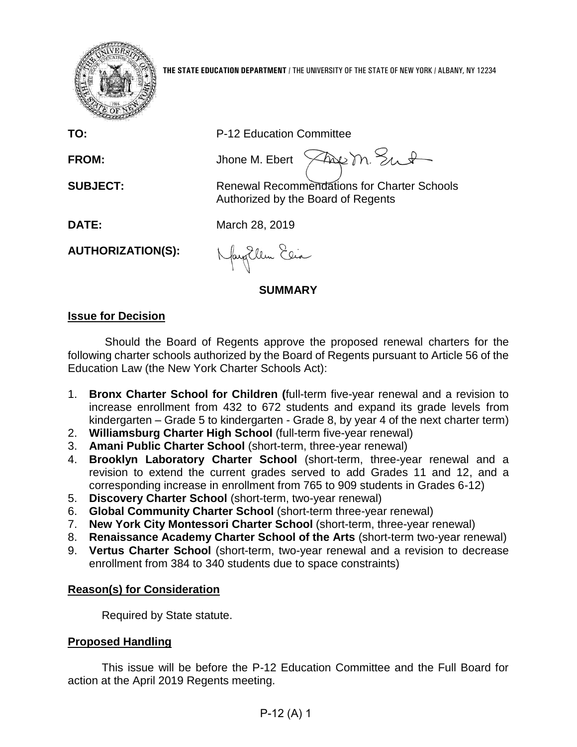**THE STATE EDUCATION DEPARTMENT** / THE UNIVERSITY OF THE STATE OF NEW YORK / ALBANY, NY 12234

**TO:** P-12 Education Committee

**FROM:** Jhone M. Ebert

**SUBJECT:** Renewal Recommendations for Charter Schools Authorized by the Board of Regents

**DATE:** March 28, 2019

**AUTHORIZATION(S):**

## SUMMARY

### Issue for Decision

Should the Board of Regents approve the proposed renewal charters for the following charter schools authorized by the Board of Regents pursuant to Article 56 of the Education Law (the New York Charter Schools Act):

1. **Bronx Charter School for Children (**full-term five-year renewal and a revision to increase enrollment from 432 to 672 students and expand its grade levels from kindergarten – Grade 5 to kindergarten - Grade 8, by year 4 of the next charter term)
2. **Williamsburg Charter High School** (full-term five-year renewal)
3. **Amani Public Charter School** (short-term, three-year renewal)
4. **Brooklyn Laboratory Charter School** (short-term, three-year renewal and a revision to extend the current grades served to add Grades 11 and 12, and a corresponding increase in enrollment from 765 to 909 students in Grades 6-12)
5. **Discovery Charter School** (short-term, two-year renewal)
6. **Global Community Charter School** (short-term three-year renewal)
7. **New York City Montessori Charter School** (short-term, three-year renewal)
8. **Renaissance Academy Charter School of the Arts** (short-term two-year renewal)
9. **Vertus Charter School** (short-term, two-year renewal and a revision to decrease enrollment from 384 to 340 students due to space constraints)

### Reason(s) for Consideration

Required by State statute.

### Proposed Handling

This issue will be before the P-12 Education Committee and the Full Board for action at the April 2019 Regents meeting.

P-12 (A) 1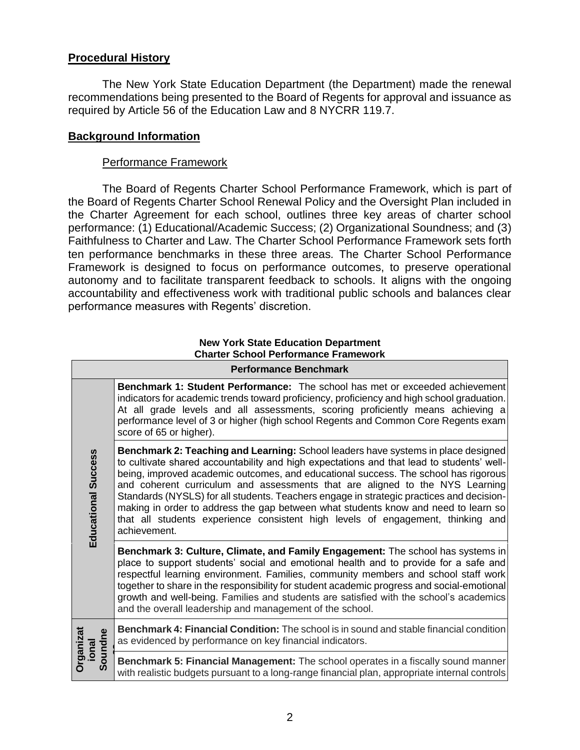## Procedural History

The New York State Education Department (the Department) made the renewal recommendations being presented to the Board of Regents for approval and issuance as required by Article 56 of the Education Law and 8 NYCRR 119.7.

## Background Information

### Performance Framework

The Board of Regents Charter School Performance Framework, which is part of the Board of Regents Charter School Renewal Policy and the Oversight Plan included in the Charter Agreement for each school, outlines three key areas of charter school performance: (1) Educational/Academic Success; (2) Organizational Soundness; and (3) Faithfulness to Charter and Law. The Charter School Performance Framework sets forth ten performance benchmarks in these three areas. The Charter School Performance Framework is designed to focus on performance outcomes, to preserve operational autonomy and to facilitate transparent feedback to schools. It aligns with the ongoing accountability and effectiveness work with traditional public schools and balances clear performance measures with Regents' discretion.

**New York State Education Department**
**Charter School Performance Framework**

| | Performance Benchmark |
|---|---|
| Educational Success | **Benchmark 1: Student Performance:** The school has met or exceeded achievement indicators for academic trends toward proficiency, proficiency and high school graduation. At all grade levels and all assessments, scoring proficiently means achieving a performance level of 3 or higher (high school Regents and Common Core Regents exam score of 65 or higher). |
| Educational Success | **Benchmark 2: Teaching and Learning:** School leaders have systems in place designed to cultivate shared accountability and high expectations and that lead to students' well-being, improved academic outcomes, and educational success. The school has rigorous and coherent curriculum and assessments that are aligned to the NYS Learning Standards (NYSLS) for all students. Teachers engage in strategic practices and decision-making in order to address the gap between what students know and need to learn so that all students experience consistent high levels of engagement, thinking and achievement. |
| Educational Success | **Benchmark 3: Culture, Climate, and Family Engagement:** The school has systems in place to support students' social and emotional health and to provide for a safe and respectful learning environment. Families, community members and school staff work together to share in the responsibility for student academic progress and social-emotional growth and well-being. Families and students are satisfied with the school's academics and the overall leadership and management of the school. |
| Organizational Soundness | **Benchmark 4: Financial Condition:** The school is in sound and stable financial condition as evidenced by performance on key financial indicators. |
| Organizational Soundness | **Benchmark 5: Financial Management:** The school operates in a fiscally sound manner with realistic budgets pursuant to a long-range financial plan, appropriate internal controls |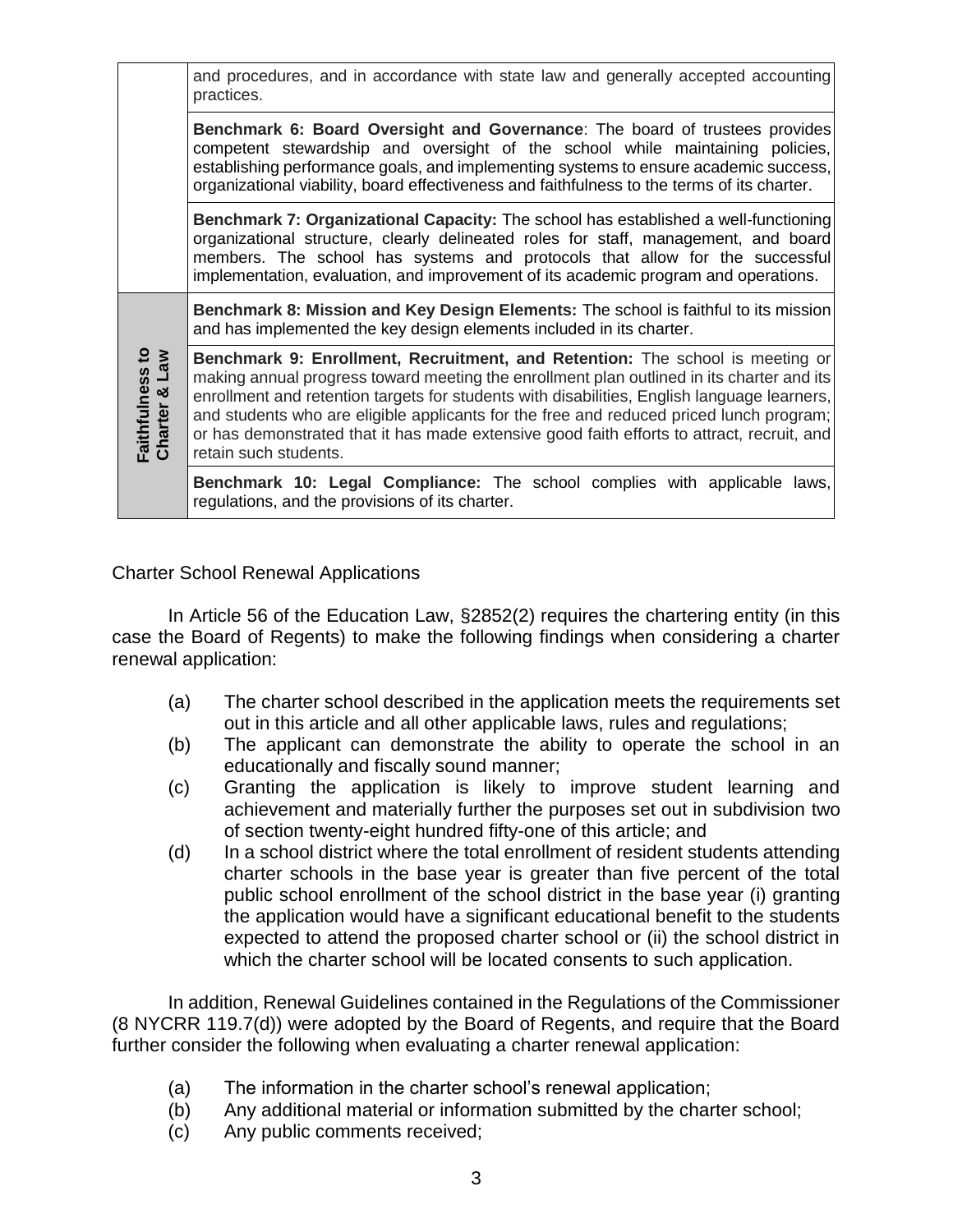| | |
|---|---|
| | and procedures, and in accordance with state law and generally accepted accounting practices. |
| | **Benchmark 6: Board Oversight and Governance**: The board of trustees provides competent stewardship and oversight of the school while maintaining policies, establishing performance goals, and implementing systems to ensure academic success, organizational viability, board effectiveness and faithfulness to the terms of its charter. |
| | **Benchmark 7: Organizational Capacity:** The school has established a well-functioning organizational structure, clearly delineated roles for staff, management, and board members. The school has systems and protocols that allow for the successful implementation, evaluation, and improvement of its academic program and operations. |
| **Faithfulness to Charter & Law** | **Benchmark 8: Mission and Key Design Elements:** The school is faithful to its mission and has implemented the key design elements included in its charter. |
| | **Benchmark 9: Enrollment, Recruitment, and Retention:** The school is meeting or making annual progress toward meeting the enrollment plan outlined in its charter and its enrollment and retention targets for students with disabilities, English language learners, and students who are eligible applicants for the free and reduced priced lunch program; or has demonstrated that it has made extensive good faith efforts to attract, recruit, and retain such students. |
| | **Benchmark 10: Legal Compliance:** The school complies with applicable laws, regulations, and the provisions of its charter. |

Charter School Renewal Applications

In Article 56 of the Education Law, §2852(2) requires the chartering entity (in this case the Board of Regents) to make the following findings when considering a charter renewal application:

(a) The charter school described in the application meets the requirements set out in this article and all other applicable laws, rules and regulations;

(b) The applicant can demonstrate the ability to operate the school in an educationally and fiscally sound manner;

(c) Granting the application is likely to improve student learning and achievement and materially further the purposes set out in subdivision two of section twenty-eight hundred fifty-one of this article; and

(d) In a school district where the total enrollment of resident students attending charter schools in the base year is greater than five percent of the total public school enrollment of the school district in the base year (i) granting the application would have a significant educational benefit to the students expected to attend the proposed charter school or (ii) the school district in which the charter school will be located consents to such application.

In addition, Renewal Guidelines contained in the Regulations of the Commissioner (8 NYCRR 119.7(d)) were adopted by the Board of Regents, and require that the Board further consider the following when evaluating a charter renewal application:

(a) The information in the charter school's renewal application;

(b) Any additional material or information submitted by the charter school;

(c) Any public comments received;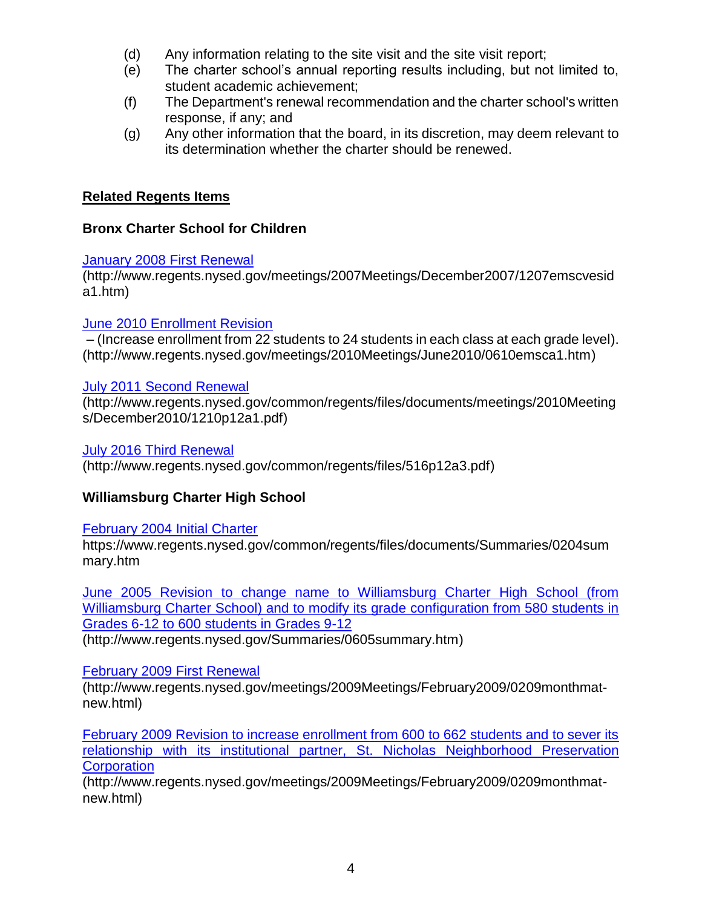(d) Any information relating to the site visit and the site visit report;
(e) The charter school's annual reporting results including, but not limited to, student academic achievement;
(f) The Department's renewal recommendation and the charter school's written response, if any; and
(g) Any other information that the board, in its discretion, may deem relevant to its determination whether the charter should be renewed.

**Related Regents Items**

**Bronx Charter School for Children**

January 2008 First Renewal
(http://www.regents.nysed.gov/meetings/2007Meetings/December2007/1207emscvesida1.htm)

June 2010 Enrollment Revision
– (Increase enrollment from 22 students to 24 students in each class at each grade level). (http://www.regents.nysed.gov/meetings/2010Meetings/June2010/0610emsca1.htm)

July 2011 Second Renewal
(http://www.regents.nysed.gov/common/regents/files/documents/meetings/2010Meetings/December2010/1210p12a1.pdf)

July 2016 Third Renewal
(http://www.regents.nysed.gov/common/regents/files/516p12a3.pdf)

**Williamsburg Charter High School**

February 2004 Initial Charter
https://www.regents.nysed.gov/common/regents/files/documents/Summaries/0204summary.htm

June 2005 Revision to change name to Williamsburg Charter High School (from Williamsburg Charter School) and to modify its grade configuration from 580 students in Grades 6-12 to 600 students in Grades 9-12
(http://www.regents.nysed.gov/Summaries/0605summary.htm)

February 2009 First Renewal
(http://www.regents.nysed.gov/meetings/2009Meetings/February2009/0209monthmat-new.html)

February 2009 Revision to increase enrollment from 600 to 662 students and to sever its relationship with its institutional partner, St. Nicholas Neighborhood Preservation Corporation
(http://www.regents.nysed.gov/meetings/2009Meetings/February2009/0209monthmat-new.html)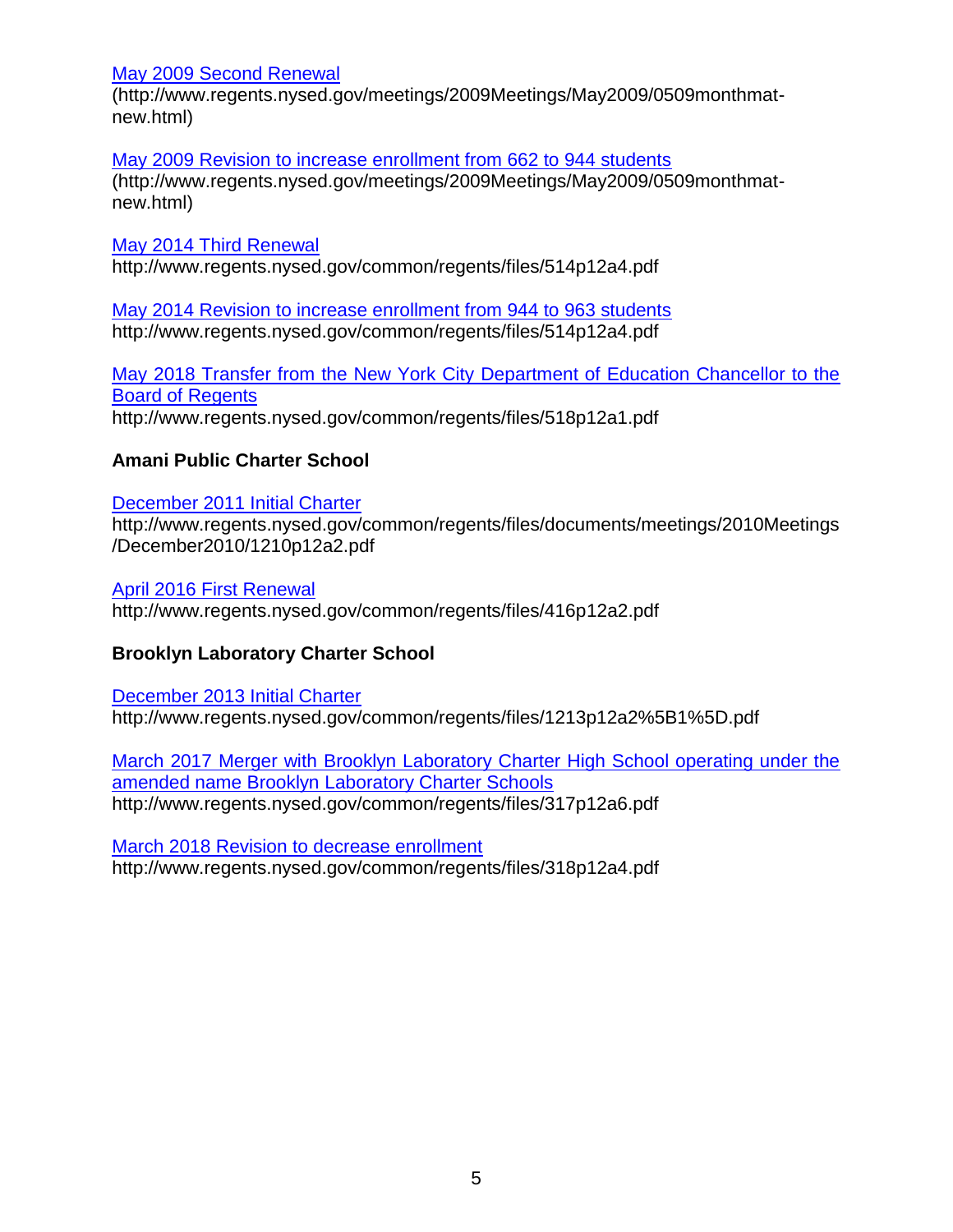May 2009 Second Renewal
(http://www.regents.nysed.gov/meetings/2009Meetings/May2009/0509monthmat-new.html)

May 2009 Revision to increase enrollment from 662 to 944 students
(http://www.regents.nysed.gov/meetings/2009Meetings/May2009/0509monthmat-new.html)

May 2014 Third Renewal
http://www.regents.nysed.gov/common/regents/files/514p12a4.pdf

May 2014 Revision to increase enrollment from 944 to 963 students
http://www.regents.nysed.gov/common/regents/files/514p12a4.pdf

May 2018 Transfer from the New York City Department of Education Chancellor to the Board of Regents
http://www.regents.nysed.gov/common/regents/files/518p12a1.pdf

**Amani Public Charter School**

December 2011 Initial Charter
http://www.regents.nysed.gov/common/regents/files/documents/meetings/2010Meetings/December2010/1210p12a2.pdf

April 2016 First Renewal
http://www.regents.nysed.gov/common/regents/files/416p12a2.pdf

**Brooklyn Laboratory Charter School**

December 2013 Initial Charter
http://www.regents.nysed.gov/common/regents/files/1213p12a2%5B1%5D.pdf

March 2017 Merger with Brooklyn Laboratory Charter High School operating under the amended name Brooklyn Laboratory Charter Schools
http://www.regents.nysed.gov/common/regents/files/317p12a6.pdf

March 2018 Revision to decrease enrollment
http://www.regents.nysed.gov/common/regents/files/318p12a4.pdf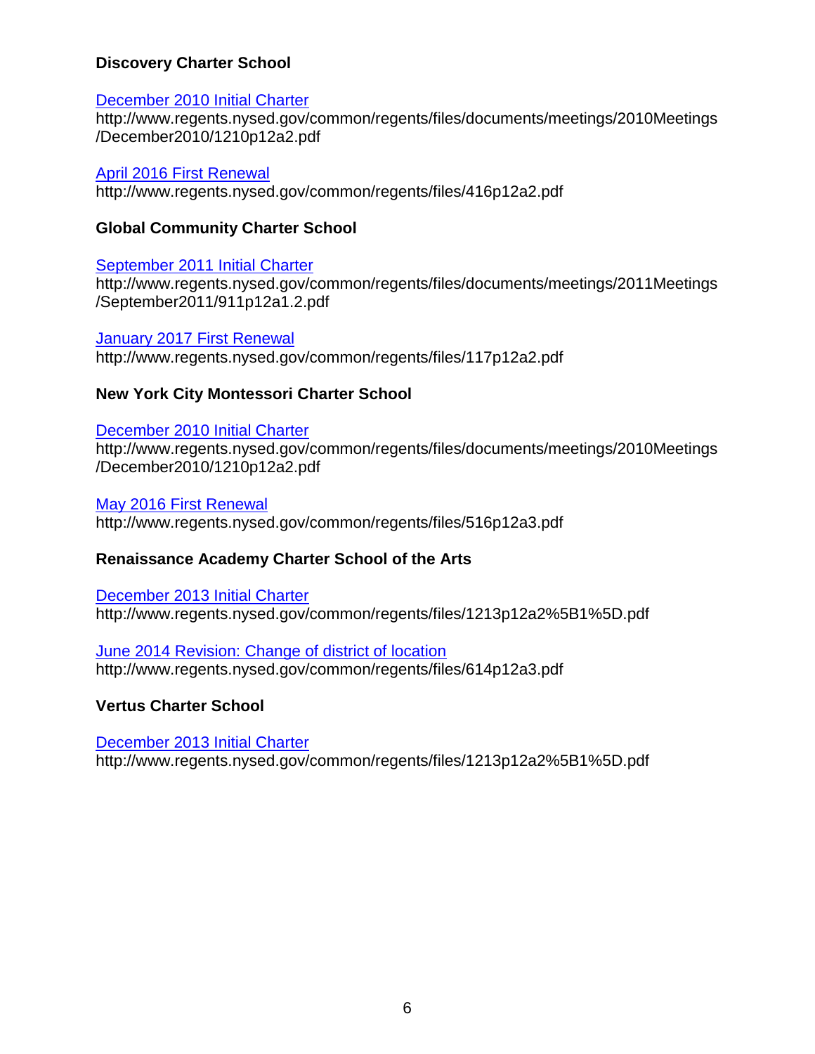**Discovery Charter School**

[December 2010 Initial Charter](http://www.regents.nysed.gov/common/regents/files/documents/meetings/2010Meetings/December2010/1210p12a2.pdf)
http://www.regents.nysed.gov/common/regents/files/documents/meetings/2010Meetings/December2010/1210p12a2.pdf

[April 2016 First Renewal](http://www.regents.nysed.gov/common/regents/files/416p12a2.pdf)
http://www.regents.nysed.gov/common/regents/files/416p12a2.pdf

**Global Community Charter School**

[September 2011 Initial Charter](http://www.regents.nysed.gov/common/regents/files/documents/meetings/2011Meetings/September2011/911p12a1.2.pdf)
http://www.regents.nysed.gov/common/regents/files/documents/meetings/2011Meetings/September2011/911p12a1.2.pdf

[January 2017 First Renewal](http://www.regents.nysed.gov/common/regents/files/117p12a2.pdf)
http://www.regents.nysed.gov/common/regents/files/117p12a2.pdf

**New York City Montessori Charter School**

[December 2010 Initial Charter](http://www.regents.nysed.gov/common/regents/files/documents/meetings/2010Meetings/December2010/1210p12a2.pdf)
http://www.regents.nysed.gov/common/regents/files/documents/meetings/2010Meetings/December2010/1210p12a2.pdf

[May 2016 First Renewal](http://www.regents.nysed.gov/common/regents/files/516p12a3.pdf)
http://www.regents.nysed.gov/common/regents/files/516p12a3.pdf

**Renaissance Academy Charter School of the Arts**

[December 2013 Initial Charter](http://www.regents.nysed.gov/common/regents/files/1213p12a2%5B1%5D.pdf)
http://www.regents.nysed.gov/common/regents/files/1213p12a2%5B1%5D.pdf

[June 2014 Revision: Change of district of location](http://www.regents.nysed.gov/common/regents/files/614p12a3.pdf)
http://www.regents.nysed.gov/common/regents/files/614p12a3.pdf

**Vertus Charter School**

[December 2013 Initial Charter](http://www.regents.nysed.gov/common/regents/files/1213p12a2%5B1%5D.pdf)
http://www.regents.nysed.gov/common/regents/files/1213p12a2%5B1%5D.pdf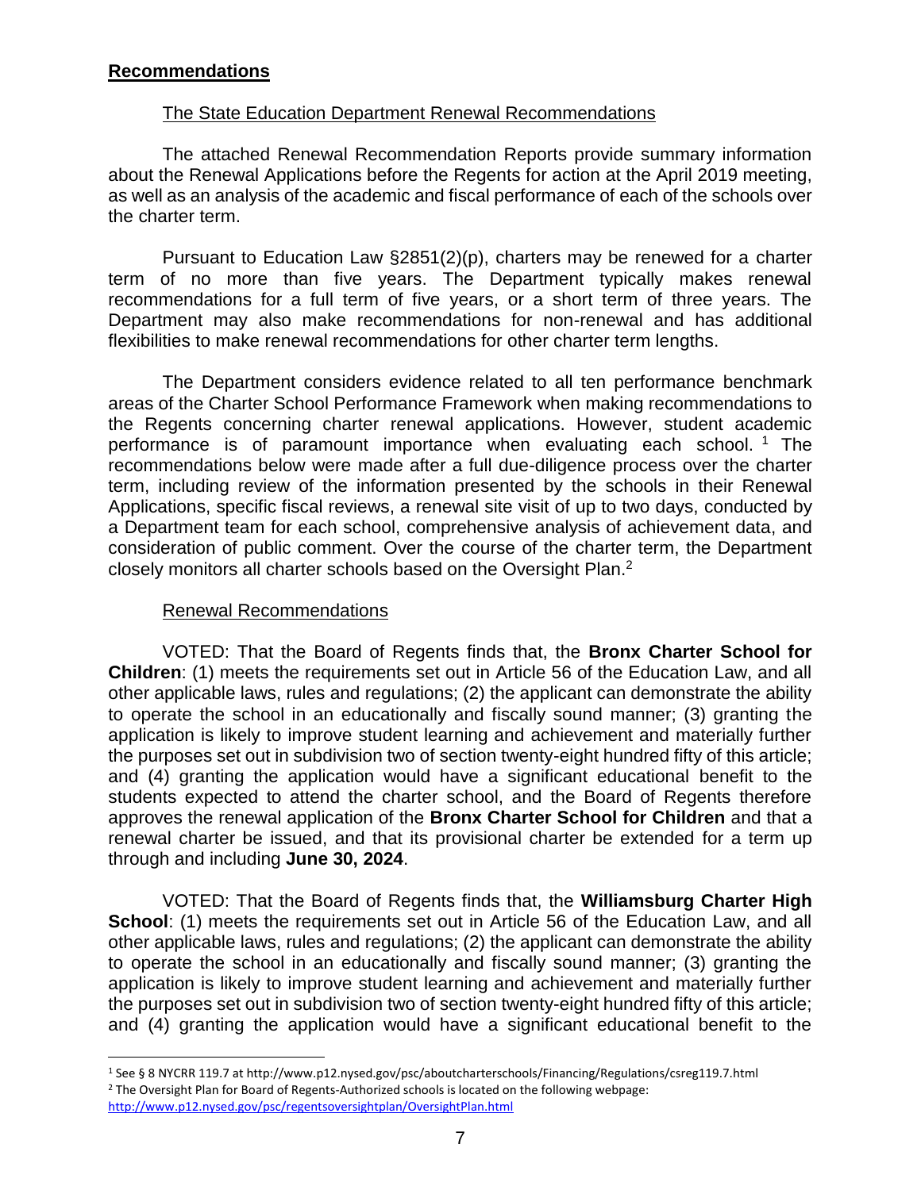## Recommendations

### The State Education Department Renewal Recommendations

The attached Renewal Recommendation Reports provide summary information about the Renewal Applications before the Regents for action at the April 2019 meeting, as well as an analysis of the academic and fiscal performance of each of the schools over the charter term.

Pursuant to Education Law §2851(2)(p), charters may be renewed for a charter term of no more than five years. The Department typically makes renewal recommendations for a full term of five years, or a short term of three years. The Department may also make recommendations for non-renewal and has additional flexibilities to make renewal recommendations for other charter term lengths.

The Department considers evidence related to all ten performance benchmark areas of the Charter School Performance Framework when making recommendations to the Regents concerning charter renewal applications. However, student academic performance is of paramount importance when evaluating each school. [1] The recommendations below were made after a full due-diligence process over the charter term, including review of the information presented by the schools in their Renewal Applications, specific fiscal reviews, a renewal site visit of up to two days, conducted by a Department team for each school, comprehensive analysis of achievement data, and consideration of public comment. Over the course of the charter term, the Department closely monitors all charter schools based on the Oversight Plan.[2]

### Renewal Recommendations

VOTED: That the Board of Regents finds that, the **Bronx Charter School for Children**: (1) meets the requirements set out in Article 56 of the Education Law, and all other applicable laws, rules and regulations; (2) the applicant can demonstrate the ability to operate the school in an educationally and fiscally sound manner; (3) granting the application is likely to improve student learning and achievement and materially further the purposes set out in subdivision two of section twenty-eight hundred fifty of this article; and (4) granting the application would have a significant educational benefit to the students expected to attend the charter school, and the Board of Regents therefore approves the renewal application of the **Bronx Charter School for Children** and that a renewal charter be issued, and that its provisional charter be extended for a term up through and including **June 30, 2024**.

VOTED: That the Board of Regents finds that, the **Williamsburg Charter High School**: (1) meets the requirements set out in Article 56 of the Education Law, and all other applicable laws, rules and regulations; (2) the applicant can demonstrate the ability to operate the school in an educationally and fiscally sound manner; (3) granting the application is likely to improve student learning and achievement and materially further the purposes set out in subdivision two of section twenty-eight hundred fifty of this article; and (4) granting the application would have a significant educational benefit to the

---

[1] See § 8 NYCRR 119.7 at http://www.p12.nysed.gov/psc/aboutcharterschools/Financing/Regulations/csreg119.7.html

[2] The Oversight Plan for Board of Regents-Authorized schools is located on the following webpage: http://www.p12.nysed.gov/psc/regentsoversightplan/OversightPlan.html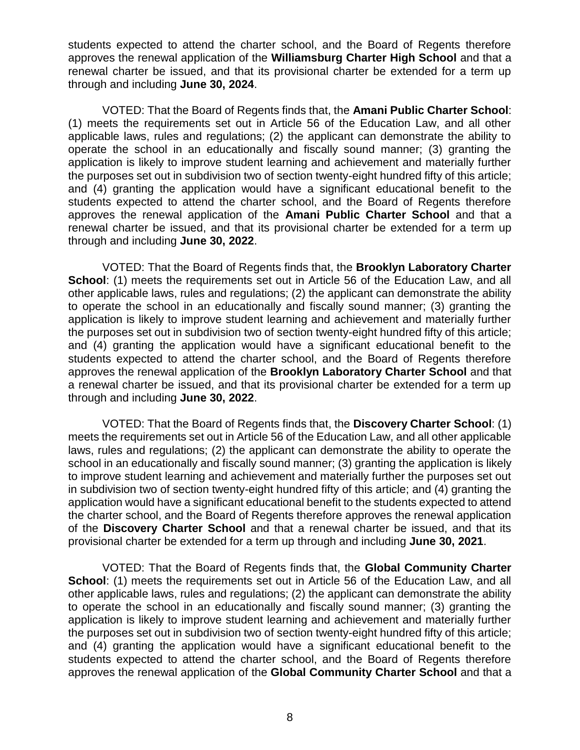students expected to attend the charter school, and the Board of Regents therefore approves the renewal application of the **Williamsburg Charter High School** and that a renewal charter be issued, and that its provisional charter be extended for a term up through and including **June 30, 2024**.

VOTED: That the Board of Regents finds that, the **Amani Public Charter School**: (1) meets the requirements set out in Article 56 of the Education Law, and all other applicable laws, rules and regulations; (2) the applicant can demonstrate the ability to operate the school in an educationally and fiscally sound manner; (3) granting the application is likely to improve student learning and achievement and materially further the purposes set out in subdivision two of section twenty-eight hundred fifty of this article; and (4) granting the application would have a significant educational benefit to the students expected to attend the charter school, and the Board of Regents therefore approves the renewal application of the **Amani Public Charter School** and that a renewal charter be issued, and that its provisional charter be extended for a term up through and including **June 30, 2022**.

VOTED: That the Board of Regents finds that, the **Brooklyn Laboratory Charter School**: (1) meets the requirements set out in Article 56 of the Education Law, and all other applicable laws, rules and regulations; (2) the applicant can demonstrate the ability to operate the school in an educationally and fiscally sound manner; (3) granting the application is likely to improve student learning and achievement and materially further the purposes set out in subdivision two of section twenty-eight hundred fifty of this article; and (4) granting the application would have a significant educational benefit to the students expected to attend the charter school, and the Board of Regents therefore approves the renewal application of the **Brooklyn Laboratory Charter School** and that a renewal charter be issued, and that its provisional charter be extended for a term up through and including **June 30, 2022**.

VOTED: That the Board of Regents finds that, the **Discovery Charter School**: (1) meets the requirements set out in Article 56 of the Education Law, and all other applicable laws, rules and regulations; (2) the applicant can demonstrate the ability to operate the school in an educationally and fiscally sound manner; (3) granting the application is likely to improve student learning and achievement and materially further the purposes set out in subdivision two of section twenty-eight hundred fifty of this article; and (4) granting the application would have a significant educational benefit to the students expected to attend the charter school, and the Board of Regents therefore approves the renewal application of the **Discovery Charter School** and that a renewal charter be issued, and that its provisional charter be extended for a term up through and including **June 30, 2021**.

VOTED: That the Board of Regents finds that, the **Global Community Charter School**: (1) meets the requirements set out in Article 56 of the Education Law, and all other applicable laws, rules and regulations; (2) the applicant can demonstrate the ability to operate the school in an educationally and fiscally sound manner; (3) granting the application is likely to improve student learning and achievement and materially further the purposes set out in subdivision two of section twenty-eight hundred fifty of this article; and (4) granting the application would have a significant educational benefit to the students expected to attend the charter school, and the Board of Regents therefore approves the renewal application of the **Global Community Charter School** and that a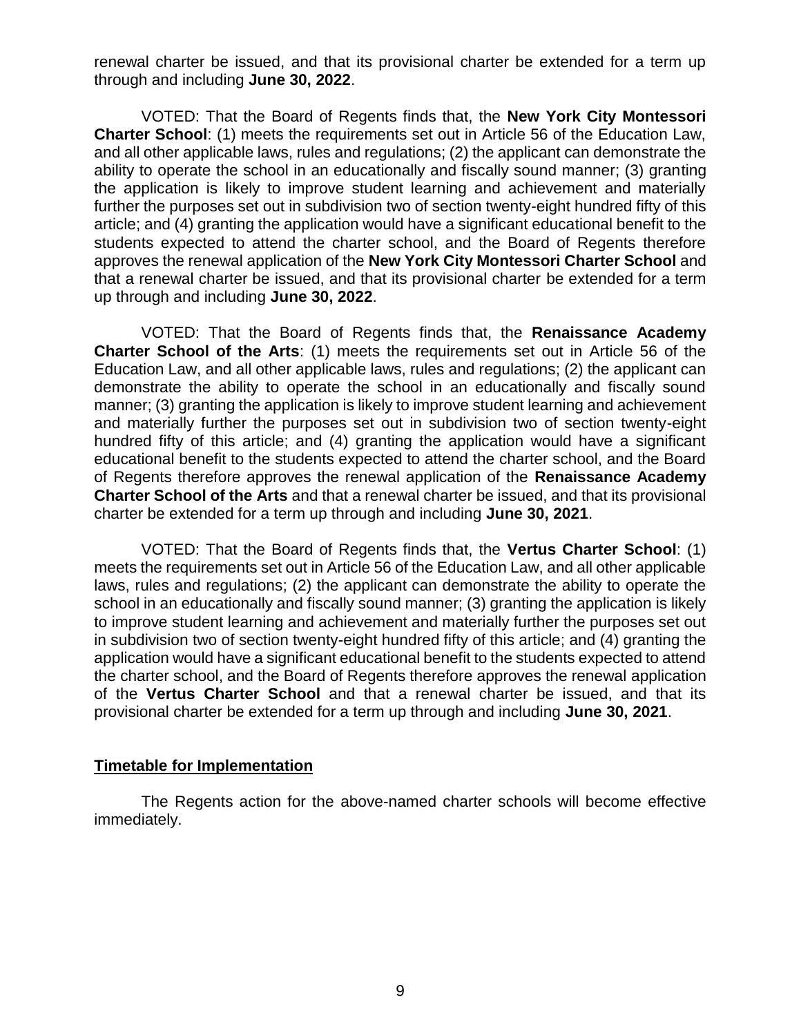renewal charter be issued, and that its provisional charter be extended for a term up through and including **June 30, 2022**.

VOTED: That the Board of Regents finds that, the **New York City Montessori Charter School**: (1) meets the requirements set out in Article 56 of the Education Law, and all other applicable laws, rules and regulations; (2) the applicant can demonstrate the ability to operate the school in an educationally and fiscally sound manner; (3) granting the application is likely to improve student learning and achievement and materially further the purposes set out in subdivision two of section twenty-eight hundred fifty of this article; and (4) granting the application would have a significant educational benefit to the students expected to attend the charter school, and the Board of Regents therefore approves the renewal application of the **New York City Montessori Charter School** and that a renewal charter be issued, and that its provisional charter be extended for a term up through and including **June 30, 2022**.

VOTED: That the Board of Regents finds that, the **Renaissance Academy Charter School of the Arts**: (1) meets the requirements set out in Article 56 of the Education Law, and all other applicable laws, rules and regulations; (2) the applicant can demonstrate the ability to operate the school in an educationally and fiscally sound manner; (3) granting the application is likely to improve student learning and achievement and materially further the purposes set out in subdivision two of section twenty-eight hundred fifty of this article; and (4) granting the application would have a significant educational benefit to the students expected to attend the charter school, and the Board of Regents therefore approves the renewal application of the **Renaissance Academy Charter School of the Arts** and that a renewal charter be issued, and that its provisional charter be extended for a term up through and including **June 30, 2021**.

VOTED: That the Board of Regents finds that, the **Vertus Charter School**: (1) meets the requirements set out in Article 56 of the Education Law, and all other applicable laws, rules and regulations; (2) the applicant can demonstrate the ability to operate the school in an educationally and fiscally sound manner; (3) granting the application is likely to improve student learning and achievement and materially further the purposes set out in subdivision two of section twenty-eight hundred fifty of this article; and (4) granting the application would have a significant educational benefit to the students expected to attend the charter school, and the Board of Regents therefore approves the renewal application of the **Vertus Charter School** and that a renewal charter be issued, and that its provisional charter be extended for a term up through and including **June 30, 2021**.

## Timetable for Implementation

The Regents action for the above-named charter schools will become effective immediately.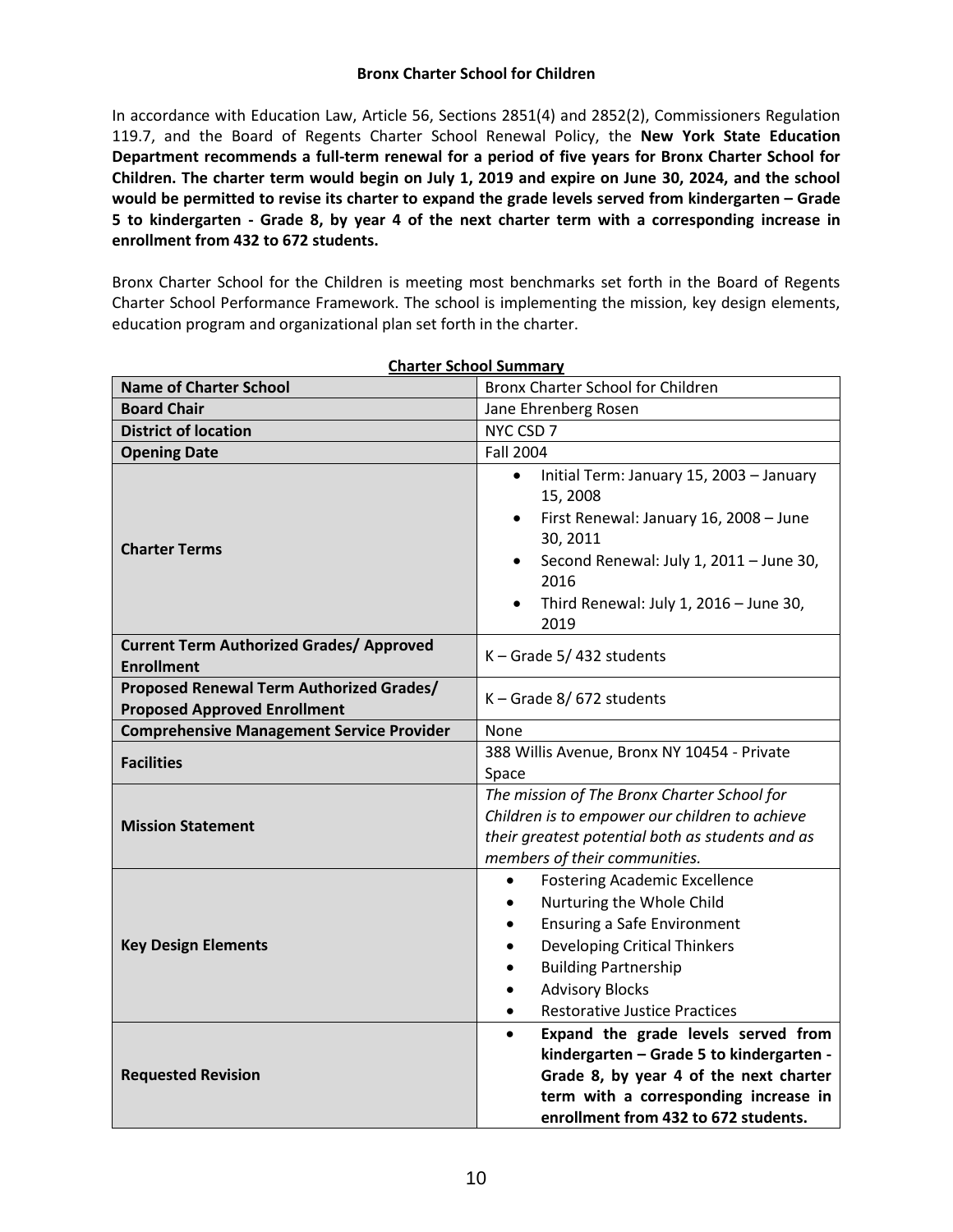## Bronx Charter School for Children

In accordance with Education Law, Article 56, Sections 2851(4) and 2852(2), Commissioners Regulation 119.7, and the Board of Regents Charter School Renewal Policy, the **New York State Education Department recommends a full-term renewal for a period of five years for Bronx Charter School for Children. The charter term would begin on July 1, 2019 and expire on June 30, 2024, and the school would be permitted to revise its charter to expand the grade levels served from kindergarten – Grade 5 to kindergarten - Grade 8, by year 4 of the next charter term with a corresponding increase in enrollment from 432 to 672 students.**

Bronx Charter School for the Children is meeting most benchmarks set forth in the Board of Regents Charter School Performance Framework. The school is implementing the mission, key design elements, education program and organizational plan set forth in the charter.

**Charter School Summary**

| | |
|---|---|
| **Name of Charter School** | Bronx Charter School for Children |
| **Board Chair** | Jane Ehrenberg Rosen |
| **District of location** | NYC CSD 7 |
| **Opening Date** | Fall 2004 |
| **Charter Terms** | • Initial Term: January 15, 2003 – January 15, 2008<br>• First Renewal: January 16, 2008 – June 30, 2011<br>• Second Renewal: July 1, 2011 – June 30, 2016<br>• Third Renewal: July 1, 2016 – June 30, 2019 |
| **Current Term Authorized Grades/ Approved Enrollment** | K – Grade 5/ 432 students |
| **Proposed Renewal Term Authorized Grades/ Proposed Approved Enrollment** | K – Grade 8/ 672 students |
| **Comprehensive Management Service Provider** | None |
| **Facilities** | 388 Willis Avenue, Bronx NY 10454 - Private Space |
| **Mission Statement** | *The mission of The Bronx Charter School for Children is to empower our children to achieve their greatest potential both as students and as members of their communities.* |
| **Key Design Elements** | • Fostering Academic Excellence<br>• Nurturing the Whole Child<br>• Ensuring a Safe Environment<br>• Developing Critical Thinkers<br>• Building Partnership<br>• Advisory Blocks<br>• Restorative Justice Practices |
| **Requested Revision** | • **Expand the grade levels served from kindergarten – Grade 5 to kindergarten - Grade 8, by year 4 of the next charter term with a corresponding increase in enrollment from 432 to 672 students.** |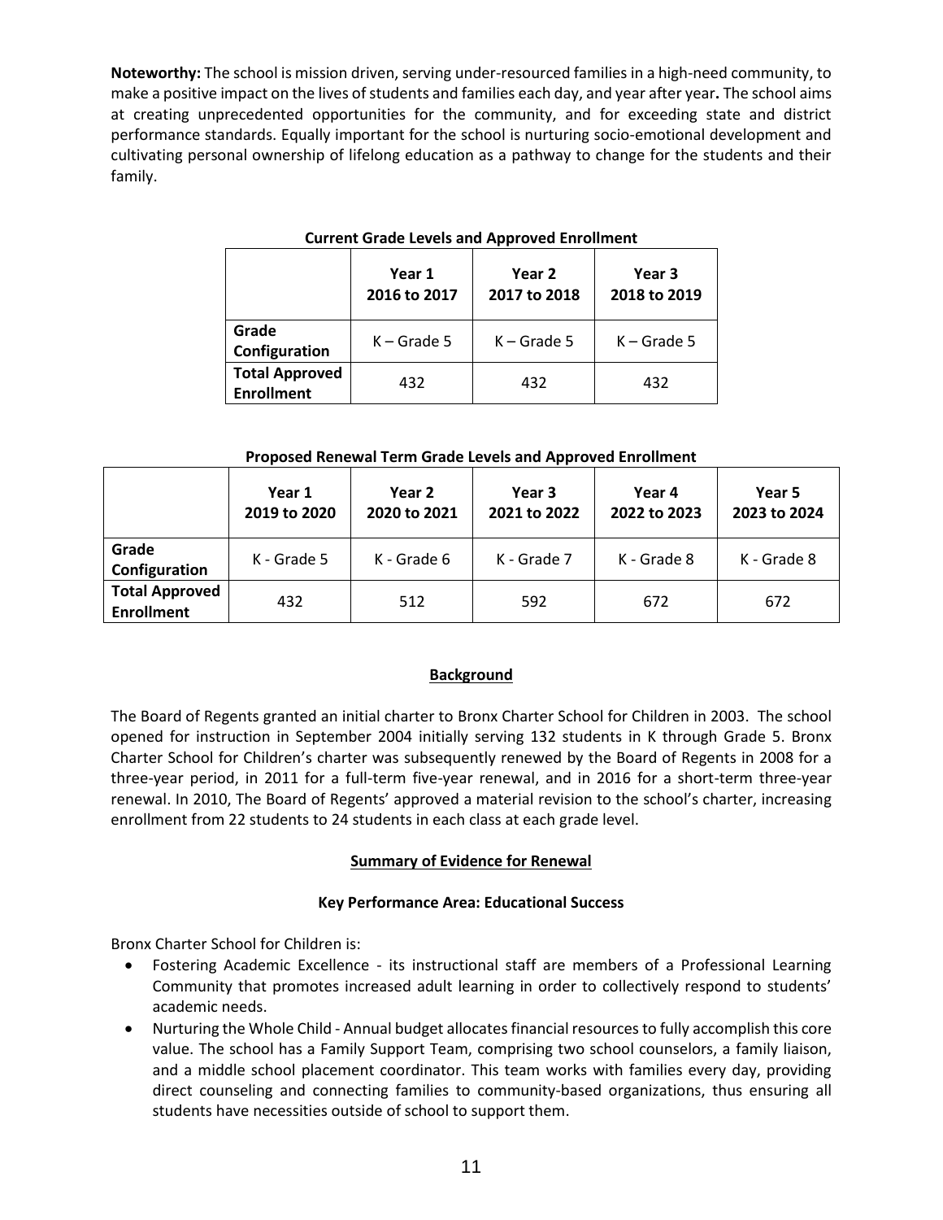**Noteworthy:** The school is mission driven, serving under-resourced families in a high-need community, to make a positive impact on the lives of students and families each day, and year after year**.** The school aims at creating unprecedented opportunities for the community, and for exceeding state and district performance standards. Equally important for the school is nurturing socio-emotional development and cultivating personal ownership of lifelong education as a pathway to change for the students and their family.

**Current Grade Levels and Approved Enrollment**

| | **Year 1 2016 to 2017** | **Year 2 2017 to 2018** | **Year 3 2018 to 2019** |
|---|---|---|---|
| **Grade Configuration** | K – Grade 5 | K – Grade 5 | K – Grade 5 |
| **Total Approved Enrollment** | 432 | 432 | 432 |

**Proposed Renewal Term Grade Levels and Approved Enrollment**

| | **Year 1 2019 to 2020** | **Year 2 2020 to 2021** | **Year 3 2021 to 2022** | **Year 4 2022 to 2023** | **Year 5 2023 to 2024** |
|---|---|---|---|---|---|
| **Grade Configuration** | K - Grade 5 | K - Grade 6 | K - Grade 7 | K - Grade 8 | K - Grade 8 |
| **Total Approved Enrollment** | 432 | 512 | 592 | 672 | 672 |

## Background

The Board of Regents granted an initial charter to Bronx Charter School for Children in 2003. The school opened for instruction in September 2004 initially serving 132 students in K through Grade 5. Bronx Charter School for Children's charter was subsequently renewed by the Board of Regents in 2008 for a three-year period, in 2011 for a full-term five-year renewal, and in 2016 for a short-term three-year renewal. In 2010, The Board of Regents' approved a material revision to the school's charter, increasing enrollment from 22 students to 24 students in each class at each grade level.

## Summary of Evidence for Renewal

### Key Performance Area: Educational Success

Bronx Charter School for Children is:

- Fostering Academic Excellence - its instructional staff are members of a Professional Learning Community that promotes increased adult learning in order to collectively respond to students' academic needs.
- Nurturing the Whole Child - Annual budget allocates financial resources to fully accomplish this core value. The school has a Family Support Team, comprising two school counselors, a family liaison, and a middle school placement coordinator. This team works with families every day, providing direct counseling and connecting families to community-based organizations, thus ensuring all students have necessities outside of school to support them.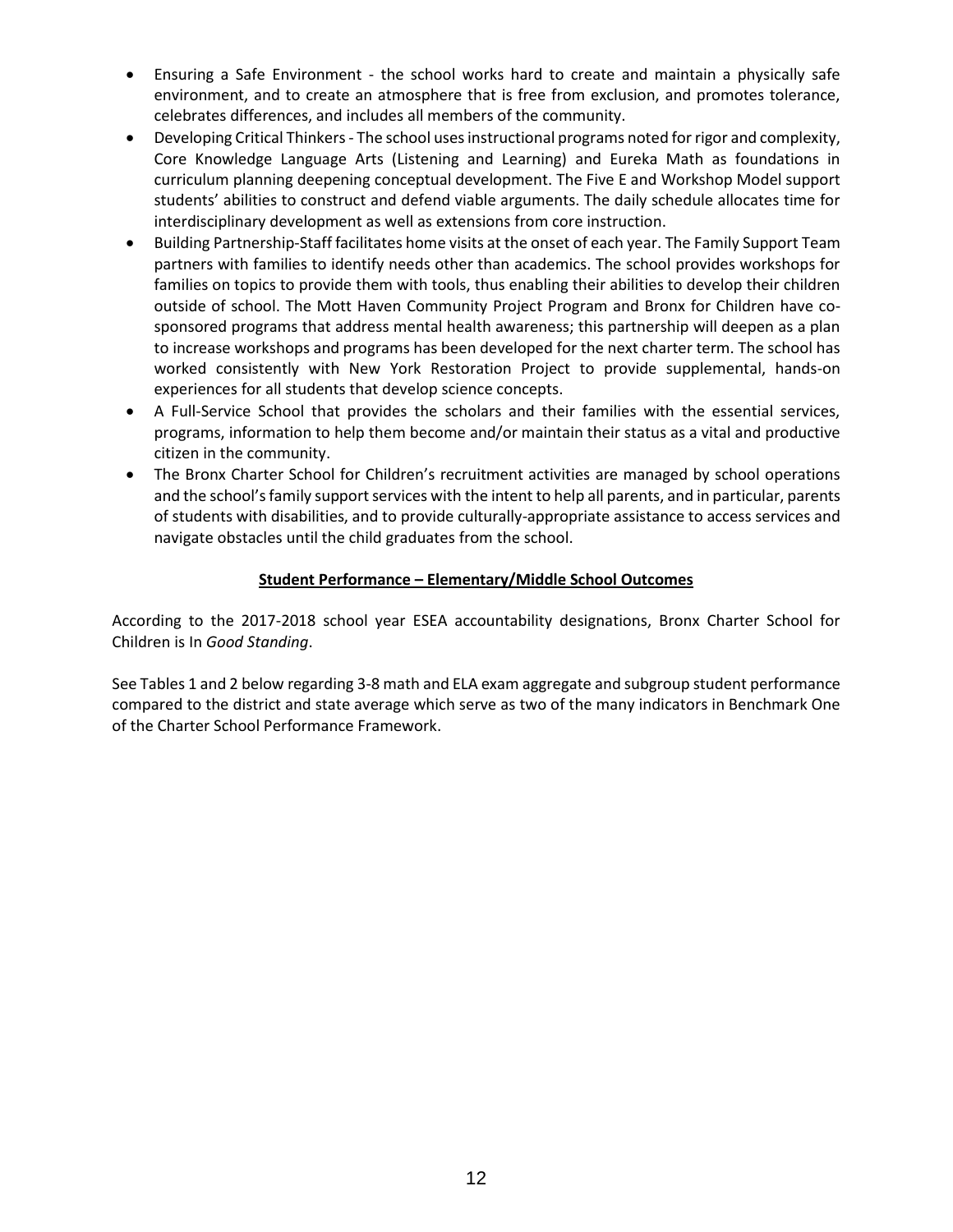- Ensuring a Safe Environment - the school works hard to create and maintain a physically safe environment, and to create an atmosphere that is free from exclusion, and promotes tolerance, celebrates differences, and includes all members of the community.
- Developing Critical Thinkers - The school uses instructional programs noted for rigor and complexity, Core Knowledge Language Arts (Listening and Learning) and Eureka Math as foundations in curriculum planning deepening conceptual development. The Five E and Workshop Model support students' abilities to construct and defend viable arguments. The daily schedule allocates time for interdisciplinary development as well as extensions from core instruction.
- Building Partnership-Staff facilitates home visits at the onset of each year. The Family Support Team partners with families to identify needs other than academics. The school provides workshops for families on topics to provide them with tools, thus enabling their abilities to develop their children outside of school. The Mott Haven Community Project Program and Bronx for Children have co-sponsored programs that address mental health awareness; this partnership will deepen as a plan to increase workshops and programs has been developed for the next charter term. The school has worked consistently with New York Restoration Project to provide supplemental, hands-on experiences for all students that develop science concepts.
- A Full-Service School that provides the scholars and their families with the essential services, programs, information to help them become and/or maintain their status as a vital and productive citizen in the community.
- The Bronx Charter School for Children's recruitment activities are managed by school operations and the school's family support services with the intent to help all parents, and in particular, parents of students with disabilities, and to provide culturally-appropriate assistance to access services and navigate obstacles until the child graduates from the school.

## Student Performance – Elementary/Middle School Outcomes

According to the 2017-2018 school year ESEA accountability designations, Bronx Charter School for Children is In *Good Standing*.

See Tables 1 and 2 below regarding 3-8 math and ELA exam aggregate and subgroup student performance compared to the district and state average which serve as two of the many indicators in Benchmark One of the Charter School Performance Framework.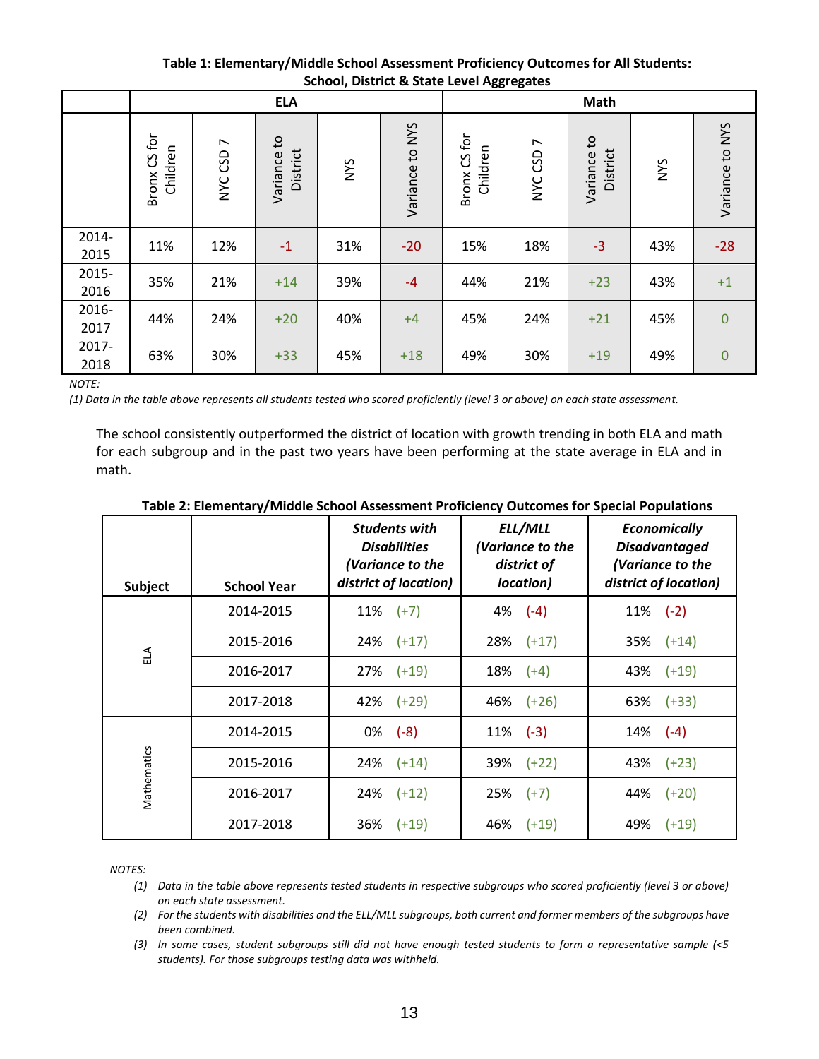**Table 1: Elementary/Middle School Assessment Proficiency Outcomes for All Students: School, District & State Level Aggregates**

| | ELA | | | | | Math | | | | |
|---|---|---|---|---|---|---|---|---|---|---|
| | Bronx CS for Children | NYC CSD 7 | Variance to District | NYS | Variance to NYS | Bronx CS for Children | NYC CSD 7 | Variance to District | NYS | Variance to NYS |
| 2014-2015 | 11% | 12% | -1 | 31% | -20 | 15% | 18% | -3 | 43% | -28 |
| 2015-2016 | 35% | 21% | +14 | 39% | -4 | 44% | 21% | +23 | 43% | +1 |
| 2016-2017 | 44% | 24% | +20 | 40% | +4 | 45% | 24% | +21 | 45% | 0 |
| 2017-2018 | 63% | 30% | +33 | 45% | +18 | 49% | 30% | +19 | 49% | 0 |

*NOTE:*

*(1) Data in the table above represents all students tested who scored proficiently (level 3 or above) on each state assessment.*

The school consistently outperformed the district of location with growth trending in both ELA and math for each subgroup and in the past two years have been performing at the state average in ELA and in math.

**Table 2: Elementary/Middle School Assessment Proficiency Outcomes for Special Populations**

| Subject | School Year | ***Students with Disabilities (Variance to the district of location)*** | ***ELL/MLL (Variance to the district of location)*** | ***Economically Disadvantaged (Variance to the district of location)*** |
|---|---|---|---|---|
| ELA | 2014-2015 | 11% (+7) | 4% (-4) | 11% (-2) |
| | 2015-2016 | 24% (+17) | 28% (+17) | 35% (+14) |
| | 2016-2017 | 27% (+19) | 18% (+4) | 43% (+19) |
| | 2017-2018 | 42% (+29) | 46% (+26) | 63% (+33) |
| Mathematics | 2014-2015 | 0% (-8) | 11% (-3) | 14% (-4) |
| | 2015-2016 | 24% (+14) | 39% (+22) | 43% (+23) |
| | 2016-2017 | 24% (+12) | 25% (+7) | 44% (+20) |
| | 2017-2018 | 36% (+19) | 46% (+19) | 49% (+19) |

*NOTES:*

1. *Data in the table above represents tested students in respective subgroups who scored proficiently (level 3 or above) on each state assessment.*
2. *For the students with disabilities and the ELL/MLL subgroups, both current and former members of the subgroups have been combined.*
3. *In some cases, student subgroups still did not have enough tested students to form a representative sample (<5 students). For those subgroups testing data was withheld.*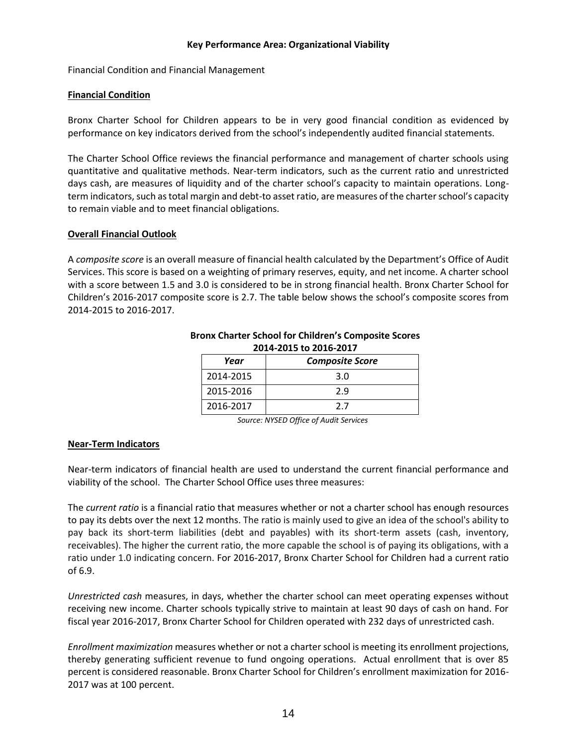**Key Performance Area: Organizational Viability**

Financial Condition and Financial Management

**Financial Condition**

Bronx Charter School for Children appears to be in very good financial condition as evidenced by performance on key indicators derived from the school's independently audited financial statements.

The Charter School Office reviews the financial performance and management of charter schools using quantitative and qualitative methods. Near-term indicators, such as the current ratio and unrestricted days cash, are measures of liquidity and of the charter school's capacity to maintain operations. Long-term indicators, such as total margin and debt-to asset ratio, are measures of the charter school's capacity to remain viable and to meet financial obligations.

**Overall Financial Outlook**

A *composite score* is an overall measure of financial health calculated by the Department's Office of Audit Services. This score is based on a weighting of primary reserves, equity, and net income. A charter school with a score between 1.5 and 3.0 is considered to be in strong financial health. Bronx Charter School for Children's 2016-2017 composite score is 2.7. The table below shows the school's composite scores from 2014-2015 to 2016-2017.

**Bronx Charter School for Children's Composite Scores 2014-2015 to 2016-2017**

| *Year* | *Composite Score* |
|---|---|
| 2014-2015 | 3.0 |
| 2015-2016 | 2.9 |
| 2016-2017 | 2.7 |

*Source: NYSED Office of Audit Services*

**Near-Term Indicators**

Near-term indicators of financial health are used to understand the current financial performance and viability of the school. The Charter School Office uses three measures:

The *current ratio* is a financial ratio that measures whether or not a charter school has enough resources to pay its debts over the next 12 months. The ratio is mainly used to give an idea of the school's ability to pay back its short-term liabilities (debt and payables) with its short-term assets (cash, inventory, receivables). The higher the current ratio, the more capable the school is of paying its obligations, with a ratio under 1.0 indicating concern. For 2016-2017, Bronx Charter School for Children had a current ratio of 6.9.

*Unrestricted cash* measures, in days, whether the charter school can meet operating expenses without receiving new income. Charter schools typically strive to maintain at least 90 days of cash on hand. For fiscal year 2016-2017, Bronx Charter School for Children operated with 232 days of unrestricted cash.

*Enrollment maximization* measures whether or not a charter school is meeting its enrollment projections, thereby generating sufficient revenue to fund ongoing operations. Actual enrollment that is over 85 percent is considered reasonable. Bronx Charter School for Children's enrollment maximization for 2016-2017 was at 100 percent.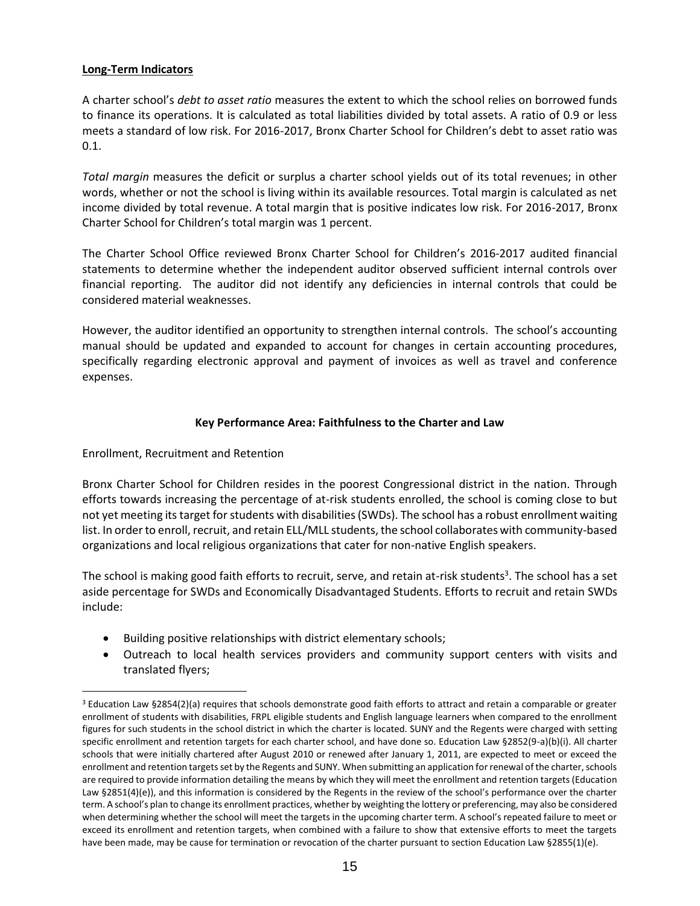**Long-Term Indicators**

A charter school's *debt to asset ratio* measures the extent to which the school relies on borrowed funds to finance its operations. It is calculated as total liabilities divided by total assets. A ratio of 0.9 or less meets a standard of low risk. For 2016-2017, Bronx Charter School for Children's debt to asset ratio was 0.1.

*Total margin* measures the deficit or surplus a charter school yields out of its total revenues; in other words, whether or not the school is living within its available resources. Total margin is calculated as net income divided by total revenue. A total margin that is positive indicates low risk. For 2016-2017, Bronx Charter School for Children's total margin was 1 percent.

The Charter School Office reviewed Bronx Charter School for Children's 2016-2017 audited financial statements to determine whether the independent auditor observed sufficient internal controls over financial reporting. The auditor did not identify any deficiencies in internal controls that could be considered material weaknesses.

However, the auditor identified an opportunity to strengthen internal controls. The school's accounting manual should be updated and expanded to account for changes in certain accounting procedures, specifically regarding electronic approval and payment of invoices as well as travel and conference expenses.

## Key Performance Area: Faithfulness to the Charter and Law

Enrollment, Recruitment and Retention

Bronx Charter School for Children resides in the poorest Congressional district in the nation. Through efforts towards increasing the percentage of at-risk students enrolled, the school is coming close to but not yet meeting its target for students with disabilities (SWDs). The school has a robust enrollment waiting list. In order to enroll, recruit, and retain ELL/MLL students, the school collaborates with community-based organizations and local religious organizations that cater for non-native English speakers.

The school is making good faith efforts to recruit, serve, and retain at-risk students[3]. The school has a set aside percentage for SWDs and Economically Disadvantaged Students. Efforts to recruit and retain SWDs include:

- Building positive relationships with district elementary schools;
- Outreach to local health services providers and community support centers with visits and translated flyers;

[3] Education Law §2854(2)(a) requires that schools demonstrate good faith efforts to attract and retain a comparable or greater enrollment of students with disabilities, FRPL eligible students and English language learners when compared to the enrollment figures for such students in the school district in which the charter is located. SUNY and the Regents were charged with setting specific enrollment and retention targets for each charter school, and have done so. Education Law §2852(9-a)(b)(i). All charter schools that were initially chartered after August 2010 or renewed after January 1, 2011, are expected to meet or exceed the enrollment and retention targets set by the Regents and SUNY. When submitting an application for renewal of the charter, schools are required to provide information detailing the means by which they will meet the enrollment and retention targets (Education Law §2851(4)(e)), and this information is considered by the Regents in the review of the school's performance over the charter term. A school's plan to change its enrollment practices, whether by weighting the lottery or preferencing, may also be considered when determining whether the school will meet the targets in the upcoming charter term. A school's repeated failure to meet or exceed its enrollment and retention targets, when combined with a failure to show that extensive efforts to meet the targets have been made, may be cause for termination or revocation of the charter pursuant to section Education Law §2855(1)(e).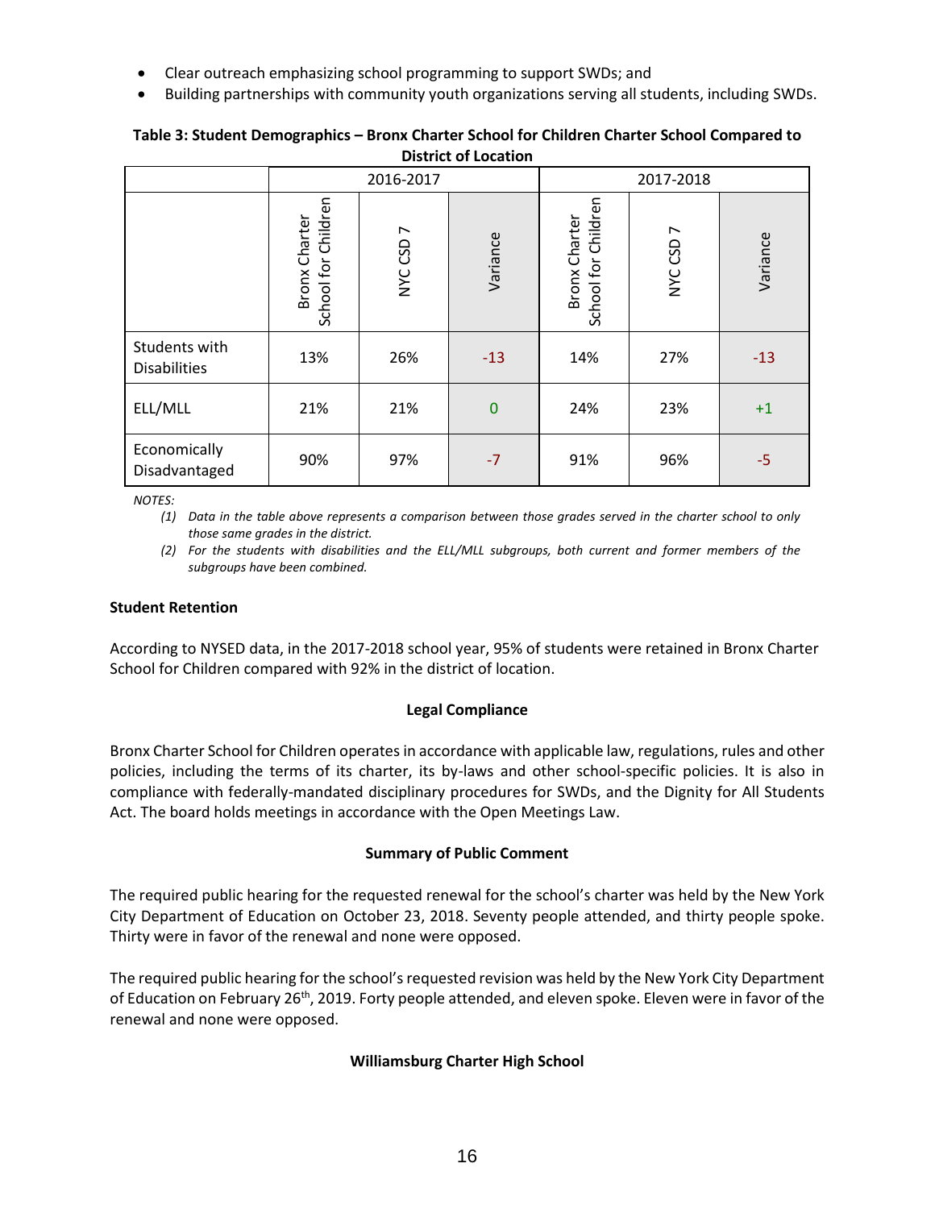- Clear outreach emphasizing school programming to support SWDs; and
- Building partnerships with community youth organizations serving all students, including SWDs.

**Table 3: Student Demographics – Bronx Charter School for Children Charter School Compared to District of Location**

| | 2016-2017 | | | 2017-2018 | | |
|---|---|---|---|---|---|---|
| | Bronx Charter School for Children | NYC CSD 7 | Variance | Bronx Charter School for Children | NYC CSD 7 | Variance |
| Students with Disabilities | 13% | 26% | -13 | 14% | 27% | -13 |
| ELL/MLL | 21% | 21% | 0 | 24% | 23% | +1 |
| Economically Disadvantaged | 90% | 97% | -7 | 91% | 96% | -5 |

*NOTES:*

*(1) Data in the table above represents a comparison between those grades served in the charter school to only those same grades in the district.*

*(2) For the students with disabilities and the ELL/MLL subgroups, both current and former members of the subgroups have been combined.*

**Student Retention**

According to NYSED data, in the 2017-2018 school year, 95% of students were retained in Bronx Charter School for Children compared with 92% in the district of location.

**Legal Compliance**

Bronx Charter School for Children operates in accordance with applicable law, regulations, rules and other policies, including the terms of its charter, its by-laws and other school-specific policies. It is also in compliance with federally-mandated disciplinary procedures for SWDs, and the Dignity for All Students Act. The board holds meetings in accordance with the Open Meetings Law.

**Summary of Public Comment**

The required public hearing for the requested renewal for the school's charter was held by the New York City Department of Education on October 23, 2018. Seventy people attended, and thirty people spoke. Thirty were in favor of the renewal and none were opposed.

The required public hearing for the school's requested revision was held by the New York City Department of Education on February 26th, 2019. Forty people attended, and eleven spoke. Eleven were in favor of the renewal and none were opposed.

**Williamsburg Charter High School**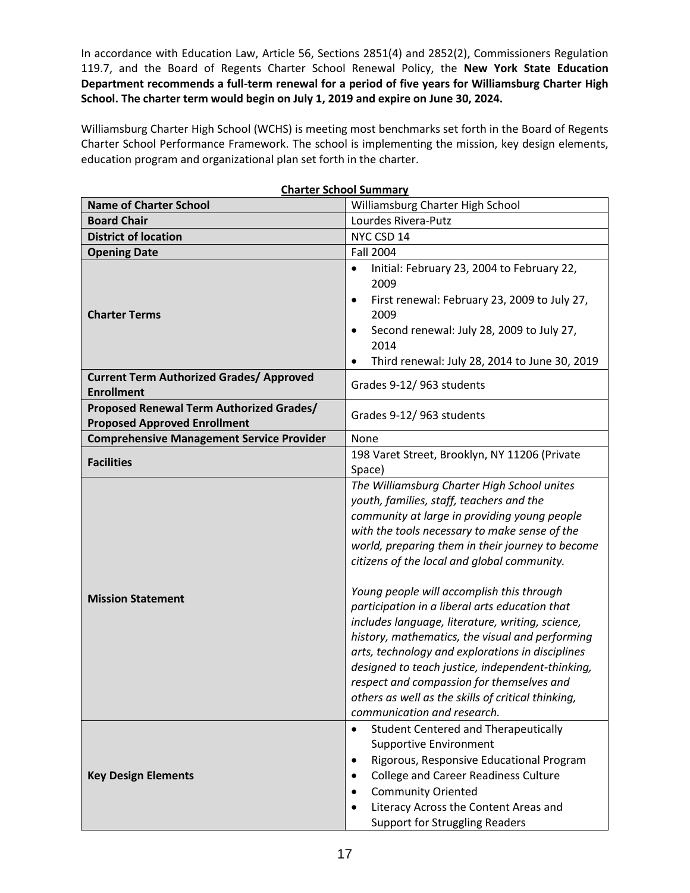In accordance with Education Law, Article 56, Sections 2851(4) and 2852(2), Commissioners Regulation 119.7, and the Board of Regents Charter School Renewal Policy, the **New York State Education Department recommends a full-term renewal for a period of five years for Williamsburg Charter High School. The charter term would begin on July 1, 2019 and expire on June 30, 2024.**

Williamsburg Charter High School (WCHS) is meeting most benchmarks set forth in the Board of Regents Charter School Performance Framework. The school is implementing the mission, key design elements, education program and organizational plan set forth in the charter.

**Charter School Summary**

| | |
|---|---|
| **Name of Charter School** | Williamsburg Charter High School |
| **Board Chair** | Lourdes Rivera-Putz |
| **District of location** | NYC CSD 14 |
| **Opening Date** | Fall 2004 |
| **Charter Terms** | • Initial: February 23, 2004 to February 22, 2009<br>• First renewal: February 23, 2009 to July 27, 2009<br>• Second renewal: July 28, 2009 to July 27, 2014<br>• Third renewal: July 28, 2014 to June 30, 2019 |
| **Current Term Authorized Grades/ Approved Enrollment** | Grades 9-12/ 963 students |
| **Proposed Renewal Term Authorized Grades/ Proposed Approved Enrollment** | Grades 9-12/ 963 students |
| **Comprehensive Management Service Provider** | None |
| **Facilities** | 198 Varet Street, Brooklyn, NY 11206 (Private Space) |
| **Mission Statement** | *The Williamsburg Charter High School unites youth, families, staff, teachers and the community at large in providing young people with the tools necessary to make sense of the world, preparing them in their journey to become citizens of the local and global community.*<br><br>*Young people will accomplish this through participation in a liberal arts education that includes language, literature, writing, science, history, mathematics, the visual and performing arts, technology and explorations in disciplines designed to teach justice, independent-thinking, respect and compassion for themselves and others as well as the skills of critical thinking, communication and research.* |
| **Key Design Elements** | • Student Centered and Therapeutically Supportive Environment<br>• Rigorous, Responsive Educational Program<br>• College and Career Readiness Culture<br>• Community Oriented<br>• Literacy Across the Content Areas and Support for Struggling Readers |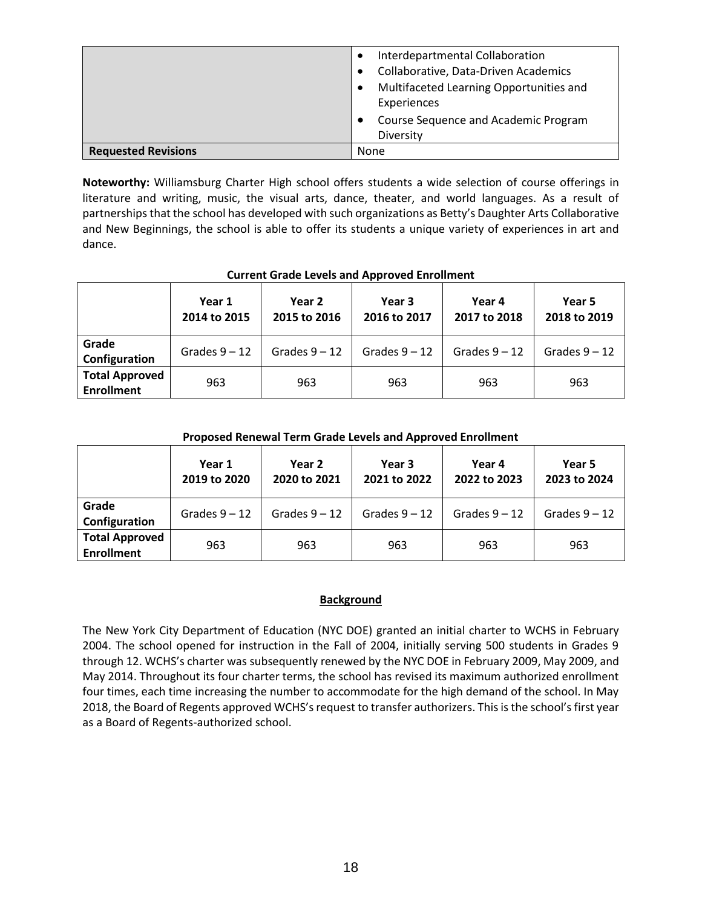| | |
|---|---|
| | • Interdepartmental Collaboration<br>• Collaborative, Data-Driven Academics<br>• Multifaceted Learning Opportunities and Experiences<br>• Course Sequence and Academic Program Diversity |
| **Requested Revisions** | None |

**Noteworthy:** Williamsburg Charter High school offers students a wide selection of course offerings in literature and writing, music, the visual arts, dance, theater, and world languages. As a result of partnerships that the school has developed with such organizations as Betty's Daughter Arts Collaborative and New Beginnings, the school is able to offer its students a unique variety of experiences in art and dance.

**Current Grade Levels and Approved Enrollment**

| | Year 1<br>2014 to 2015 | Year 2<br>2015 to 2016 | Year 3<br>2016 to 2017 | Year 4<br>2017 to 2018 | Year 5<br>2018 to 2019 |
|---|---|---|---|---|---|
| **Grade Configuration** | Grades 9 – 12 | Grades 9 – 12 | Grades 9 – 12 | Grades 9 – 12 | Grades 9 – 12 |
| **Total Approved Enrollment** | 963 | 963 | 963 | 963 | 963 |

**Proposed Renewal Term Grade Levels and Approved Enrollment**

| | Year 1<br>2019 to 2020 | Year 2<br>2020 to 2021 | Year 3<br>2021 to 2022 | Year 4<br>2022 to 2023 | Year 5<br>2023 to 2024 |
|---|---|---|---|---|---|
| **Grade Configuration** | Grades 9 – 12 | Grades 9 – 12 | Grades 9 – 12 | Grades 9 – 12 | Grades 9 – 12 |
| **Total Approved Enrollment** | 963 | 963 | 963 | 963 | 963 |

## Background

The New York City Department of Education (NYC DOE) granted an initial charter to WCHS in February 2004. The school opened for instruction in the Fall of 2004, initially serving 500 students in Grades 9 through 12. WCHS's charter was subsequently renewed by the NYC DOE in February 2009, May 2009, and May 2014. Throughout its four charter terms, the school has revised its maximum authorized enrollment four times, each time increasing the number to accommodate for the high demand of the school. In May 2018, the Board of Regents approved WCHS's request to transfer authorizers. This is the school's first year as a Board of Regents-authorized school.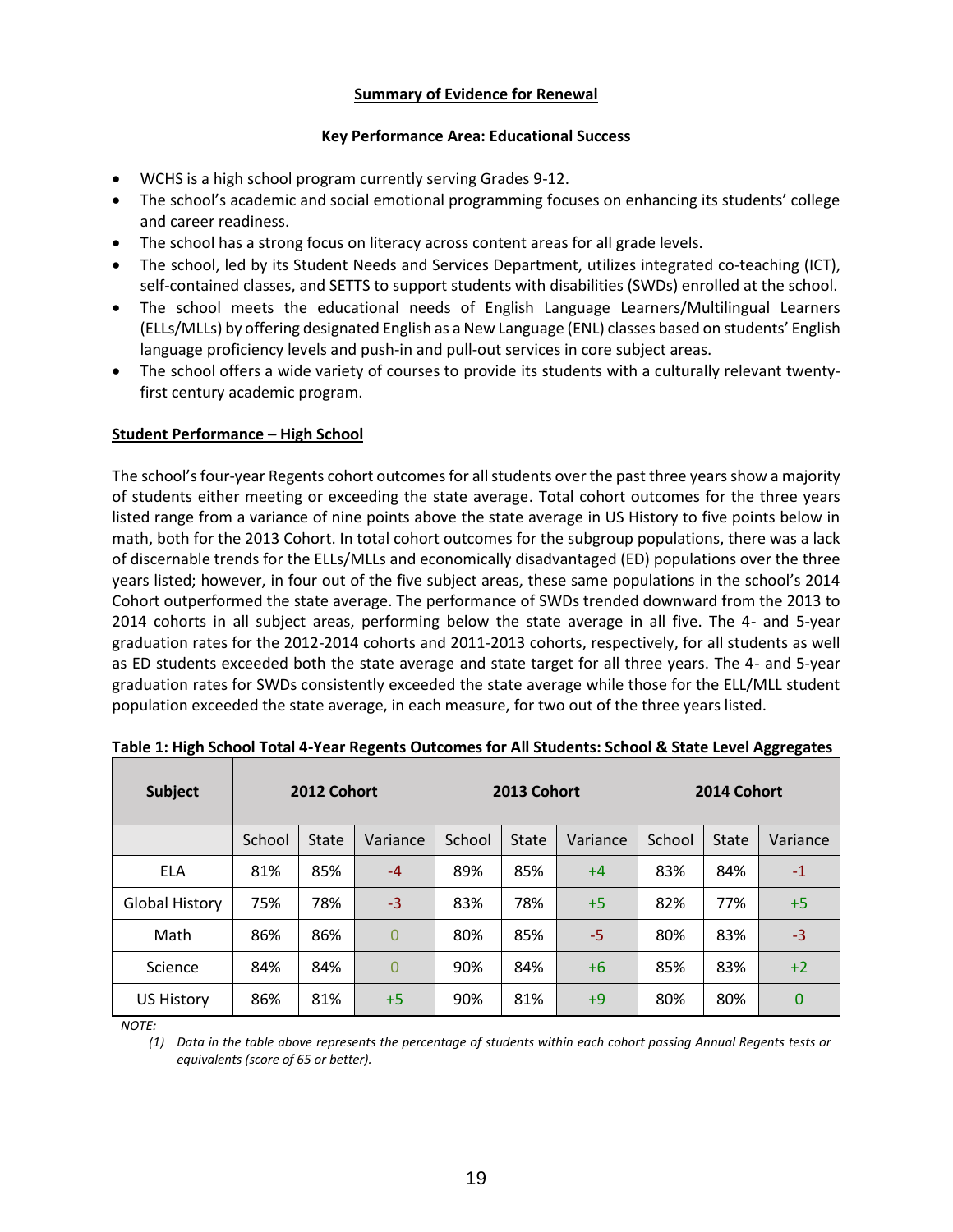**Summary of Evidence for Renewal**

**Key Performance Area: Educational Success**

- WCHS is a high school program currently serving Grades 9-12.
- The school's academic and social emotional programming focuses on enhancing its students' college and career readiness.
- The school has a strong focus on literacy across content areas for all grade levels.
- The school, led by its Student Needs and Services Department, utilizes integrated co-teaching (ICT), self-contained classes, and SETTS to support students with disabilities (SWDs) enrolled at the school.
- The school meets the educational needs of English Language Learners/Multilingual Learners (ELLs/MLLs) by offering designated English as a New Language (ENL) classes based on students' English language proficiency levels and push-in and pull-out services in core subject areas.
- The school offers a wide variety of courses to provide its students with a culturally relevant twenty-first century academic program.

**Student Performance – High School**

The school's four-year Regents cohort outcomes for all students over the past three years show a majority of students either meeting or exceeding the state average. Total cohort outcomes for the three years listed range from a variance of nine points above the state average in US History to five points below in math, both for the 2013 Cohort. In total cohort outcomes for the subgroup populations, there was a lack of discernable trends for the ELLs/MLLs and economically disadvantaged (ED) populations over the three years listed; however, in four out of the five subject areas, these same populations in the school's 2014 Cohort outperformed the state average. The performance of SWDs trended downward from the 2013 to 2014 cohorts in all subject areas, performing below the state average in all five. The 4- and 5-year graduation rates for the 2012-2014 cohorts and 2011-2013 cohorts, respectively, for all students as well as ED students exceeded both the state average and state target for all three years. The 4- and 5-year graduation rates for SWDs consistently exceeded the state average while those for the ELL/MLL student population exceeded the state average, in each measure, for two out of the three years listed.

**Table 1: High School Total 4-Year Regents Outcomes for All Students: School & State Level Aggregates**

| Subject | 2012 Cohort | | | 2013 Cohort | | | 2014 Cohort | | |
|---|---|---|---|---|---|---|---|---|---|
| | School | State | Variance | School | State | Variance | School | State | Variance |
| ELA | 81% | 85% | -4 | 89% | 85% | +4 | 83% | 84% | -1 |
| Global History | 75% | 78% | -3 | 83% | 78% | +5 | 82% | 77% | +5 |
| Math | 86% | 86% | 0 | 80% | 85% | -5 | 80% | 83% | -3 |
| Science | 84% | 84% | 0 | 90% | 84% | +6 | 85% | 83% | +2 |
| US History | 86% | 81% | +5 | 90% | 81% | +9 | 80% | 80% | 0 |

*NOTE:*

*(1) Data in the table above represents the percentage of students within each cohort passing Annual Regents tests or equivalents (score of 65 or better).*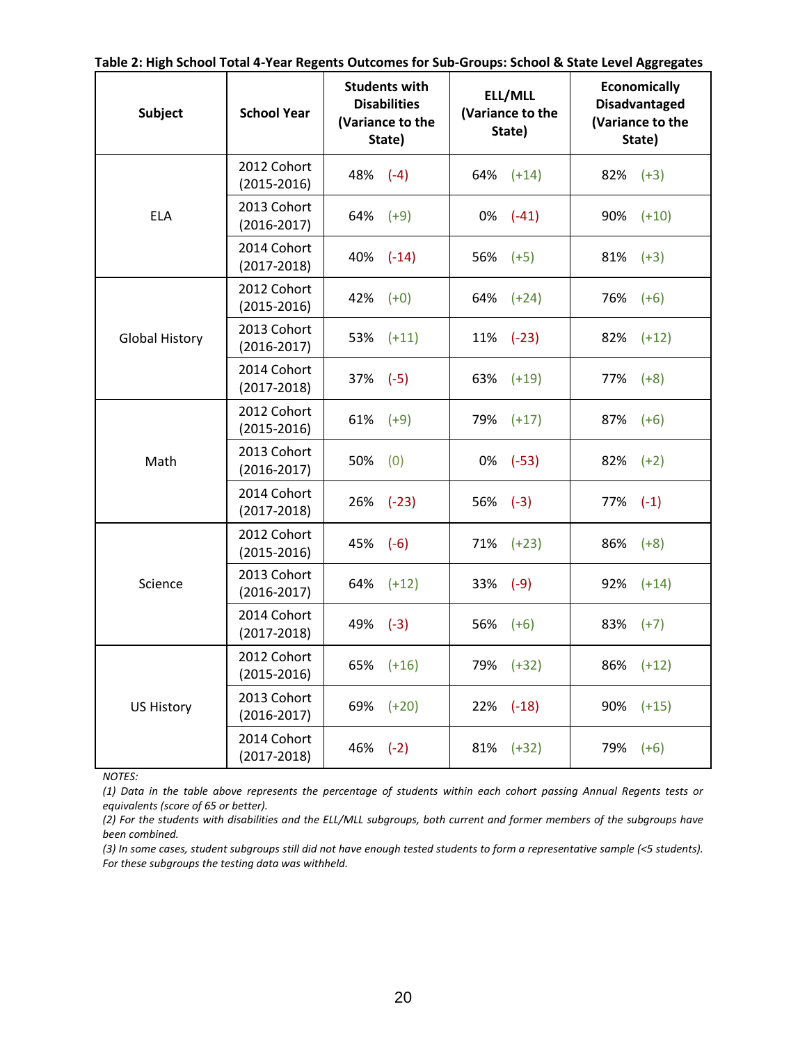**Table 2: High School Total 4-Year Regents Outcomes for Sub-Groups: School & State Level Aggregates**

| Subject | School Year | Students with Disabilities (Variance to the State) | ELL/MLL (Variance to the State) | Economically Disadvantaged (Variance to the State) |
|---|---|---|---|---|
| ELA | 2012 Cohort (2015-2016) | 48% (-4) | 64% (+14) | 82% (+3) |
| | 2013 Cohort (2016-2017) | 64% (+9) | 0% (-41) | 90% (+10) |
| | 2014 Cohort (2017-2018) | 40% (-14) | 56% (+5) | 81% (+3) |
| Global History | 2012 Cohort (2015-2016) | 42% (+0) | 64% (+24) | 76% (+6) |
| | 2013 Cohort (2016-2017) | 53% (+11) | 11% (-23) | 82% (+12) |
| | 2014 Cohort (2017-2018) | 37% (-5) | 63% (+19) | 77% (+8) |
| Math | 2012 Cohort (2015-2016) | 61% (+9) | 79% (+17) | 87% (+6) |
| | 2013 Cohort (2016-2017) | 50% (0) | 0% (-53) | 82% (+2) |
| | 2014 Cohort (2017-2018) | 26% (-23) | 56% (-3) | 77% (-1) |
| Science | 2012 Cohort (2015-2016) | 45% (-6) | 71% (+23) | 86% (+8) |
| | 2013 Cohort (2016-2017) | 64% (+12) | 33% (-9) | 92% (+14) |
| | 2014 Cohort (2017-2018) | 49% (-3) | 56% (+6) | 83% (+7) |
| US History | 2012 Cohort (2015-2016) | 65% (+16) | 79% (+32) | 86% (+12) |
| | 2013 Cohort (2016-2017) | 69% (+20) | 22% (-18) | 90% (+15) |
| | 2014 Cohort (2017-2018) | 46% (-2) | 81% (+32) | 79% (+6) |

*NOTES:*

*(1) Data in the table above represents the percentage of students within each cohort passing Annual Regents tests or equivalents (score of 65 or better).*

*(2) For the students with disabilities and the ELL/MLL subgroups, both current and former members of the subgroups have been combined.*

*(3) In some cases, student subgroups still did not have enough tested students to form a representative sample (<5 students). For these subgroups the testing data was withheld.*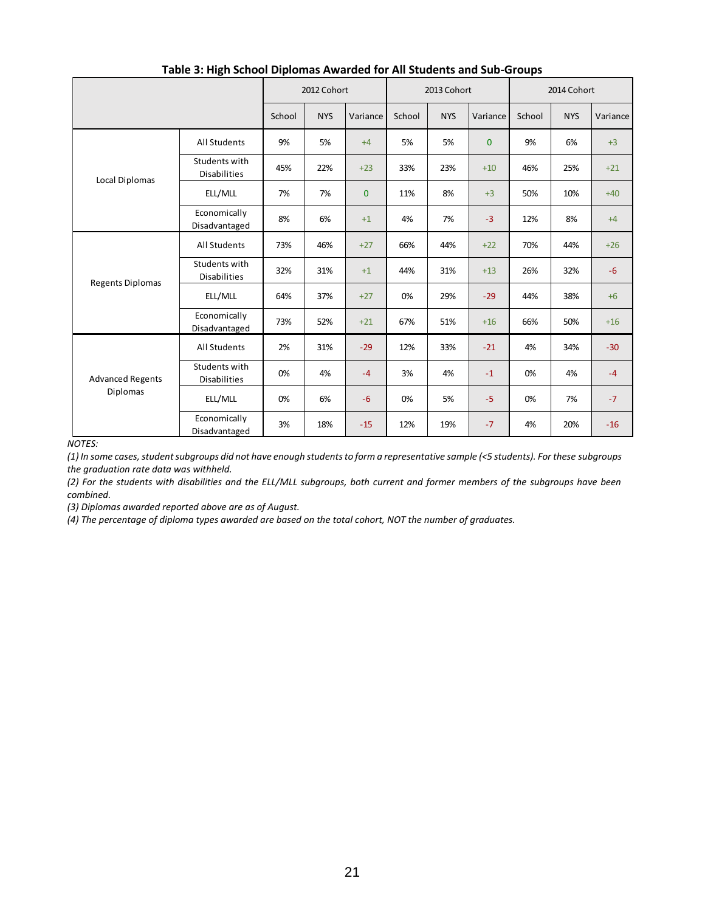**Table 3: High School Diplomas Awarded for All Students and Sub-Groups**

| | | 2012 Cohort | | | 2013 Cohort | | | 2014 Cohort | | |
|---|---|---|---|---|---|---|---|---|---|---|
| | | School | NYS | Variance | School | NYS | Variance | School | NYS | Variance |
| Local Diplomas | All Students | 9% | 5% | +4 | 5% | 5% | 0 | 9% | 6% | +3 |
| | Students with Disabilities | 45% | 22% | +23 | 33% | 23% | +10 | 46% | 25% | +21 |
| | ELL/MLL | 7% | 7% | 0 | 11% | 8% | +3 | 50% | 10% | +40 |
| | Economically Disadvantaged | 8% | 6% | +1 | 4% | 7% | -3 | 12% | 8% | +4 |
| Regents Diplomas | All Students | 73% | 46% | +27 | 66% | 44% | +22 | 70% | 44% | +26 |
| | Students with Disabilities | 32% | 31% | +1 | 44% | 31% | +13 | 26% | 32% | -6 |
| | ELL/MLL | 64% | 37% | +27 | 0% | 29% | -29 | 44% | 38% | +6 |
| | Economically Disadvantaged | 73% | 52% | +21 | 67% | 51% | +16 | 66% | 50% | +16 |
| Advanced Regents Diplomas | All Students | 2% | 31% | -29 | 12% | 33% | -21 | 4% | 34% | -30 |
| | Students with Disabilities | 0% | 4% | -4 | 3% | 4% | -1 | 0% | 4% | -4 |
| | ELL/MLL | 0% | 6% | -6 | 0% | 5% | -5 | 0% | 7% | -7 |
| | Economically Disadvantaged | 3% | 18% | -15 | 12% | 19% | -7 | 4% | 20% | -16 |

*NOTES:*

*(1) In some cases, student subgroups did not have enough students to form a representative sample (<5 students). For these subgroups the graduation rate data was withheld.*

*(2) For the students with disabilities and the ELL/MLL subgroups, both current and former members of the subgroups have been combined.*

*(3) Diplomas awarded reported above are as of August.*

*(4) The percentage of diploma types awarded are based on the total cohort, NOT the number of graduates.*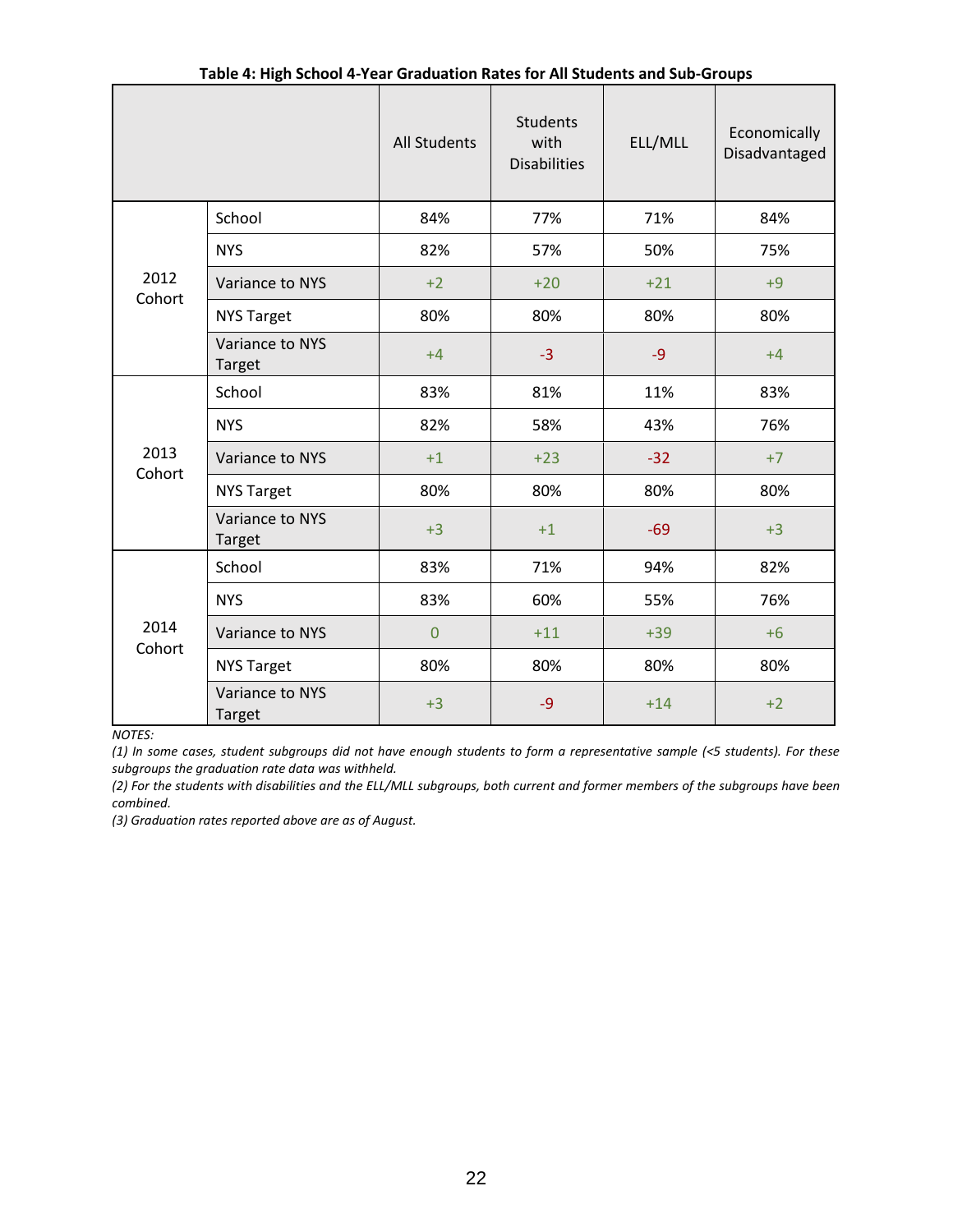**Table 4: High School 4-Year Graduation Rates for All Students and Sub-Groups**

| | | All Students | Students with Disabilities | ELL/MLL | Economically Disadvantaged |
|---|---|---|---|---|---|
| 2012 Cohort | School | 84% | 77% | 71% | 84% |
| | NYS | 82% | 57% | 50% | 75% |
| | Variance to NYS | +2 | +20 | +21 | +9 |
| | NYS Target | 80% | 80% | 80% | 80% |
| | Variance to NYS Target | +4 | -3 | -9 | +4 |
| 2013 Cohort | School | 83% | 81% | 11% | 83% |
| | NYS | 82% | 58% | 43% | 76% |
| | Variance to NYS | +1 | +23 | -32 | +7 |
| | NYS Target | 80% | 80% | 80% | 80% |
| | Variance to NYS Target | +3 | +1 | -69 | +3 |
| 2014 Cohort | School | 83% | 71% | 94% | 82% |
| | NYS | 83% | 60% | 55% | 76% |
| | Variance to NYS | 0 | +11 | +39 | +6 |
| | NYS Target | 80% | 80% | 80% | 80% |
| | Variance to NYS Target | +3 | -9 | +14 | +2 |

*NOTES:*
*(1) In some cases, student subgroups did not have enough students to form a representative sample (<5 students). For these subgroups the graduation rate data was withheld.*
*(2) For the students with disabilities and the ELL/MLL subgroups, both current and former members of the subgroups have been combined.*
*(3) Graduation rates reported above are as of August.*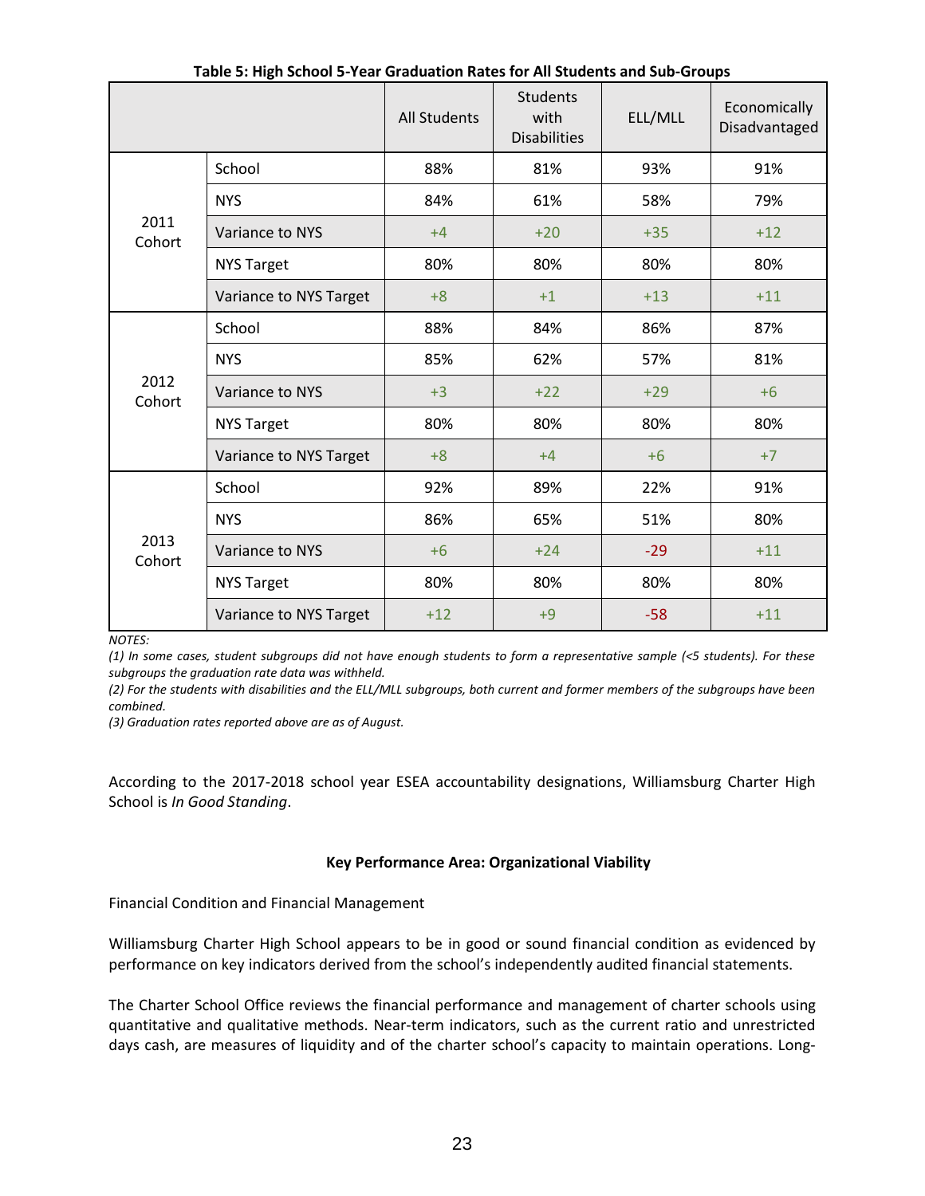**Table 5: High School 5-Year Graduation Rates for All Students and Sub-Groups**

| | | All Students | Students with Disabilities | ELL/MLL | Economically Disadvantaged |
|---|---|---|---|---|---|
| 2011 Cohort | School | 88% | 81% | 93% | 91% |
| | NYS | 84% | 61% | 58% | 79% |
| | Variance to NYS | +4 | +20 | +35 | +12 |
| | NYS Target | 80% | 80% | 80% | 80% |
| | Variance to NYS Target | +8 | +1 | +13 | +11 |
| 2012 Cohort | School | 88% | 84% | 86% | 87% |
| | NYS | 85% | 62% | 57% | 81% |
| | Variance to NYS | +3 | +22 | +29 | +6 |
| | NYS Target | 80% | 80% | 80% | 80% |
| | Variance to NYS Target | +8 | +4 | +6 | +7 |
| 2013 Cohort | School | 92% | 89% | 22% | 91% |
| | NYS | 86% | 65% | 51% | 80% |
| | Variance to NYS | +6 | +24 | -29 | +11 |
| | NYS Target | 80% | 80% | 80% | 80% |
| | Variance to NYS Target | +12 | +9 | -58 | +11 |

*NOTES:*
*(1) In some cases, student subgroups did not have enough students to form a representative sample (<5 students). For these subgroups the graduation rate data was withheld.*
*(2) For the students with disabilities and the ELL/MLL subgroups, both current and former members of the subgroups have been combined.*
*(3) Graduation rates reported above are as of August.*

According to the 2017-2018 school year ESEA accountability designations, Williamsburg Charter High School is *In Good Standing*.

**Key Performance Area: Organizational Viability**

Financial Condition and Financial Management

Williamsburg Charter High School appears to be in good or sound financial condition as evidenced by performance on key indicators derived from the school's independently audited financial statements.

The Charter School Office reviews the financial performance and management of charter schools using quantitative and qualitative methods. Near-term indicators, such as the current ratio and unrestricted days cash, are measures of liquidity and of the charter school's capacity to maintain operations. Long-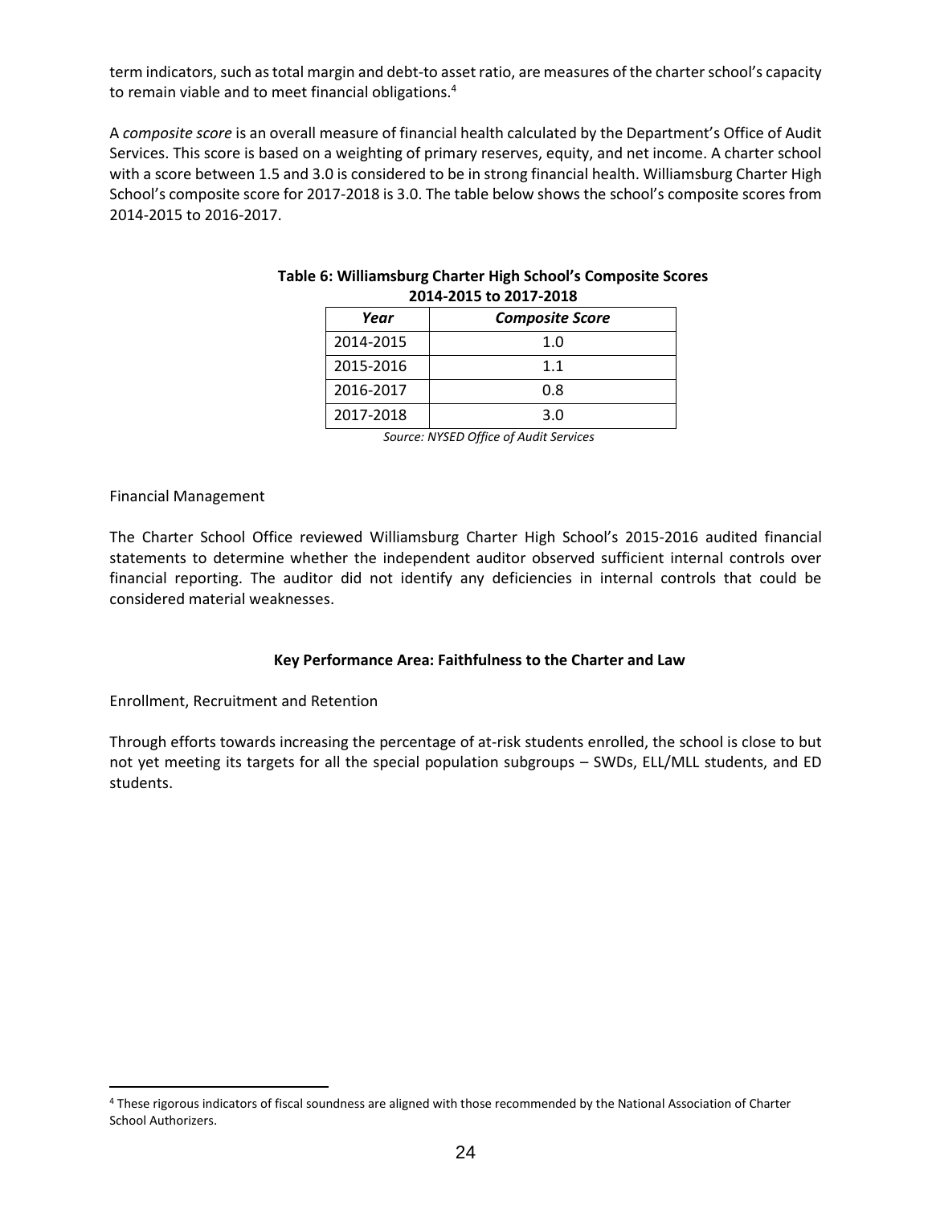term indicators, such as total margin and debt-to asset ratio, are measures of the charter school's capacity to remain viable and to meet financial obligations.[4]

A *composite score* is an overall measure of financial health calculated by the Department's Office of Audit Services. This score is based on a weighting of primary reserves, equity, and net income. A charter school with a score between 1.5 and 3.0 is considered to be in strong financial health. Williamsburg Charter High School's composite score for 2017-2018 is 3.0. The table below shows the school's composite scores from 2014-2015 to 2016-2017.

**Table 6: Williamsburg Charter High School's Composite Scores 2014-2015 to 2017-2018**

| *Year* | *Composite Score* |
|---|---|
| 2014-2015 | 1.0 |
| 2015-2016 | 1.1 |
| 2016-2017 | 0.8 |
| 2017-2018 | 3.0 |

*Source: NYSED Office of Audit Services*

Financial Management

The Charter School Office reviewed Williamsburg Charter High School's 2015-2016 audited financial statements to determine whether the independent auditor observed sufficient internal controls over financial reporting. The auditor did not identify any deficiencies in internal controls that could be considered material weaknesses.

### Key Performance Area: Faithfulness to the Charter and Law

Enrollment, Recruitment and Retention

Through efforts towards increasing the percentage of at-risk students enrolled, the school is close to but not yet meeting its targets for all the special population subgroups – SWDs, ELL/MLL students, and ED students.

[4] These rigorous indicators of fiscal soundness are aligned with those recommended by the National Association of Charter School Authorizers.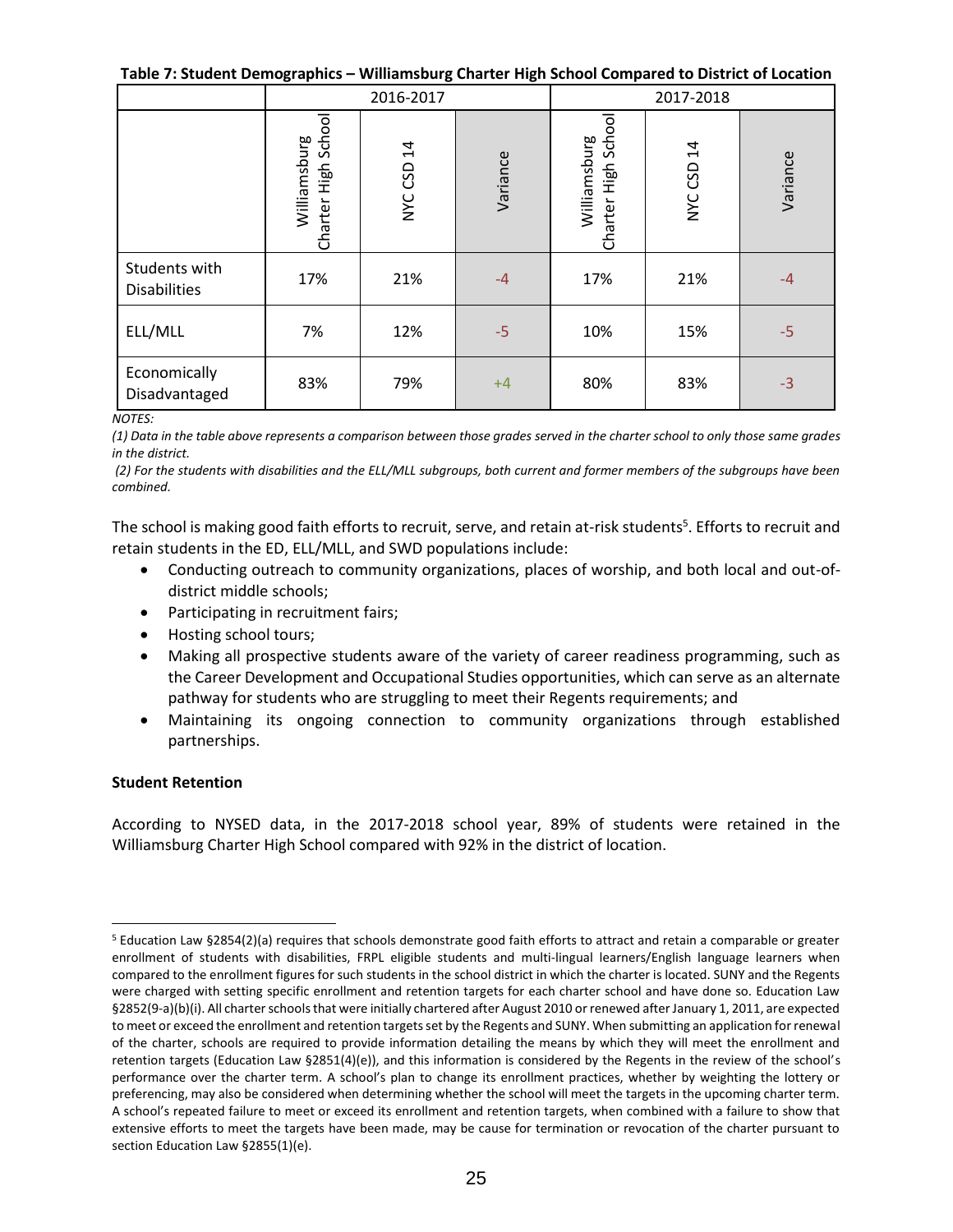**Table 7: Student Demographics – Williamsburg Charter High School Compared to District of Location**

| | 2016-2017 | | | 2017-2018 | | |
|---|---|---|---|---|---|---|
| | Williamsburg Charter High School | NYC CSD 14 | Variance | Williamsburg Charter High School | NYC CSD 14 | Variance |
| Students with Disabilities | 17% | 21% | -4 | 17% | 21% | -4 |
| ELL/MLL | 7% | 12% | -5 | 10% | 15% | -5 |
| Economically Disadvantaged | 83% | 79% | +4 | 80% | 83% | -3 |

*NOTES:*

*(1) Data in the table above represents a comparison between those grades served in the charter school to only those same grades in the district.*

*(2) For the students with disabilities and the ELL/MLL subgroups, both current and former members of the subgroups have been combined.*

The school is making good faith efforts to recruit, serve, and retain at-risk students[5]. Efforts to recruit and retain students in the ED, ELL/MLL, and SWD populations include:

- Conducting outreach to community organizations, places of worship, and both local and out-of-district middle schools;
- Participating in recruitment fairs;
- Hosting school tours;
- Making all prospective students aware of the variety of career readiness programming, such as the Career Development and Occupational Studies opportunities, which can serve as an alternate pathway for students who are struggling to meet their Regents requirements; and
- Maintaining its ongoing connection to community organizations through established partnerships.

**Student Retention**

According to NYSED data, in the 2017-2018 school year, 89% of students were retained in the Williamsburg Charter High School compared with 92% in the district of location.

[5] Education Law §2854(2)(a) requires that schools demonstrate good faith efforts to attract and retain a comparable or greater enrollment of students with disabilities, FRPL eligible students and multi-lingual learners/English language learners when compared to the enrollment figures for such students in the school district in which the charter is located. SUNY and the Regents were charged with setting specific enrollment and retention targets for each charter school and have done so. Education Law §2852(9-a)(b)(i). All charter schools that were initially chartered after August 2010 or renewed after January 1, 2011, are expected to meet or exceed the enrollment and retention targets set by the Regents and SUNY. When submitting an application for renewal of the charter, schools are required to provide information detailing the means by which they will meet the enrollment and retention targets (Education Law §2851(4)(e)), and this information is considered by the Regents in the review of the school's performance over the charter term. A school's plan to change its enrollment practices, whether by weighting the lottery or preferencing, may also be considered when determining whether the school will meet the targets in the upcoming charter term. A school's repeated failure to meet or exceed its enrollment and retention targets, when combined with a failure to show that extensive efforts to meet the targets have been made, may be cause for termination or revocation of the charter pursuant to section Education Law §2855(1)(e).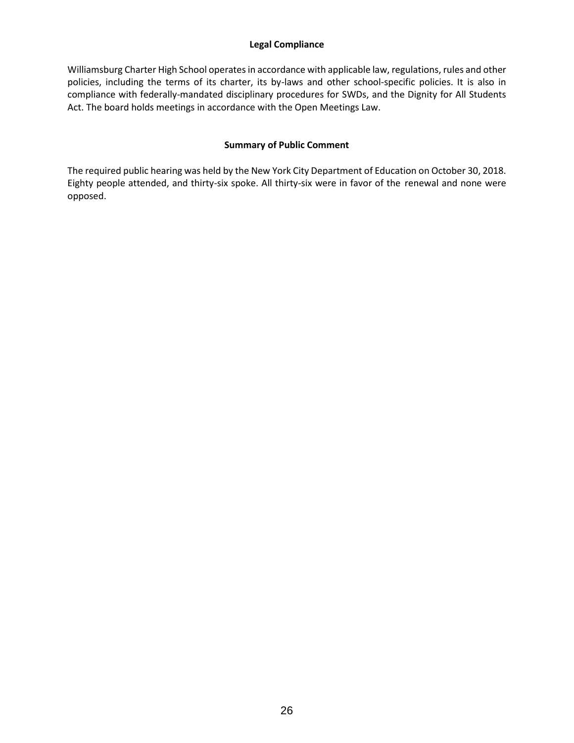### Legal Compliance

Williamsburg Charter High School operates in accordance with applicable law, regulations, rules and other policies, including the terms of its charter, its by-laws and other school-specific policies. It is also in compliance with federally-mandated disciplinary procedures for SWDs, and the Dignity for All Students Act. The board holds meetings in accordance with the Open Meetings Law.

### Summary of Public Comment

The required public hearing was held by the New York City Department of Education on October 30, 2018. Eighty people attended, and thirty-six spoke. All thirty-six were in favor of the renewal and none were opposed.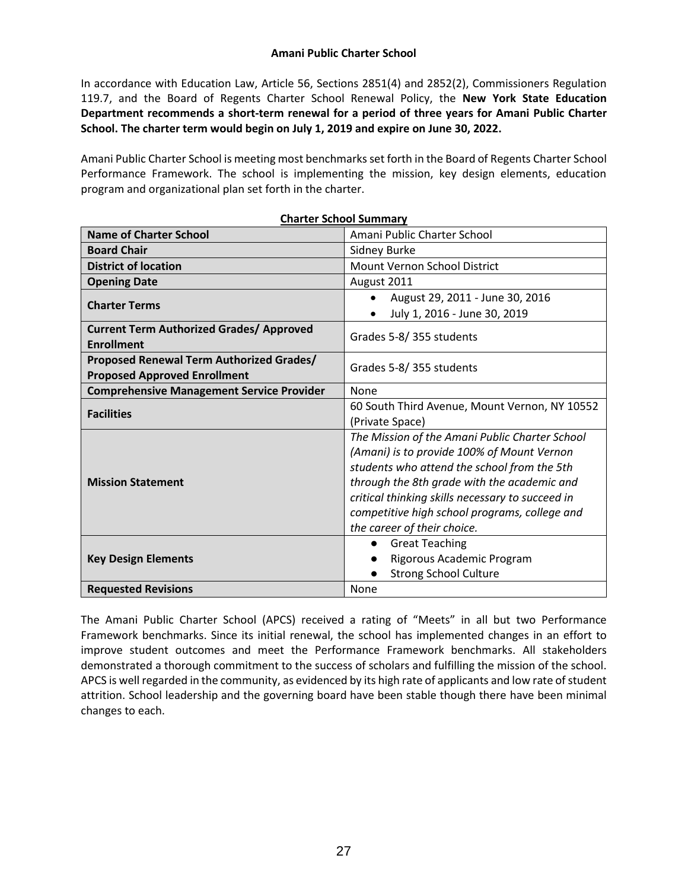# Amani Public Charter School

In accordance with Education Law, Article 56, Sections 2851(4) and 2852(2), Commissioners Regulation 119.7, and the Board of Regents Charter School Renewal Policy, the **New York State Education Department recommends a short-term renewal for a period of three years for Amani Public Charter School. The charter term would begin on July 1, 2019 and expire on June 30, 2022.**

Amani Public Charter School is meeting most benchmarks set forth in the Board of Regents Charter School Performance Framework. The school is implementing the mission, key design elements, education program and organizational plan set forth in the charter.

**Charter School Summary**

| | |
|---|---|
| **Name of Charter School** | Amani Public Charter School |
| **Board Chair** | Sidney Burke |
| **District of location** | Mount Vernon School District |
| **Opening Date** | August 2011 |
| **Charter Terms** | • August 29, 2011 - June 30, 2016<br>• July 1, 2016 - June 30, 2019 |
| **Current Term Authorized Grades/ Approved Enrollment** | Grades 5-8/ 355 students |
| **Proposed Renewal Term Authorized Grades/ Proposed Approved Enrollment** | Grades 5-8/ 355 students |
| **Comprehensive Management Service Provider** | None |
| **Facilities** | 60 South Third Avenue, Mount Vernon, NY 10552 (Private Space) |
| **Mission Statement** | *The Mission of the Amani Public Charter School (Amani) is to provide 100% of Mount Vernon students who attend the school from the 5th through the 8th grade with the academic and critical thinking skills necessary to succeed in competitive high school programs, college and the career of their choice.* |
| **Key Design Elements** | • Great Teaching<br>• Rigorous Academic Program<br>• Strong School Culture |
| **Requested Revisions** | None |

The Amani Public Charter School (APCS) received a rating of "Meets" in all but two Performance Framework benchmarks. Since its initial renewal, the school has implemented changes in an effort to improve student outcomes and meet the Performance Framework benchmarks. All stakeholders demonstrated a thorough commitment to the success of scholars and fulfilling the mission of the school. APCS is well regarded in the community, as evidenced by its high rate of applicants and low rate of student attrition. School leadership and the governing board have been stable though there have been minimal changes to each.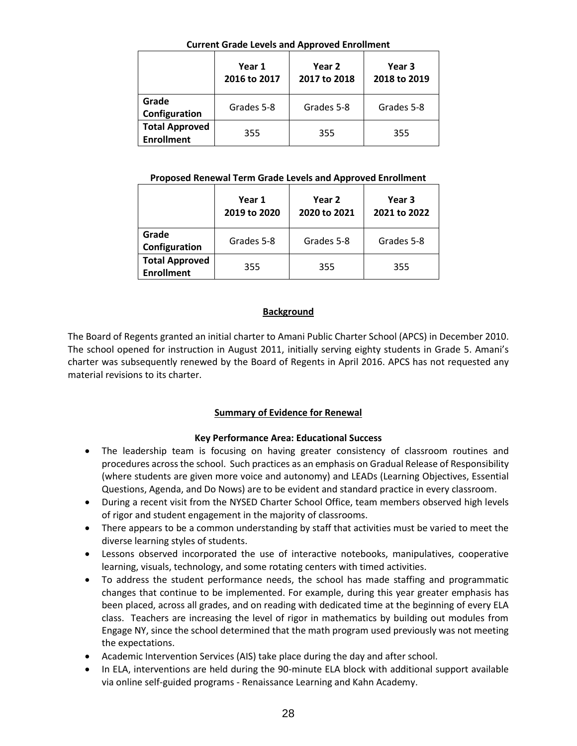**Current Grade Levels and Approved Enrollment**

| | Year 1 2016 to 2017 | Year 2 2017 to 2018 | Year 3 2018 to 2019 |
|---|---|---|---|
| **Grade Configuration** | Grades 5-8 | Grades 5-8 | Grades 5-8 |
| **Total Approved Enrollment** | 355 | 355 | 355 |

**Proposed Renewal Term Grade Levels and Approved Enrollment**

| | Year 1 2019 to 2020 | Year 2 2020 to 2021 | Year 3 2021 to 2022 |
|---|---|---|---|
| **Grade Configuration** | Grades 5-8 | Grades 5-8 | Grades 5-8 |
| **Total Approved Enrollment** | 355 | 355 | 355 |

## Background

The Board of Regents granted an initial charter to Amani Public Charter School (APCS) in December 2010. The school opened for instruction in August 2011, initially serving eighty students in Grade 5. Amani's charter was subsequently renewed by the Board of Regents in April 2016. APCS has not requested any material revisions to its charter.

## Summary of Evidence for Renewal

### Key Performance Area: Educational Success

- The leadership team is focusing on having greater consistency of classroom routines and procedures across the school. Such practices as an emphasis on Gradual Release of Responsibility (where students are given more voice and autonomy) and LEADs (Learning Objectives, Essential Questions, Agenda, and Do Nows) are to be evident and standard practice in every classroom.
- During a recent visit from the NYSED Charter School Office, team members observed high levels of rigor and student engagement in the majority of classrooms.
- There appears to be a common understanding by staff that activities must be varied to meet the diverse learning styles of students.
- Lessons observed incorporated the use of interactive notebooks, manipulatives, cooperative learning, visuals, technology, and some rotating centers with timed activities.
- To address the student performance needs, the school has made staffing and programmatic changes that continue to be implemented. For example, during this year greater emphasis has been placed, across all grades, and on reading with dedicated time at the beginning of every ELA class. Teachers are increasing the level of rigor in mathematics by building out modules from Engage NY, since the school determined that the math program used previously was not meeting the expectations.
- Academic Intervention Services (AIS) take place during the day and after school.
- In ELA, interventions are held during the 90-minute ELA block with additional support available via online self-guided programs - Renaissance Learning and Kahn Academy.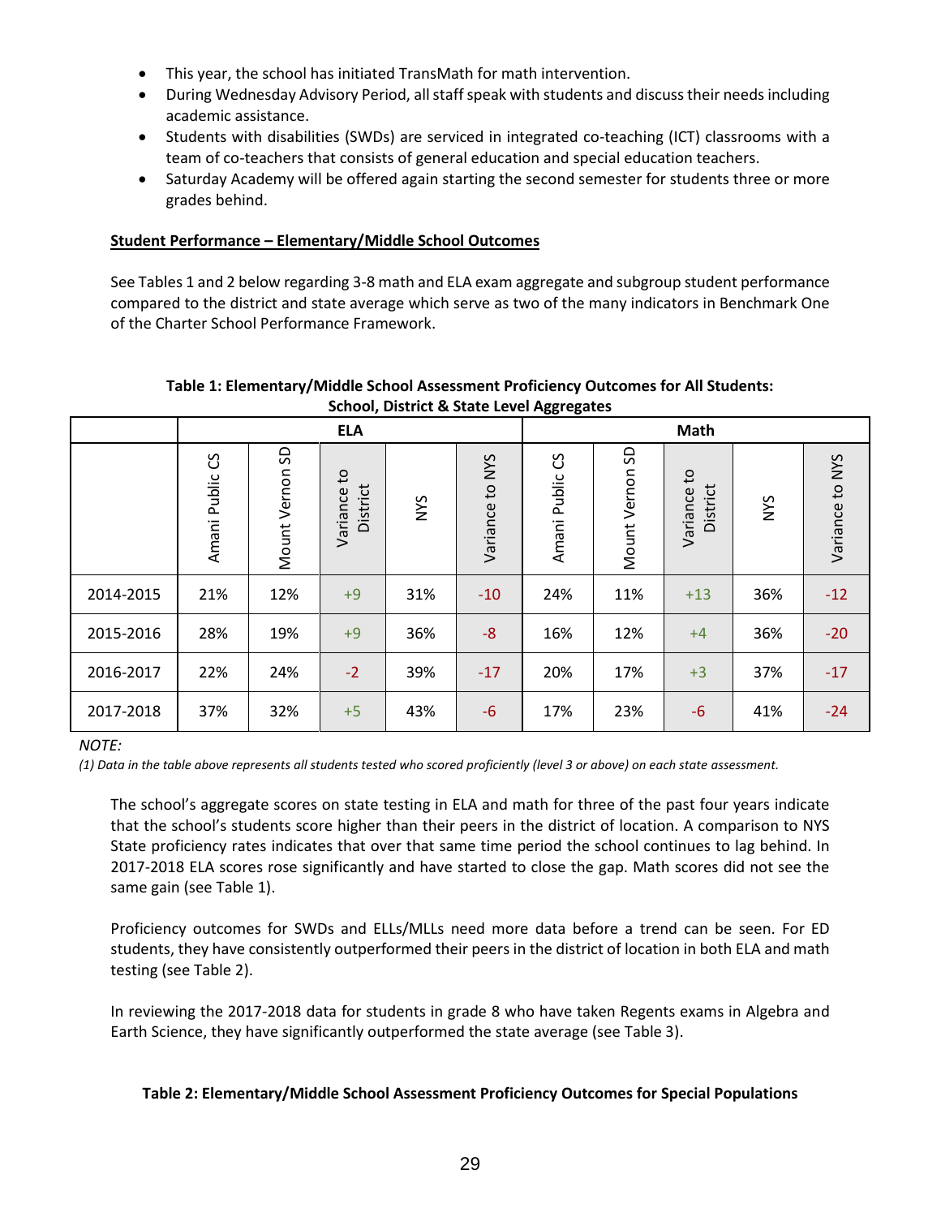- This year, the school has initiated TransMath for math intervention.
- During Wednesday Advisory Period, all staff speak with students and discuss their needs including academic assistance.
- Students with disabilities (SWDs) are serviced in integrated co-teaching (ICT) classrooms with a team of co-teachers that consists of general education and special education teachers.
- Saturday Academy will be offered again starting the second semester for students three or more grades behind.

**Student Performance – Elementary/Middle School Outcomes**

See Tables 1 and 2 below regarding 3-8 math and ELA exam aggregate and subgroup student performance compared to the district and state average which serve as two of the many indicators in Benchmark One of the Charter School Performance Framework.

**Table 1: Elementary/Middle School Assessment Proficiency Outcomes for All Students: School, District & State Level Aggregates**

| | ELA | | | | | Math | | | | |
|---|---|---|---|---|---|---|---|---|---|---|
| | Amani Public CS | Mount Vernon SD | Variance to District | NYS | Variance to NYS | Amani Public CS | Mount Vernon SD | Variance to District | NYS | Variance to NYS |
| 2014-2015 | 21% | 12% | +9 | 31% | -10 | 24% | 11% | +13 | 36% | -12 |
| 2015-2016 | 28% | 19% | +9 | 36% | -8 | 16% | 12% | +4 | 36% | -20 |
| 2016-2017 | 22% | 24% | -2 | 39% | -17 | 20% | 17% | +3 | 37% | -17 |
| 2017-2018 | 37% | 32% | +5 | 43% | -6 | 17% | 23% | -6 | 41% | -24 |

*NOTE:*

*(1) Data in the table above represents all students tested who scored proficiently (level 3 or above) on each state assessment.*

The school's aggregate scores on state testing in ELA and math for three of the past four years indicate that the school's students score higher than their peers in the district of location. A comparison to NYS State proficiency rates indicates that over that same time period the school continues to lag behind. In 2017-2018 ELA scores rose significantly and have started to close the gap. Math scores did not see the same gain (see Table 1).

Proficiency outcomes for SWDs and ELLs/MLLs need more data before a trend can be seen. For ED students, they have consistently outperformed their peers in the district of location in both ELA and math testing (see Table 2).

In reviewing the 2017-2018 data for students in grade 8 who have taken Regents exams in Algebra and Earth Science, they have significantly outperformed the state average (see Table 3).

**Table 2: Elementary/Middle School Assessment Proficiency Outcomes for Special Populations**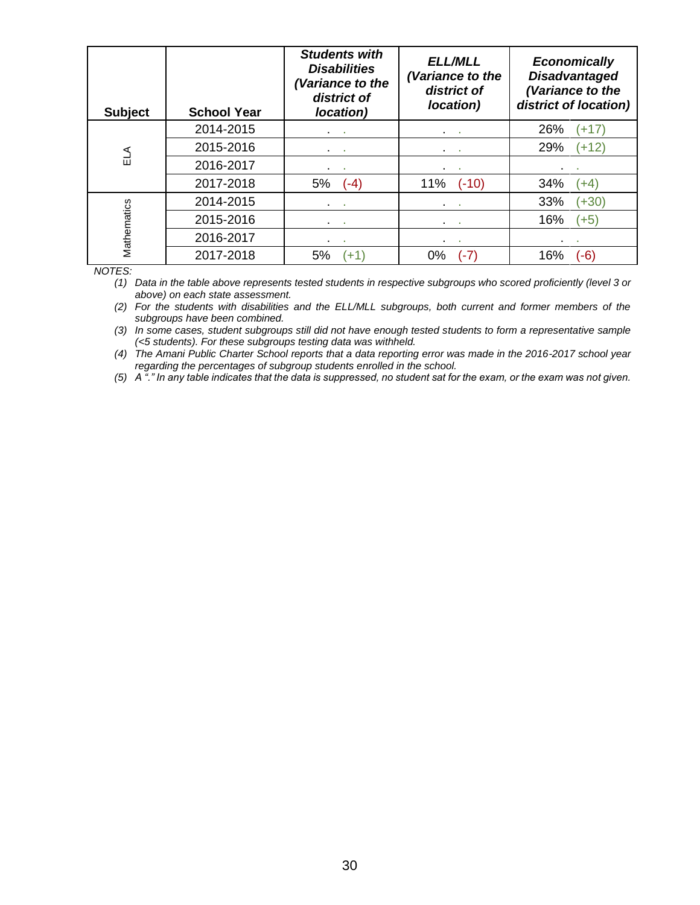| Subject | School Year | Students with Disabilities (Variance to the district of location) | ELL/MLL (Variance to the district of location) | Economically Disadvantaged (Variance to the district of location) |
|---|---|---|---|---|
| ELA | 2014-2015 | . . | . . | 26% (+17) |
| | 2015-2016 | . . | . . | 29% (+12) |
| | 2016-2017 | . . | . . | . . |
| | 2017-2018 | 5% (-4) | 11% (-10) | 34% (+4) |
| Mathematics | 2014-2015 | . . | . . | 33% (+30) |
| | 2015-2016 | . . | . . | 16% (+5) |
| | 2016-2017 | . . | . . | . . |
| | 2017-2018 | 5% (+1) | 0% (-7) | 16% (-6) |

*NOTES:*

1. *Data in the table above represents tested students in respective subgroups who scored proficiently (level 3 or above) on each state assessment.*
2. *For the students with disabilities and the ELL/MLL subgroups, both current and former members of the subgroups have been combined.*
3. *In some cases, student subgroups still did not have enough tested students to form a representative sample (<5 students). For these subgroups testing data was withheld.*
4. *The Amani Public Charter School reports that a data reporting error was made in the 2016-2017 school year regarding the percentages of subgroup students enrolled in the school.*
5. *A "." In any table indicates that the data is suppressed, no student sat for the exam, or the exam was not given.*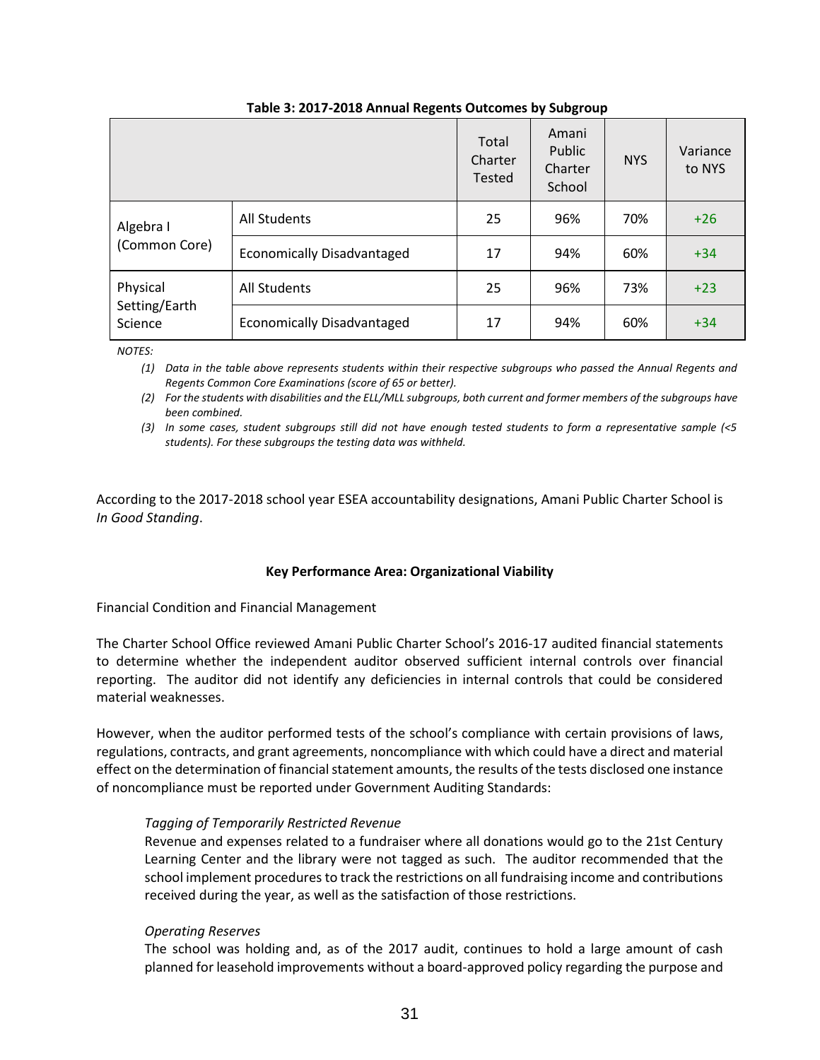**Table 3: 2017-2018 Annual Regents Outcomes by Subgroup**

| | | Total Charter Tested | Amani Public Charter School | NYS | Variance to NYS |
|---|---|---|---|---|---|
| Algebra I (Common Core) | All Students | 25 | 96% | 70% | +26 |
| | Economically Disadvantaged | 17 | 94% | 60% | +34 |
| Physical Setting/Earth Science | All Students | 25 | 96% | 73% | +23 |
| | Economically Disadvantaged | 17 | 94% | 60% | +34 |

*NOTES:*

*(1) Data in the table above represents students within their respective subgroups who passed the Annual Regents and Regents Common Core Examinations (score of 65 or better).*

*(2) For the students with disabilities and the ELL/MLL subgroups, both current and former members of the subgroups have been combined.*

*(3) In some cases, student subgroups still did not have enough tested students to form a representative sample (<5 students). For these subgroups the testing data was withheld.*

According to the 2017-2018 school year ESEA accountability designations, Amani Public Charter School is *In Good Standing*.

**Key Performance Area: Organizational Viability**

Financial Condition and Financial Management

The Charter School Office reviewed Amani Public Charter School's 2016-17 audited financial statements to determine whether the independent auditor observed sufficient internal controls over financial reporting. The auditor did not identify any deficiencies in internal controls that could be considered material weaknesses.

However, when the auditor performed tests of the school's compliance with certain provisions of laws, regulations, contracts, and grant agreements, noncompliance with which could have a direct and material effect on the determination of financial statement amounts, the results of the tests disclosed one instance of noncompliance must be reported under Government Auditing Standards:

*Tagging of Temporarily Restricted Revenue*

Revenue and expenses related to a fundraiser where all donations would go to the 21st Century Learning Center and the library were not tagged as such. The auditor recommended that the school implement procedures to track the restrictions on all fundraising income and contributions received during the year, as well as the satisfaction of those restrictions.

*Operating Reserves*

The school was holding and, as of the 2017 audit, continues to hold a large amount of cash planned for leasehold improvements without a board-approved policy regarding the purpose and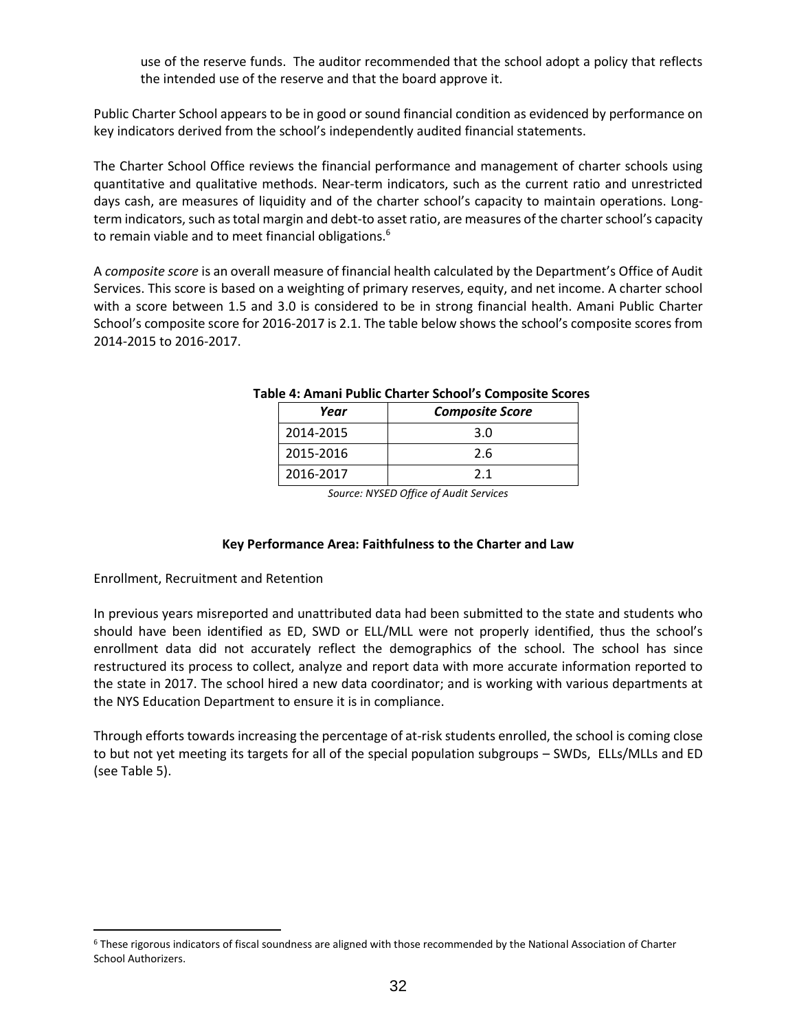use of the reserve funds. The auditor recommended that the school adopt a policy that reflects the intended use of the reserve and that the board approve it.

Public Charter School appears to be in good or sound financial condition as evidenced by performance on key indicators derived from the school's independently audited financial statements.

The Charter School Office reviews the financial performance and management of charter schools using quantitative and qualitative methods. Near-term indicators, such as the current ratio and unrestricted days cash, are measures of liquidity and of the charter school's capacity to maintain operations. Long-term indicators, such as total margin and debt-to asset ratio, are measures of the charter school's capacity to remain viable and to meet financial obligations.[6]

A *composite score* is an overall measure of financial health calculated by the Department's Office of Audit Services. This score is based on a weighting of primary reserves, equity, and net income. A charter school with a score between 1.5 and 3.0 is considered to be in strong financial health. Amani Public Charter School's composite score for 2016-2017 is 2.1. The table below shows the school's composite scores from 2014-2015 to 2016-2017.

**Table 4: Amani Public Charter School's Composite Scores**

| *Year* | *Composite Score* |
|---|---|
| 2014-2015 | 3.0 |
| 2015-2016 | 2.6 |
| 2016-2017 | 2.1 |

*Source: NYSED Office of Audit Services*

**Key Performance Area: Faithfulness to the Charter and Law**

Enrollment, Recruitment and Retention

In previous years misreported and unattributed data had been submitted to the state and students who should have been identified as ED, SWD or ELL/MLL were not properly identified, thus the school's enrollment data did not accurately reflect the demographics of the school. The school has since restructured its process to collect, analyze and report data with more accurate information reported to the state in 2017. The school hired a new data coordinator; and is working with various departments at the NYS Education Department to ensure it is in compliance.

Through efforts towards increasing the percentage of at-risk students enrolled, the school is coming close to but not yet meeting its targets for all of the special population subgroups – SWDs, ELLs/MLLs and ED (see Table 5).

[6] These rigorous indicators of fiscal soundness are aligned with those recommended by the National Association of Charter School Authorizers.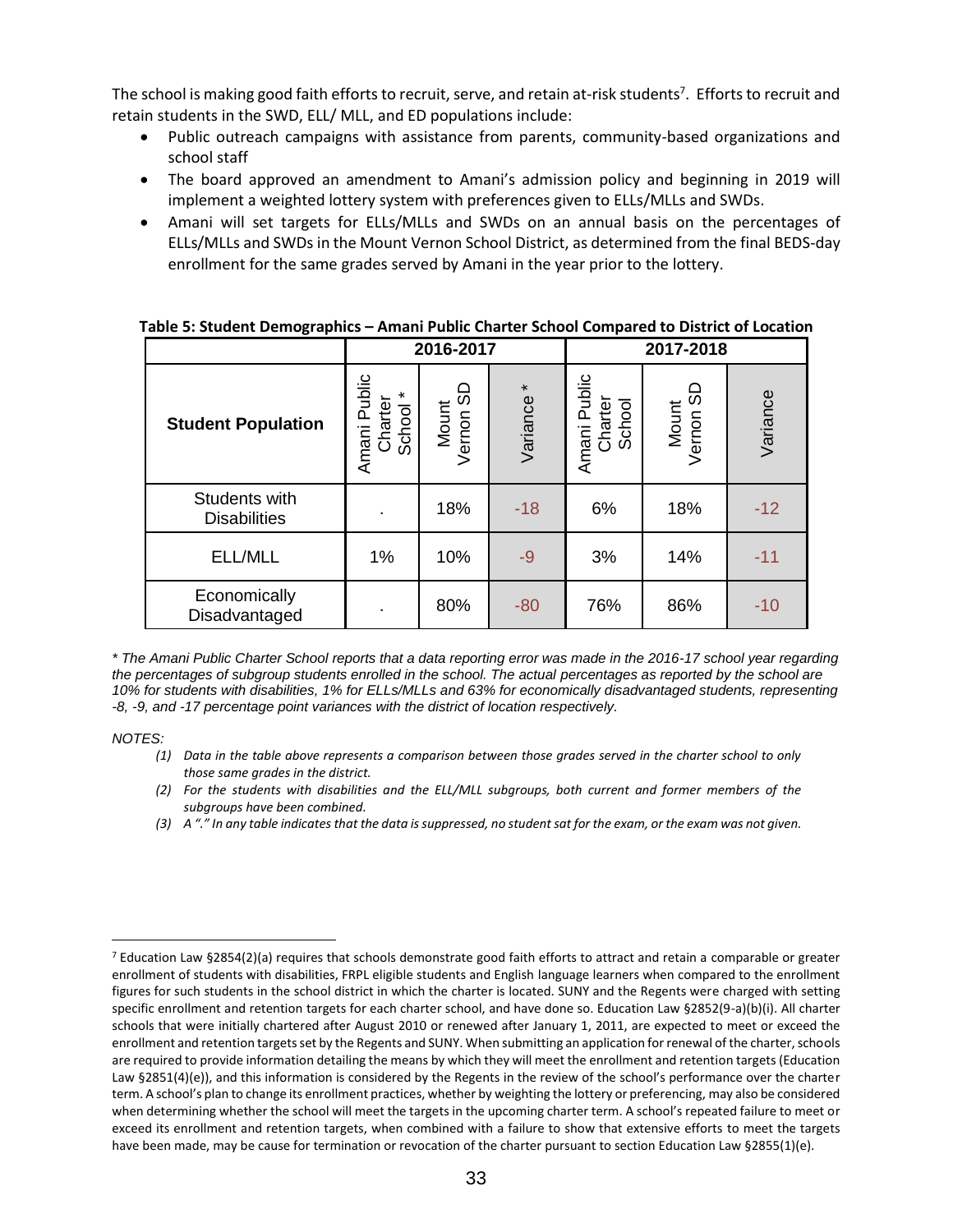The school is making good faith efforts to recruit, serve, and retain at-risk students[7]. Efforts to recruit and retain students in the SWD, ELL/ MLL, and ED populations include:

- Public outreach campaigns with assistance from parents, community-based organizations and school staff
- The board approved an amendment to Amani's admission policy and beginning in 2019 will implement a weighted lottery system with preferences given to ELLs/MLLs and SWDs.
- Amani will set targets for ELLs/MLLs and SWDs on an annual basis on the percentages of ELLs/MLLs and SWDs in the Mount Vernon School District, as determined from the final BEDS-day enrollment for the same grades served by Amani in the year prior to the lottery.

**Table 5: Student Demographics – Amani Public Charter School Compared to District of Location**

| Student Population | 2016-2017 | | | 2017-2018 | | |
|---|---|---|---|---|---|---|
| | Amani Public Charter School * | Mount Vernon SD | Variance * | Amani Public Charter School | Mount Vernon SD | Variance |
| Students with Disabilities | . | 18% | -18 | 6% | 18% | -12 |
| ELL/MLL | 1% | 10% | -9 | 3% | 14% | -11 |
| Economically Disadvantaged | . | 80% | -80 | 76% | 86% | -10 |

*\* The Amani Public Charter School reports that a data reporting error was made in the 2016-17 school year regarding the percentages of subgroup students enrolled in the school. The actual percentages as reported by the school are 10% for students with disabilities, 1% for ELLs/MLLs and 63% for economically disadvantaged students, representing -8, -9, and -17 percentage point variances with the district of location respectively.*

*NOTES:*

1. *Data in the table above represents a comparison between those grades served in the charter school to only those same grades in the district.*
2. *For the students with disabilities and the ELL/MLL subgroups, both current and former members of the subgroups have been combined.*
3. *A "." In any table indicates that the data is suppressed, no student sat for the exam, or the exam was not given.*

---

[7] Education Law §2854(2)(a) requires that schools demonstrate good faith efforts to attract and retain a comparable or greater enrollment of students with disabilities, FRPL eligible students and English language learners when compared to the enrollment figures for such students in the school district in which the charter is located. SUNY and the Regents were charged with setting specific enrollment and retention targets for each charter school, and have done so. Education Law §2852(9-a)(b)(i). All charter schools that were initially chartered after August 2010 or renewed after January 1, 2011, are expected to meet or exceed the enrollment and retention targets set by the Regents and SUNY. When submitting an application for renewal of the charter, schools are required to provide information detailing the means by which they will meet the enrollment and retention targets (Education Law §2851(4)(e)), and this information is considered by the Regents in the review of the school's performance over the charter term. A school's plan to change its enrollment practices, whether by weighting the lottery or preferencing, may also be considered when determining whether the school will meet the targets in the upcoming charter term. A school's repeated failure to meet or exceed its enrollment and retention targets, when combined with a failure to show that extensive efforts to meet the targets have been made, may be cause for termination or revocation of the charter pursuant to section Education Law §2855(1)(e).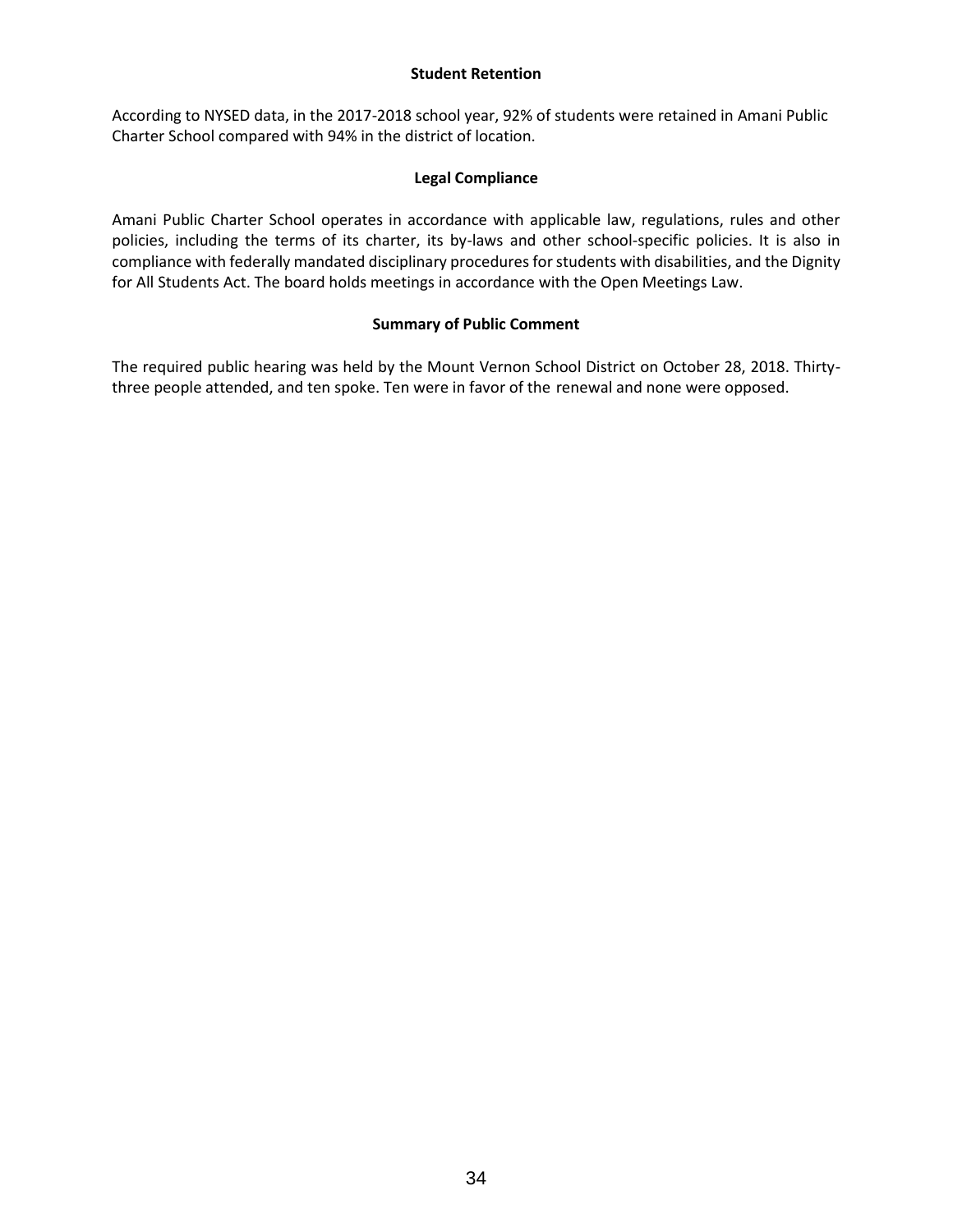### Student Retention

According to NYSED data, in the 2017-2018 school year, 92% of students were retained in Amani Public Charter School compared with 94% in the district of location.

### Legal Compliance

Amani Public Charter School operates in accordance with applicable law, regulations, rules and other policies, including the terms of its charter, its by-laws and other school-specific policies. It is also in compliance with federally mandated disciplinary procedures for students with disabilities, and the Dignity for All Students Act. The board holds meetings in accordance with the Open Meetings Law.

### Summary of Public Comment

The required public hearing was held by the Mount Vernon School District on October 28, 2018. Thirty-three people attended, and ten spoke. Ten were in favor of the renewal and none were opposed.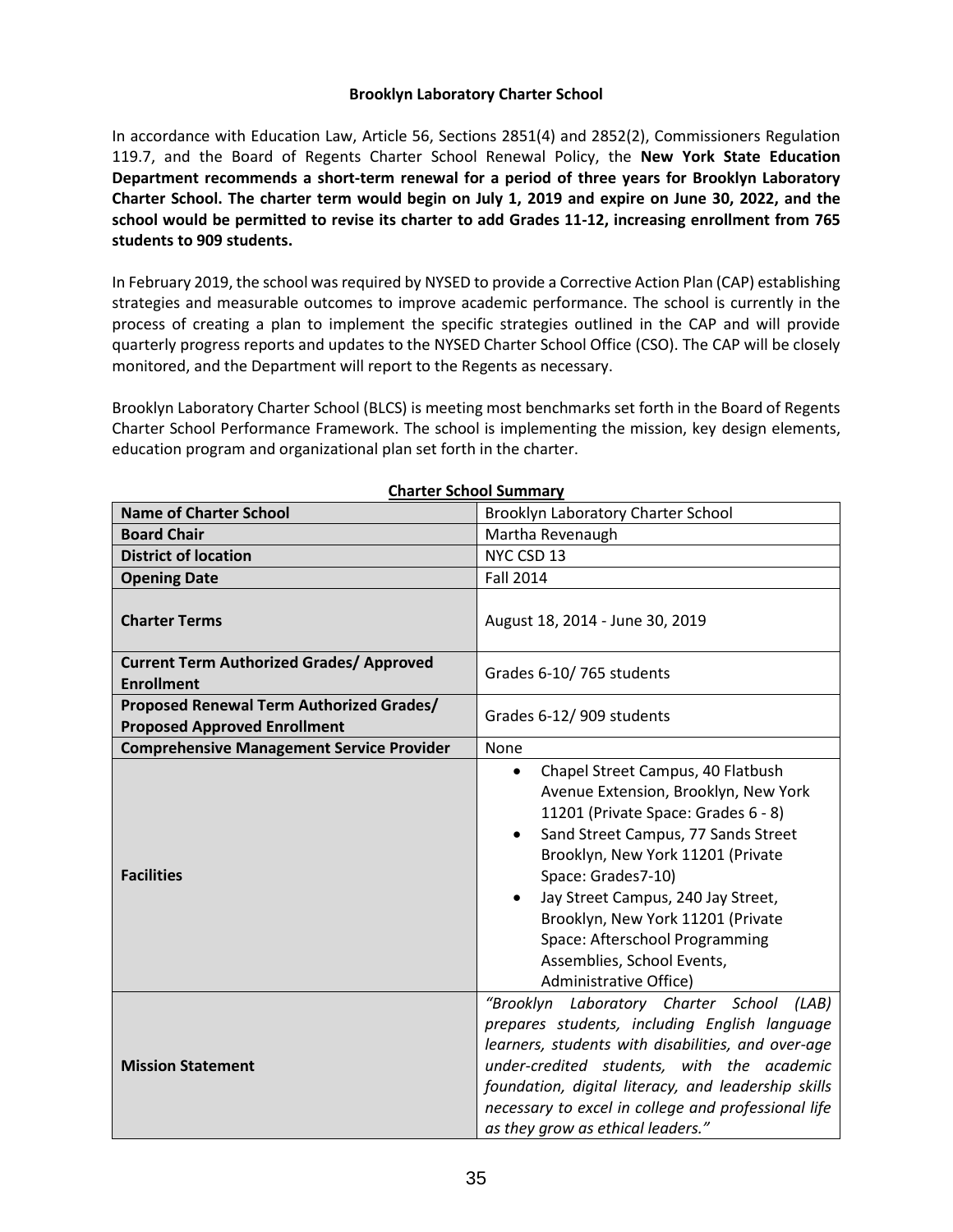**Brooklyn Laboratory Charter School**

In accordance with Education Law, Article 56, Sections 2851(4) and 2852(2), Commissioners Regulation 119.7, and the Board of Regents Charter School Renewal Policy, the **New York State Education Department recommends a short-term renewal for a period of three years for Brooklyn Laboratory Charter School. The charter term would begin on July 1, 2019 and expire on June 30, 2022, and the school would be permitted to revise its charter to add Grades 11-12, increasing enrollment from 765 students to 909 students.**

In February 2019, the school was required by NYSED to provide a Corrective Action Plan (CAP) establishing strategies and measurable outcomes to improve academic performance. The school is currently in the process of creating a plan to implement the specific strategies outlined in the CAP and will provide quarterly progress reports and updates to the NYSED Charter School Office (CSO). The CAP will be closely monitored, and the Department will report to the Regents as necessary.

Brooklyn Laboratory Charter School (BLCS) is meeting most benchmarks set forth in the Board of Regents Charter School Performance Framework. The school is implementing the mission, key design elements, education program and organizational plan set forth in the charter.

**Charter School Summary**

| | |
|---|---|
| **Name of Charter School** | Brooklyn Laboratory Charter School |
| **Board Chair** | Martha Revenaugh |
| **District of location** | NYC CSD 13 |
| **Opening Date** | Fall 2014 |
| **Charter Terms** | August 18, 2014 - June 30, 2019 |
| **Current Term Authorized Grades/ Approved Enrollment** | Grades 6-10/ 765 students |
| **Proposed Renewal Term Authorized Grades/ Proposed Approved Enrollment** | Grades 6-12/ 909 students |
| **Comprehensive Management Service Provider** | None |
| **Facilities** | • Chapel Street Campus, 40 Flatbush Avenue Extension, Brooklyn, New York 11201 (Private Space: Grades 6 - 8)<br>• Sand Street Campus, 77 Sands Street Brooklyn, New York 11201 (Private Space: Grades7-10)<br>• Jay Street Campus, 240 Jay Street, Brooklyn, New York 11201 (Private Space: Afterschool Programming Assemblies, School Events, Administrative Office) |
| **Mission Statement** | *"Brooklyn Laboratory Charter School (LAB) prepares students, including English language learners, students with disabilities, and over-age under-credited students, with the academic foundation, digital literacy, and leadership skills necessary to excel in college and professional life as they grow as ethical leaders."* |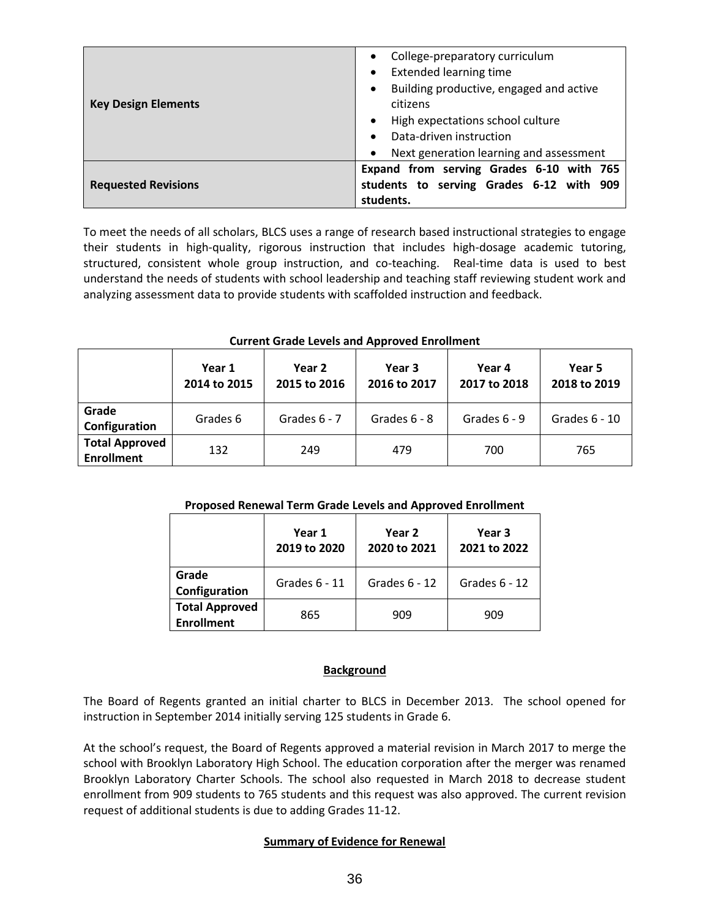| | |
|---|---|
| **Key Design Elements** | • College-preparatory curriculum<br>• Extended learning time<br>• Building productive, engaged and active citizens<br>• High expectations school culture<br>• Data-driven instruction<br>• Next generation learning and assessment |
| **Requested Revisions** | **Expand from serving Grades 6-10 with 765 students to serving Grades 6-12 with 909 students.** |

To meet the needs of all scholars, BLCS uses a range of research based instructional strategies to engage their students in high-quality, rigorous instruction that includes high-dosage academic tutoring, structured, consistent whole group instruction, and co-teaching. Real-time data is used to best understand the needs of students with school leadership and teaching staff reviewing student work and analyzing assessment data to provide students with scaffolded instruction and feedback.

**Current Grade Levels and Approved Enrollment**

| | Year 1<br>2014 to 2015 | Year 2<br>2015 to 2016 | Year 3<br>2016 to 2017 | Year 4<br>2017 to 2018 | Year 5<br>2018 to 2019 |
|---|---|---|---|---|---|
| **Grade Configuration** | Grades 6 | Grades 6 - 7 | Grades 6 - 8 | Grades 6 - 9 | Grades 6 - 10 |
| **Total Approved Enrollment** | 132 | 249 | 479 | 700 | 765 |

**Proposed Renewal Term Grade Levels and Approved Enrollment**

| | Year 1<br>2019 to 2020 | Year 2<br>2020 to 2021 | Year 3<br>2021 to 2022 |
|---|---|---|---|
| **Grade Configuration** | Grades 6 - 11 | Grades 6 - 12 | Grades 6 - 12 |
| **Total Approved Enrollment** | 865 | 909 | 909 |

## Background

The Board of Regents granted an initial charter to BLCS in December 2013. The school opened for instruction in September 2014 initially serving 125 students in Grade 6.

At the school's request, the Board of Regents approved a material revision in March 2017 to merge the school with Brooklyn Laboratory High School. The education corporation after the merger was renamed Brooklyn Laboratory Charter Schools. The school also requested in March 2018 to decrease student enrollment from 909 students to 765 students and this request was also approved. The current revision request of additional students is due to adding Grades 11-12.

## Summary of Evidence for Renewal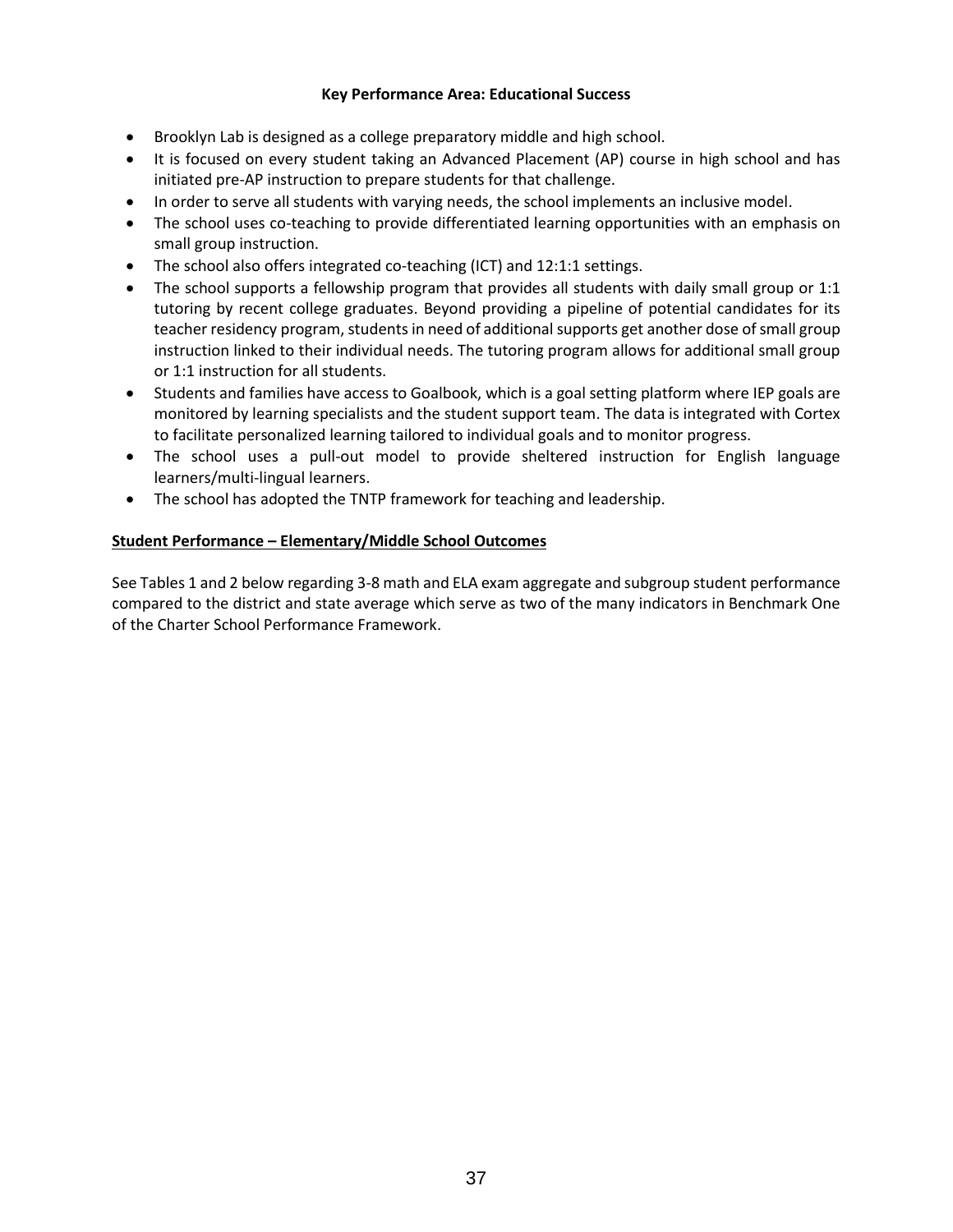**Key Performance Area: Educational Success**

- Brooklyn Lab is designed as a college preparatory middle and high school.
- It is focused on every student taking an Advanced Placement (AP) course in high school and has initiated pre-AP instruction to prepare students for that challenge.
- In order to serve all students with varying needs, the school implements an inclusive model.
- The school uses co-teaching to provide differentiated learning opportunities with an emphasis on small group instruction.
- The school also offers integrated co-teaching (ICT) and 12:1:1 settings.
- The school supports a fellowship program that provides all students with daily small group or 1:1 tutoring by recent college graduates. Beyond providing a pipeline of potential candidates for its teacher residency program, students in need of additional supports get another dose of small group instruction linked to their individual needs. The tutoring program allows for additional small group or 1:1 instruction for all students.
- Students and families have access to Goalbook, which is a goal setting platform where IEP goals are monitored by learning specialists and the student support team. The data is integrated with Cortex to facilitate personalized learning tailored to individual goals and to monitor progress.
- The school uses a pull-out model to provide sheltered instruction for English language learners/multi-lingual learners.
- The school has adopted the TNTP framework for teaching and leadership.

**Student Performance – Elementary/Middle School Outcomes**

See Tables 1 and 2 below regarding 3-8 math and ELA exam aggregate and subgroup student performance compared to the district and state average which serve as two of the many indicators in Benchmark One of the Charter School Performance Framework.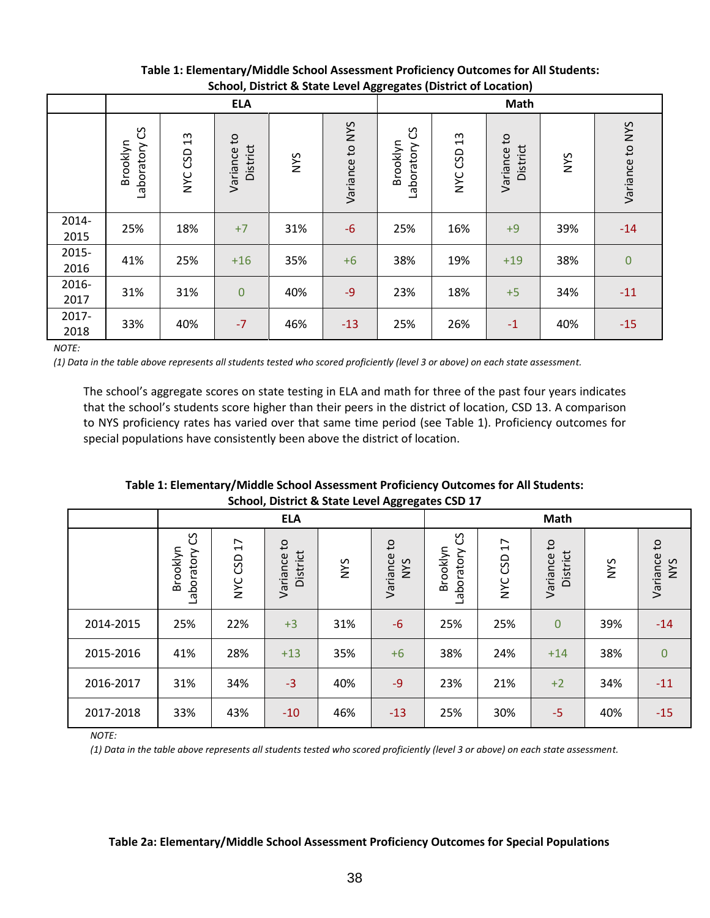**Table 1: Elementary/Middle School Assessment Proficiency Outcomes for All Students: School, District & State Level Aggregates (District of Location)**

| | ELA | | | | | Math | | | | |
|---|---|---|---|---|---|---|---|---|---|---|
| | Brooklyn Laboratory CS | NYC CSD 13 | Variance to District | NYS | Variance to NYS | Brooklyn Laboratory CS | NYC CSD 13 | Variance to District | NYS | Variance to NYS |
| 2014-2015 | 25% | 18% | +7 | 31% | -6 | 25% | 16% | +9 | 39% | -14 |
| 2015-2016 | 41% | 25% | +16 | 35% | +6 | 38% | 19% | +19 | 38% | 0 |
| 2016-2017 | 31% | 31% | 0 | 40% | -9 | 23% | 18% | +5 | 34% | -11 |
| 2017-2018 | 33% | 40% | -7 | 46% | -13 | 25% | 26% | -1 | 40% | -15 |

*NOTE:*

*(1) Data in the table above represents all students tested who scored proficiently (level 3 or above) on each state assessment.*

The school's aggregate scores on state testing in ELA and math for three of the past four years indicates that the school's students score higher than their peers in the district of location, CSD 13. A comparison to NYS proficiency rates has varied over that same time period (see Table 1). Proficiency outcomes for special populations have consistently been above the district of location.

**Table 1: Elementary/Middle School Assessment Proficiency Outcomes for All Students: School, District & State Level Aggregates CSD 17**

| | ELA | | | | | Math | | | | |
|---|---|---|---|---|---|---|---|---|---|---|
| | Brooklyn Laboratory CS | NYC CSD 17 | Variance to District | NYS | Variance to NYS | Brooklyn Laboratory CS | NYC CSD 17 | Variance to District | NYS | Variance to NYS |
| 2014-2015 | 25% | 22% | +3 | 31% | -6 | 25% | 25% | 0 | 39% | -14 |
| 2015-2016 | 41% | 28% | +13 | 35% | +6 | 38% | 24% | +14 | 38% | 0 |
| 2016-2017 | 31% | 34% | -3 | 40% | -9 | 23% | 21% | +2 | 34% | -11 |
| 2017-2018 | 33% | 43% | -10 | 46% | -13 | 25% | 30% | -5 | 40% | -15 |

*NOTE:*

*(1) Data in the table above represents all students tested who scored proficiently (level 3 or above) on each state assessment.*

**Table 2a: Elementary/Middle School Assessment Proficiency Outcomes for Special Populations**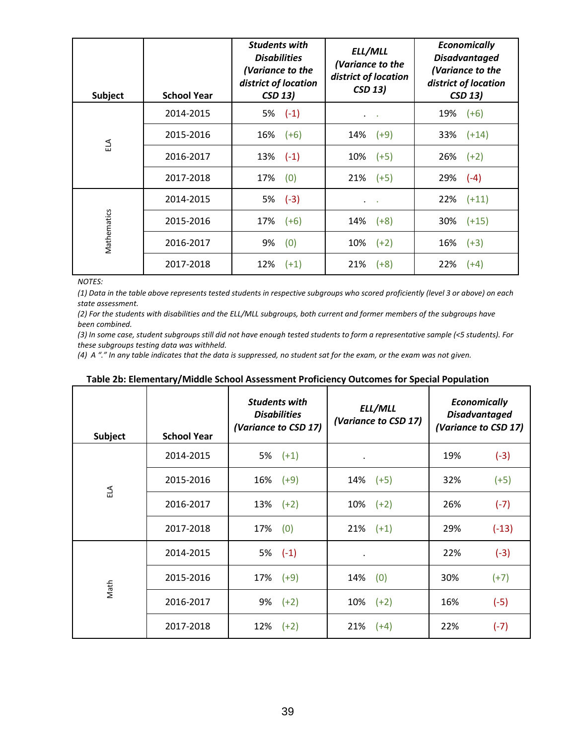| Subject | School Year | Students with Disabilities (Variance to the district of location CSD 13) | ELL/MLL (Variance to the district of location CSD 13) | Economically Disadvantaged (Variance to the district of location CSD 13) |
|---|---|---|---|---|
| ELA | 2014-2015 | 5% (-1) | . . | 19% (+6) |
| | 2015-2016 | 16% (+6) | 14% (+9) | 33% (+14) |
| | 2016-2017 | 13% (-1) | 10% (+5) | 26% (+2) |
| | 2017-2018 | 17% (0) | 21% (+5) | 29% (-4) |
| Mathematics | 2014-2015 | 5% (-3) | . . | 22% (+11) |
| | 2015-2016 | 17% (+6) | 14% (+8) | 30% (+15) |
| | 2016-2017 | 9% (0) | 10% (+2) | 16% (+3) |
| | 2017-2018 | 12% (+1) | 21% (+8) | 22% (+4) |

*NOTES:*

*(1) Data in the table above represents tested students in respective subgroups who scored proficiently (level 3 or above) on each state assessment.*

*(2) For the students with disabilities and the ELL/MLL subgroups, both current and former members of the subgroups have been combined.*

*(3) In some case, student subgroups still did not have enough tested students to form a representative sample (<5 students). For these subgroups testing data was withheld.*

*(4) A "." In any table indicates that the data is suppressed, no student sat for the exam, or the exam was not given.*

**Table 2b: Elementary/Middle School Assessment Proficiency Outcomes for Special Population**

| Subject | School Year | Students with Disabilities (Variance to CSD 17) | ELL/MLL (Variance to CSD 17) | Economically Disadvantaged (Variance to CSD 17) |
|---|---|---|---|---|
| ELA | 2014-2015 | 5% (+1) | . | 19% (-3) |
| | 2015-2016 | 16% (+9) | 14% (+5) | 32% (+5) |
| | 2016-2017 | 13% (+2) | 10% (+2) | 26% (-7) |
| | 2017-2018 | 17% (0) | 21% (+1) | 29% (-13) |
| Math | 2014-2015 | 5% (-1) | . | 22% (-3) |
| | 2015-2016 | 17% (+9) | 14% (0) | 30% (+7) |
| | 2016-2017 | 9% (+2) | 10% (+2) | 16% (-5) |
| | 2017-2018 | 12% (+2) | 21% (+4) | 22% (-7) |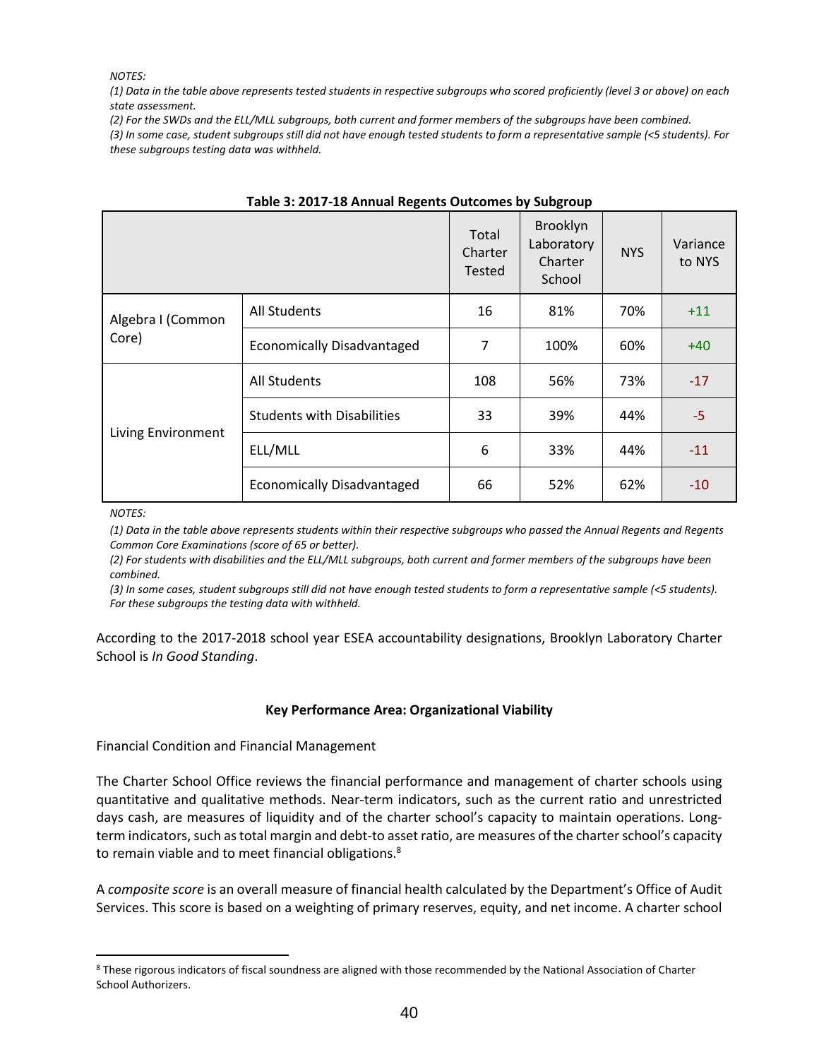*NOTES:*

*(1) Data in the table above represents tested students in respective subgroups who scored proficiently (level 3 or above) on each state assessment.*

*(2) For the SWDs and the ELL/MLL subgroups, both current and former members of the subgroups have been combined.*

*(3) In some case, student subgroups still did not have enough tested students to form a representative sample (<5 students). For these subgroups testing data was withheld.*

**Table 3: 2017-18 Annual Regents Outcomes by Subgroup**

| | | Total Charter Tested | Brooklyn Laboratory Charter School | NYS | Variance to NYS |
|---|---|---|---|---|---|
| Algebra I (Common Core) | All Students | 16 | 81% | 70% | +11 |
| | Economically Disadvantaged | 7 | 100% | 60% | +40 |
| Living Environment | All Students | 108 | 56% | 73% | -17 |
| | Students with Disabilities | 33 | 39% | 44% | -5 |
| | ELL/MLL | 6 | 33% | 44% | -11 |
| | Economically Disadvantaged | 66 | 52% | 62% | -10 |

*NOTES:*

*(1) Data in the table above represents students within their respective subgroups who passed the Annual Regents and Regents Common Core Examinations (score of 65 or better).*

*(2) For students with disabilities and the ELL/MLL subgroups, both current and former members of the subgroups have been combined.*

*(3) In some cases, student subgroups still did not have enough tested students to form a representative sample (<5 students). For these subgroups the testing data with withheld.*

According to the 2017-2018 school year ESEA accountability designations, Brooklyn Laboratory Charter School is *In Good Standing*.

### Key Performance Area: Organizational Viability

Financial Condition and Financial Management

The Charter School Office reviews the financial performance and management of charter schools using quantitative and qualitative methods. Near-term indicators, such as the current ratio and unrestricted days cash, are measures of liquidity and of the charter school's capacity to maintain operations. Long-term indicators, such as total margin and debt-to asset ratio, are measures of the charter school's capacity to remain viable and to meet financial obligations.[8]

A *composite score* is an overall measure of financial health calculated by the Department's Office of Audit Services. This score is based on a weighting of primary reserves, equity, and net income. A charter school

[8] These rigorous indicators of fiscal soundness are aligned with those recommended by the National Association of Charter School Authorizers.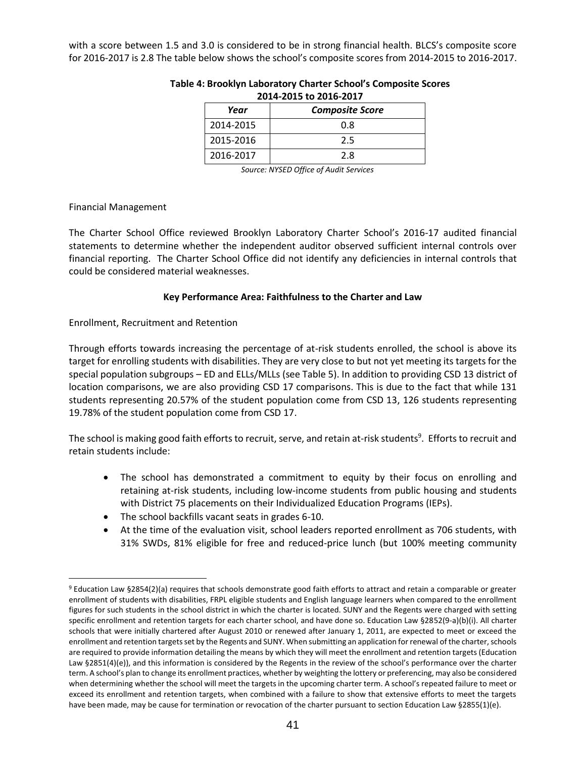with a score between 1.5 and 3.0 is considered to be in strong financial health. BLCS's composite score for 2016-2017 is 2.8 The table below shows the school's composite scores from 2014-2015 to 2016-2017.

**Table 4: Brooklyn Laboratory Charter School's Composite Scores 2014-2015 to 2016-2017**

| *Year* | *Composite Score* |
|---|---|
| 2014-2015 | 0.8 |
| 2015-2016 | 2.5 |
| 2016-2017 | 2.8 |

*Source: NYSED Office of Audit Services*

Financial Management

The Charter School Office reviewed Brooklyn Laboratory Charter School's 2016-17 audited financial statements to determine whether the independent auditor observed sufficient internal controls over financial reporting. The Charter School Office did not identify any deficiencies in internal controls that could be considered material weaknesses.

**Key Performance Area: Faithfulness to the Charter and Law**

Enrollment, Recruitment and Retention

Through efforts towards increasing the percentage of at-risk students enrolled, the school is above its target for enrolling students with disabilities. They are very close to but not yet meeting its targets for the special population subgroups – ED and ELLs/MLLs (see Table 5). In addition to providing CSD 13 district of location comparisons, we are also providing CSD 17 comparisons. This is due to the fact that while 131 students representing 20.57% of the student population come from CSD 13, 126 students representing 19.78% of the student population come from CSD 17.

The school is making good faith efforts to recruit, serve, and retain at-risk students[9]. Efforts to recruit and retain students include:

- The school has demonstrated a commitment to equity by their focus on enrolling and retaining at-risk students, including low-income students from public housing and students with District 75 placements on their Individualized Education Programs (IEPs).
- The school backfills vacant seats in grades 6-10.
- At the time of the evaluation visit, school leaders reported enrollment as 706 students, with 31% SWDs, 81% eligible for free and reduced-price lunch (but 100% meeting community

[9] Education Law §2854(2)(a) requires that schools demonstrate good faith efforts to attract and retain a comparable or greater enrollment of students with disabilities, FRPL eligible students and English language learners when compared to the enrollment figures for such students in the school district in which the charter is located. SUNY and the Regents were charged with setting specific enrollment and retention targets for each charter school, and have done so. Education Law §2852(9-a)(b)(i). All charter schools that were initially chartered after August 2010 or renewed after January 1, 2011, are expected to meet or exceed the enrollment and retention targets set by the Regents and SUNY. When submitting an application for renewal of the charter, schools are required to provide information detailing the means by which they will meet the enrollment and retention targets (Education Law §2851(4)(e)), and this information is considered by the Regents in the review of the school's performance over the charter term. A school's plan to change its enrollment practices, whether by weighting the lottery or preferencing, may also be considered when determining whether the school will meet the targets in the upcoming charter term. A school's repeated failure to meet or exceed its enrollment and retention targets, when combined with a failure to show that extensive efforts to meet the targets have been made, may be cause for termination or revocation of the charter pursuant to section Education Law §2855(1)(e).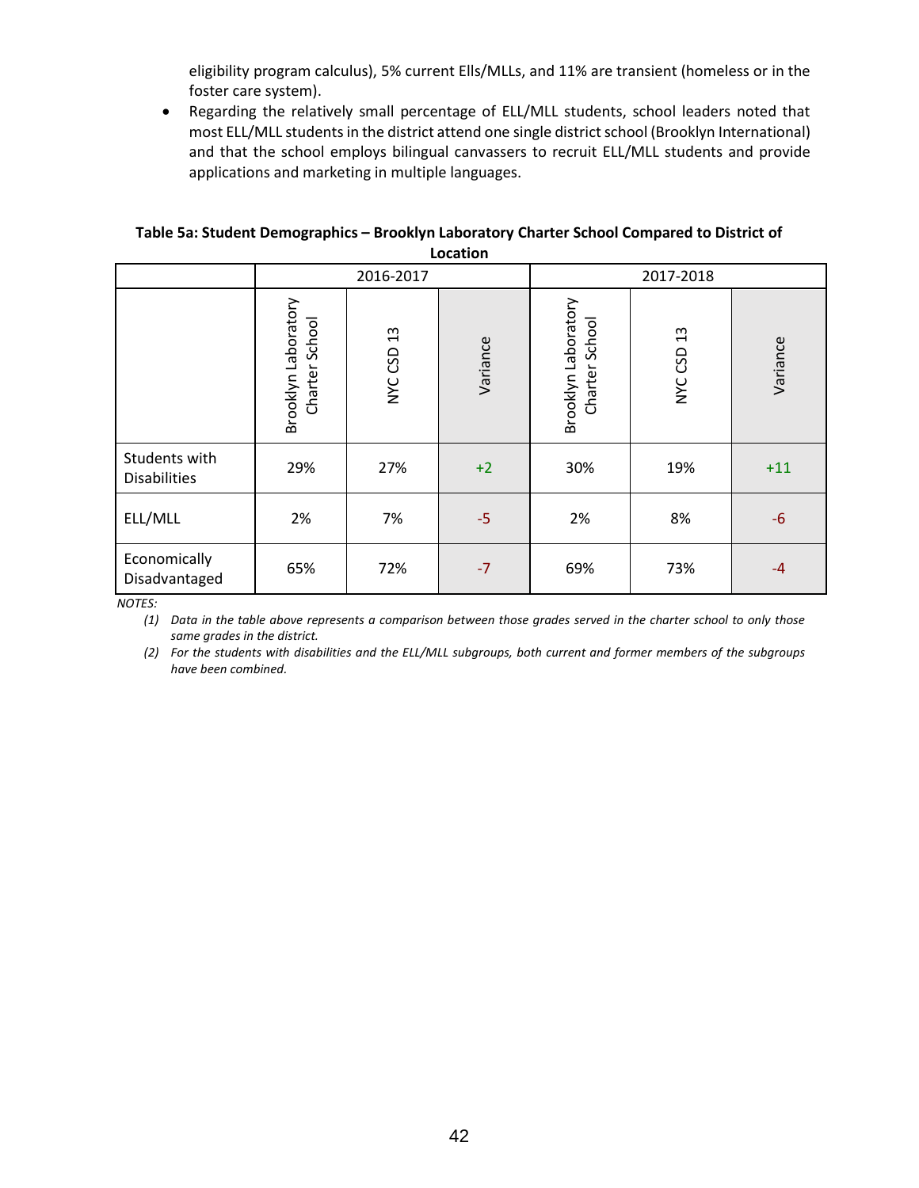eligibility program calculus), 5% current Ells/MLLs, and 11% are transient (homeless or in the foster care system).

- Regarding the relatively small percentage of ELL/MLL students, school leaders noted that most ELL/MLL students in the district attend one single district school (Brooklyn International) and that the school employs bilingual canvassers to recruit ELL/MLL students and provide applications and marketing in multiple languages.

**Table 5a: Student Demographics – Brooklyn Laboratory Charter School Compared to District of Location**

| | 2016-2017 | | | 2017-2018 | | |
|---|---|---|---|---|---|---|
| | Brooklyn Laboratory Charter School | NYC CSD 13 | Variance | Brooklyn Laboratory Charter School | NYC CSD 13 | Variance |
| Students with Disabilities | 29% | 27% | +2 | 30% | 19% | +11 |
| ELL/MLL | 2% | 7% | -5 | 2% | 8% | -6 |
| Economically Disadvantaged | 65% | 72% | -7 | 69% | 73% | -4 |

*NOTES:*

1. *Data in the table above represents a comparison between those grades served in the charter school to only those same grades in the district.*
2. *For the students with disabilities and the ELL/MLL subgroups, both current and former members of the subgroups have been combined.*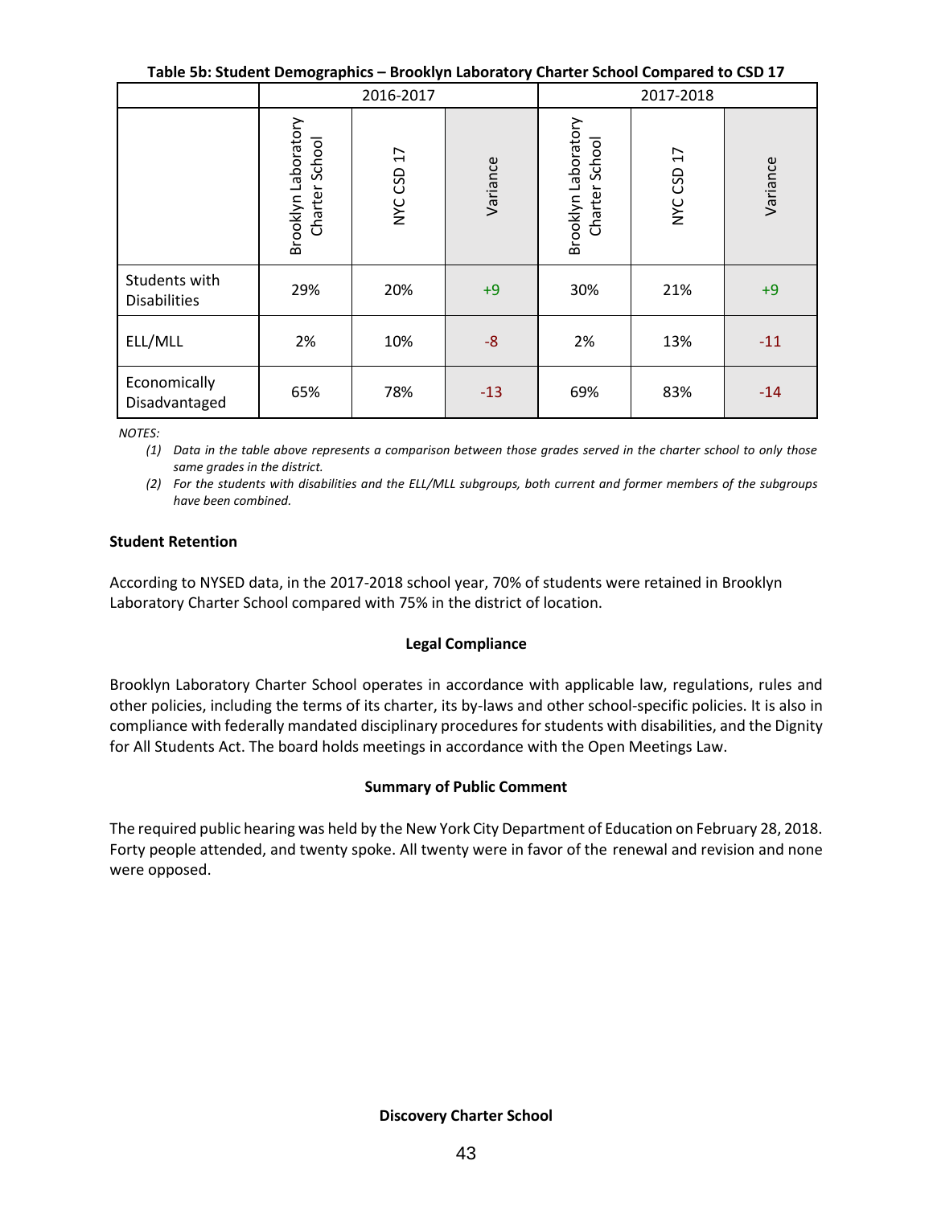**Table 5b: Student Demographics – Brooklyn Laboratory Charter School Compared to CSD 17**

| | 2016-2017 | | | 2017-2018 | | |
|---|---|---|---|---|---|---|
| | Brooklyn Laboratory Charter School | NYC CSD 17 | Variance | Brooklyn Laboratory Charter School | NYC CSD 17 | Variance |
| Students with Disabilities | 29% | 20% | +9 | 30% | 21% | +9 |
| ELL/MLL | 2% | 10% | -8 | 2% | 13% | -11 |
| Economically Disadvantaged | 65% | 78% | -13 | 69% | 83% | -14 |

*NOTES:*

*(1) Data in the table above represents a comparison between those grades served in the charter school to only those same grades in the district.*

*(2) For the students with disabilities and the ELL/MLL subgroups, both current and former members of the subgroups have been combined.*

**Student Retention**

According to NYSED data, in the 2017-2018 school year, 70% of students were retained in Brooklyn Laboratory Charter School compared with 75% in the district of location.

**Legal Compliance**

Brooklyn Laboratory Charter School operates in accordance with applicable law, regulations, rules and other policies, including the terms of its charter, its by-laws and other school-specific policies. It is also in compliance with federally mandated disciplinary procedures for students with disabilities, and the Dignity for All Students Act. The board holds meetings in accordance with the Open Meetings Law.

**Summary of Public Comment**

The required public hearing was held by the New York City Department of Education on February 28, 2018. Forty people attended, and twenty spoke. All twenty were in favor of the renewal and revision and none were opposed.

**Discovery Charter School**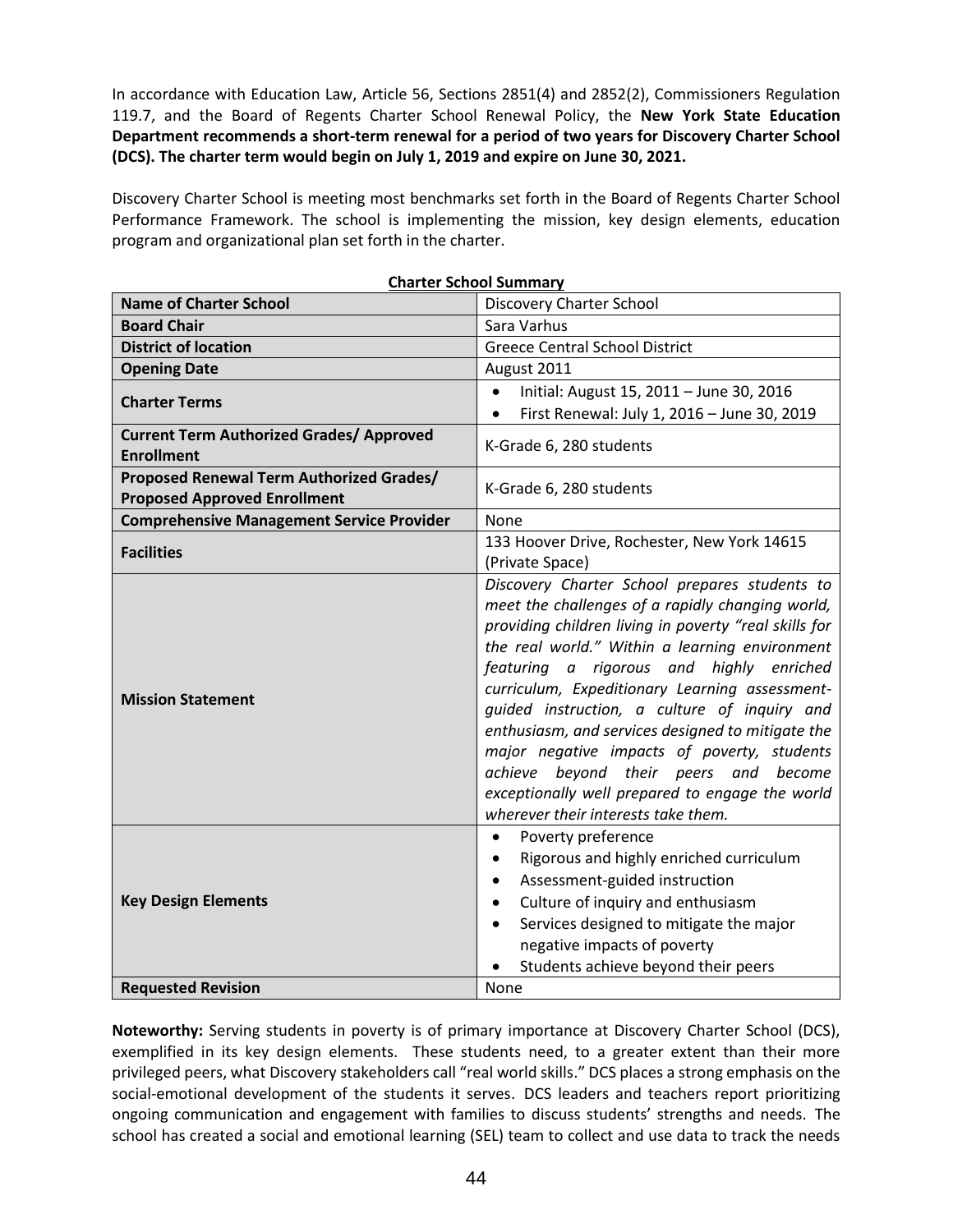In accordance with Education Law, Article 56, Sections 2851(4) and 2852(2), Commissioners Regulation 119.7, and the Board of Regents Charter School Renewal Policy, the **New York State Education Department recommends a short-term renewal for a period of two years for Discovery Charter School (DCS). The charter term would begin on July 1, 2019 and expire on June 30, 2021.**

Discovery Charter School is meeting most benchmarks set forth in the Board of Regents Charter School Performance Framework. The school is implementing the mission, key design elements, education program and organizational plan set forth in the charter.

**Charter School Summary**

| **Name of Charter School** | Discovery Charter School |
|---|---|
| **Board Chair** | Sara Varhus |
| **District of location** | Greece Central School District |
| **Opening Date** | August 2011 |
| **Charter Terms** | • Initial: August 15, 2011 – June 30, 2016<br>• First Renewal: July 1, 2016 – June 30, 2019 |
| **Current Term Authorized Grades/ Approved Enrollment** | K-Grade 6, 280 students |
| **Proposed Renewal Term Authorized Grades/ Proposed Approved Enrollment** | K-Grade 6, 280 students |
| **Comprehensive Management Service Provider** | None |
| **Facilities** | 133 Hoover Drive, Rochester, New York 14615 (Private Space) |
| **Mission Statement** | *Discovery Charter School prepares students to meet the challenges of a rapidly changing world, providing children living in poverty "real skills for the real world." Within a learning environment featuring a rigorous and highly enriched curriculum, Expeditionary Learning assessment-guided instruction, a culture of inquiry and enthusiasm, and services designed to mitigate the major negative impacts of poverty, students achieve beyond their peers and become exceptionally well prepared to engage the world wherever their interests take them.* |
| **Key Design Elements** | • Poverty preference<br>• Rigorous and highly enriched curriculum<br>• Assessment-guided instruction<br>• Culture of inquiry and enthusiasm<br>• Services designed to mitigate the major negative impacts of poverty<br>• Students achieve beyond their peers |
| **Requested Revision** | None |

**Noteworthy:** Serving students in poverty is of primary importance at Discovery Charter School (DCS), exemplified in its key design elements. These students need, to a greater extent than their more privileged peers, what Discovery stakeholders call "real world skills." DCS places a strong emphasis on the social-emotional development of the students it serves. DCS leaders and teachers report prioritizing ongoing communication and engagement with families to discuss students' strengths and needs. The school has created a social and emotional learning (SEL) team to collect and use data to track the needs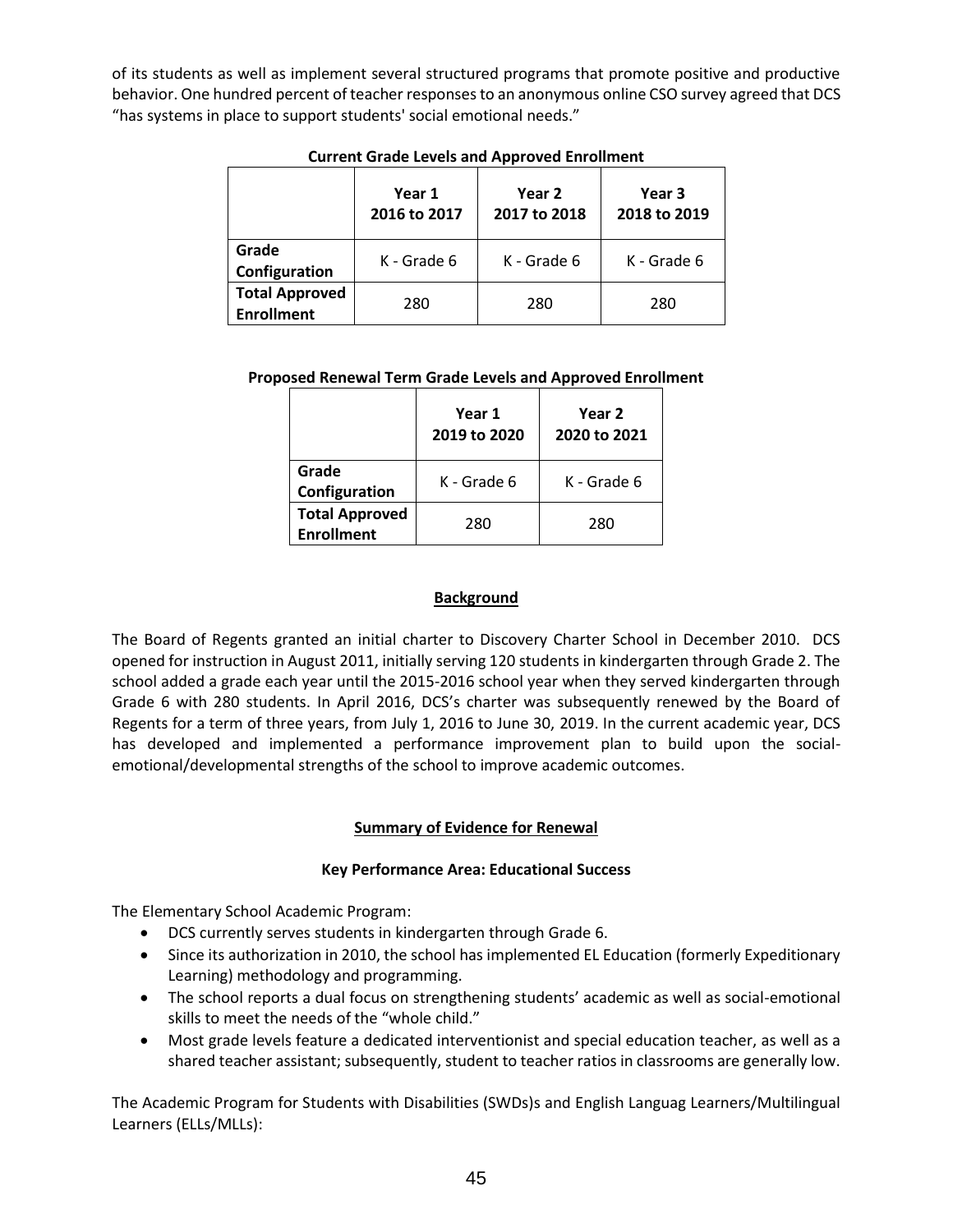of its students as well as implement several structured programs that promote positive and productive behavior. One hundred percent of teacher responses to an anonymous online CSO survey agreed that DCS "has systems in place to support students' social emotional needs."

**Current Grade Levels and Approved Enrollment**

| | Year 1 2016 to 2017 | Year 2 2017 to 2018 | Year 3 2018 to 2019 |
|---|---|---|---|
| **Grade Configuration** | K - Grade 6 | K - Grade 6 | K - Grade 6 |
| **Total Approved Enrollment** | 280 | 280 | 280 |

**Proposed Renewal Term Grade Levels and Approved Enrollment**

| | Year 1 2019 to 2020 | Year 2 2020 to 2021 |
|---|---|---|
| **Grade Configuration** | K - Grade 6 | K - Grade 6 |
| **Total Approved Enrollment** | 280 | 280 |

## Background

The Board of Regents granted an initial charter to Discovery Charter School in December 2010. DCS opened for instruction in August 2011, initially serving 120 students in kindergarten through Grade 2. The school added a grade each year until the 2015-2016 school year when they served kindergarten through Grade 6 with 280 students. In April 2016, DCS's charter was subsequently renewed by the Board of Regents for a term of three years, from July 1, 2016 to June 30, 2019. In the current academic year, DCS has developed and implemented a performance improvement plan to build upon the social-emotional/developmental strengths of the school to improve academic outcomes.

## Summary of Evidence for Renewal

### Key Performance Area: Educational Success

The Elementary School Academic Program:

- DCS currently serves students in kindergarten through Grade 6.
- Since its authorization in 2010, the school has implemented EL Education (formerly Expeditionary Learning) methodology and programming.
- The school reports a dual focus on strengthening students' academic as well as social-emotional skills to meet the needs of the "whole child."
- Most grade levels feature a dedicated interventionist and special education teacher, as well as a shared teacher assistant; subsequently, student to teacher ratios in classrooms are generally low.

The Academic Program for Students with Disabilities (SWDs)s and English Languag Learners/Multilingual Learners (ELLs/MLLs):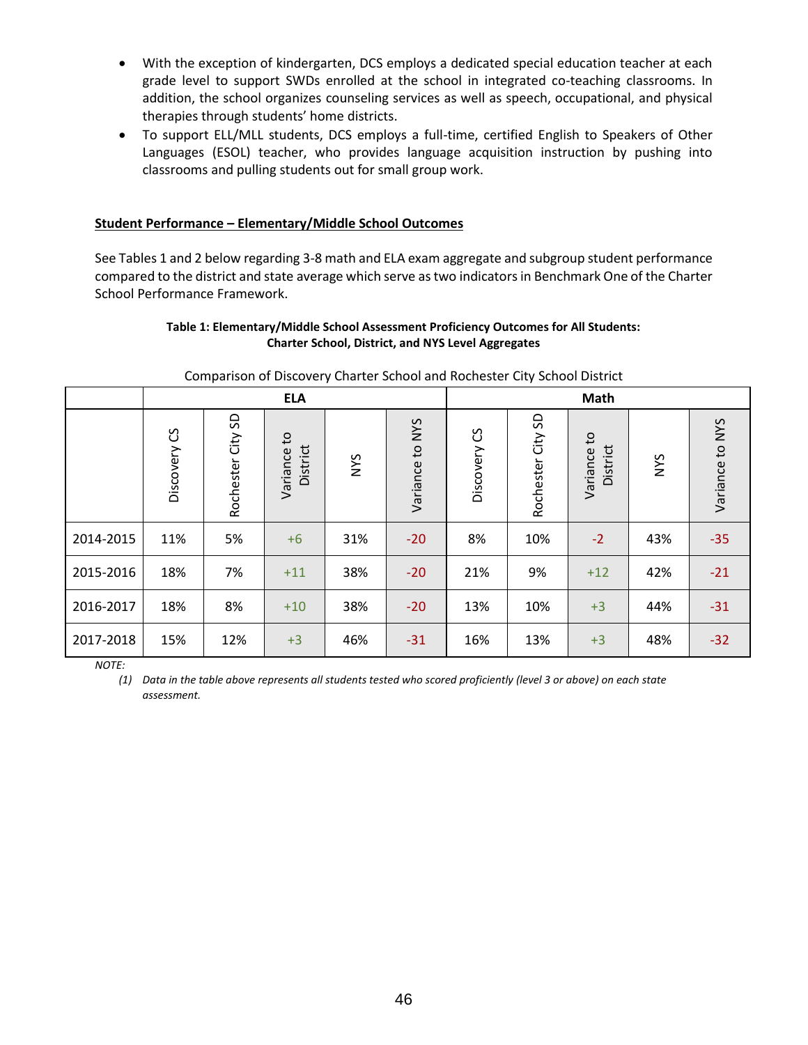- With the exception of kindergarten, DCS employs a dedicated special education teacher at each grade level to support SWDs enrolled at the school in integrated co-teaching classrooms. In addition, the school organizes counseling services as well as speech, occupational, and physical therapies through students' home districts.
- To support ELL/MLL students, DCS employs a full-time, certified English to Speakers of Other Languages (ESOL) teacher, who provides language acquisition instruction by pushing into classrooms and pulling students out for small group work.

**Student Performance – Elementary/Middle School Outcomes**

See Tables 1 and 2 below regarding 3-8 math and ELA exam aggregate and subgroup student performance compared to the district and state average which serve as two indicators in Benchmark One of the Charter School Performance Framework.

**Table 1: Elementary/Middle School Assessment Proficiency Outcomes for All Students: Charter School, District, and NYS Level Aggregates**

Comparison of Discovery Charter School and Rochester City School District

| | ELA | | | | | Math | | | | |
|---|---|---|---|---|---|---|---|---|---|---|
| | Discovery CS | Rochester City SD | Variance to District | NYS | Variance to NYS | Discovery CS | Rochester City SD | Variance to District | NYS | Variance to NYS |
| 2014-2015 | 11% | 5% | +6 | 31% | -20 | 8% | 10% | -2 | 43% | -35 |
| 2015-2016 | 18% | 7% | +11 | 38% | -20 | 21% | 9% | +12 | 42% | -21 |
| 2016-2017 | 18% | 8% | +10 | 38% | -20 | 13% | 10% | +3 | 44% | -31 |
| 2017-2018 | 15% | 12% | +3 | 46% | -31 | 16% | 13% | +3 | 48% | -32 |

*NOTE:*

*(1) Data in the table above represents all students tested who scored proficiently (level 3 or above) on each state assessment.*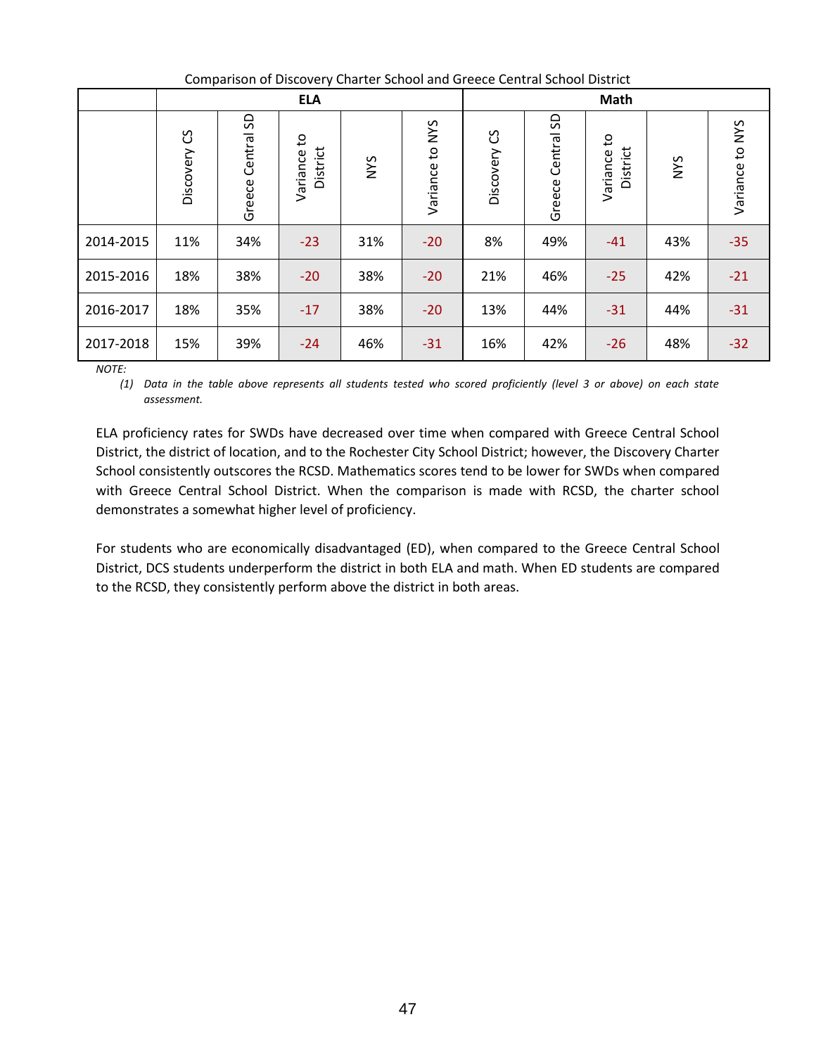Comparison of Discovery Charter School and Greece Central School District

| | ELA | | | | | Math | | | | |
|---|---|---|---|---|---|---|---|---|---|---|
| | Discovery CS | Greece Central SD | Variance to District | NYS | Variance to NYS | Discovery CS | Greece Central SD | Variance to District | NYS | Variance to NYS |
| 2014-2015 | 11% | 34% | -23 | 31% | -20 | 8% | 49% | -41 | 43% | -35 |
| 2015-2016 | 18% | 38% | -20 | 38% | -20 | 21% | 46% | -25 | 42% | -21 |
| 2016-2017 | 18% | 35% | -17 | 38% | -20 | 13% | 44% | -31 | 44% | -31 |
| 2017-2018 | 15% | 39% | -24 | 46% | -31 | 16% | 42% | -26 | 48% | -32 |

*NOTE:*

*(1) Data in the table above represents all students tested who scored proficiently (level 3 or above) on each state assessment.*

ELA proficiency rates for SWDs have decreased over time when compared with Greece Central School District, the district of location, and to the Rochester City School District; however, the Discovery Charter School consistently outscores the RCSD. Mathematics scores tend to be lower for SWDs when compared with Greece Central School District. When the comparison is made with RCSD, the charter school demonstrates a somewhat higher level of proficiency.

For students who are economically disadvantaged (ED), when compared to the Greece Central School District, DCS students underperform the district in both ELA and math. When ED students are compared to the RCSD, they consistently perform above the district in both areas.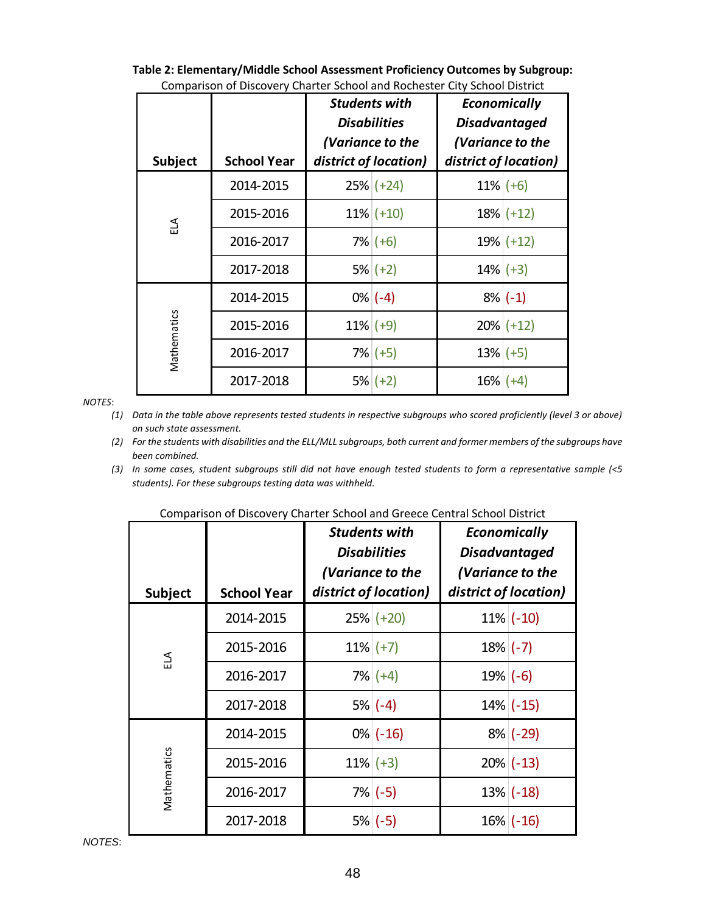**Table 2: Elementary/Middle School Assessment Proficiency Outcomes by Subgroup:**

Comparison of Discovery Charter School and Rochester City School District

| Subject | School Year | Students with Disabilities (Variance to the district of location) | Economically Disadvantaged (Variance to the district of location) |
|---|---|---|---|
| ELA | 2014-2015 | 25% (+24) | 11% (+6) |
| | 2015-2016 | 11% (+10) | 18% (+12) |
| | 2016-2017 | 7% (+6) | 19% (+12) |
| | 2017-2018 | 5% (+2) | 14% (+3) |
| Mathematics | 2014-2015 | 0% (-4) | 8% (-1) |
| | 2015-2016 | 11% (+9) | 20% (+12) |
| | 2016-2017 | 7% (+5) | 13% (+5) |
| | 2017-2018 | 5% (+2) | 16% (+4) |

*NOTES*:

1. *Data in the table above represents tested students in respective subgroups who scored proficiently (level 3 or above) on such state assessment.*
2. *For the students with disabilities and the ELL/MLL subgroups, both current and former members of the subgroups have been combined.*
3. *In some cases, student subgroups still did not have enough tested students to form a representative sample (<5 students). For these subgroups testing data was withheld.*

Comparison of Discovery Charter School and Greece Central School District

| Subject | School Year | Students with Disabilities (Variance to the district of location) | Economically Disadvantaged (Variance to the district of location) |
|---|---|---|---|
| ELA | 2014-2015 | 25% (+20) | 11% (-10) |
| | 2015-2016 | 11% (+7) | 18% (-7) |
| | 2016-2017 | 7% (+4) | 19% (-6) |
| | 2017-2018 | 5% (-4) | 14% (-15) |
| Mathematics | 2014-2015 | 0% (-16) | 8% (-29) |
| | 2015-2016 | 11% (+3) | 20% (-13) |
| | 2016-2017 | 7% (-5) | 13% (-18) |
| | 2017-2018 | 5% (-5) | 16% (-16) |

*NOTES*: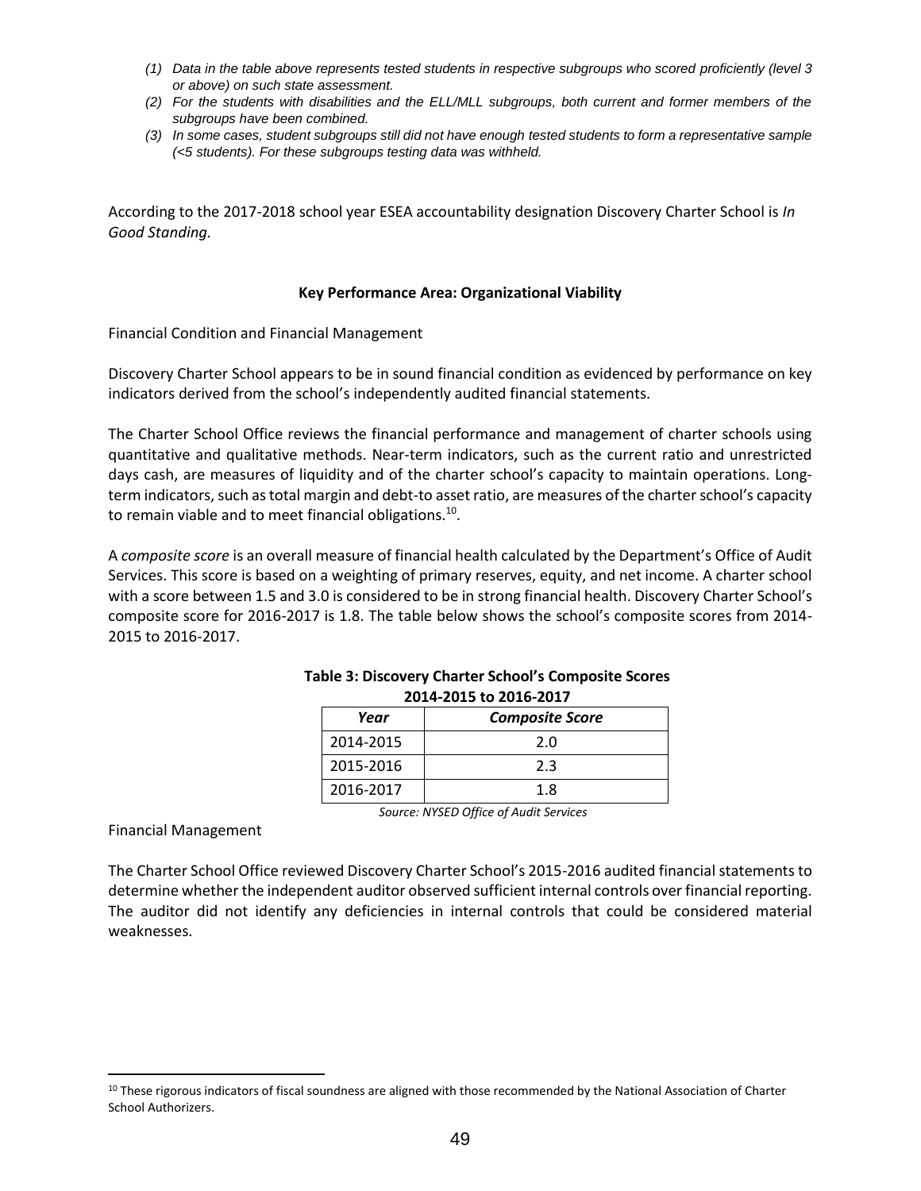*(1) Data in the table above represents tested students in respective subgroups who scored proficiently (level 3 or above) on such state assessment.*

*(2) For the students with disabilities and the ELL/MLL subgroups, both current and former members of the subgroups have been combined.*

*(3) In some cases, student subgroups still did not have enough tested students to form a representative sample (<5 students). For these subgroups testing data was withheld.*

According to the 2017-2018 school year ESEA accountability designation Discovery Charter School is *In Good Standing.*

**Key Performance Area: Organizational Viability**

Financial Condition and Financial Management

Discovery Charter School appears to be in sound financial condition as evidenced by performance on key indicators derived from the school's independently audited financial statements.

The Charter School Office reviews the financial performance and management of charter schools using quantitative and qualitative methods. Near-term indicators, such as the current ratio and unrestricted days cash, are measures of liquidity and of the charter school's capacity to maintain operations. Long-term indicators, such as total margin and debt-to asset ratio, are measures of the charter school's capacity to remain viable and to meet financial obligations.[10].

A *composite score* is an overall measure of financial health calculated by the Department's Office of Audit Services. This score is based on a weighting of primary reserves, equity, and net income. A charter school with a score between 1.5 and 3.0 is considered to be in strong financial health. Discovery Charter School's composite score for 2016-2017 is 1.8. The table below shows the school's composite scores from 2014-2015 to 2016-2017.

**Table 3: Discovery Charter School's Composite Scores 2014-2015 to 2016-2017**

| *Year* | *Composite Score* |
|---|---|
| 2014-2015 | 2.0 |
| 2015-2016 | 2.3 |
| 2016-2017 | 1.8 |

*Source: NYSED Office of Audit Services*

Financial Management

The Charter School Office reviewed Discovery Charter School's 2015-2016 audited financial statements to determine whether the independent auditor observed sufficient internal controls over financial reporting. The auditor did not identify any deficiencies in internal controls that could be considered material weaknesses.

[10] These rigorous indicators of fiscal soundness are aligned with those recommended by the National Association of Charter School Authorizers.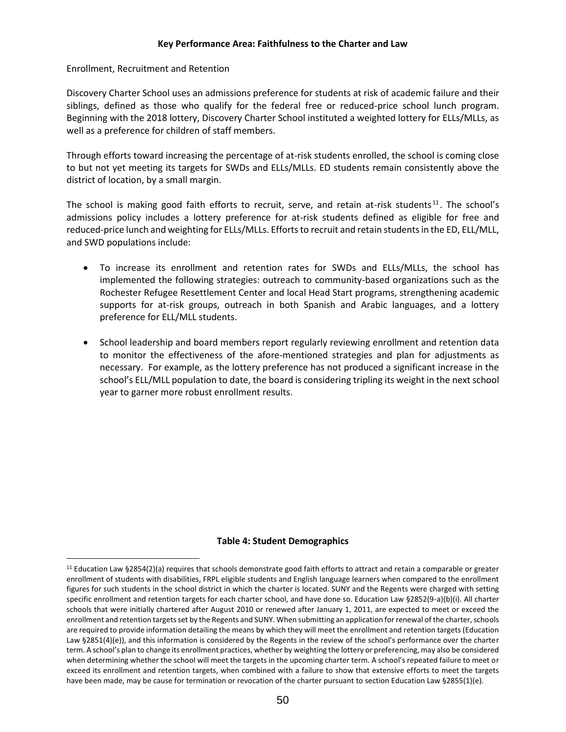### Key Performance Area: Faithfulness to the Charter and Law

Enrollment, Recruitment and Retention

Discovery Charter School uses an admissions preference for students at risk of academic failure and their siblings, defined as those who qualify for the federal free or reduced-price school lunch program. Beginning with the 2018 lottery, Discovery Charter School instituted a weighted lottery for ELLs/MLLs, as well as a preference for children of staff members.

Through efforts toward increasing the percentage of at-risk students enrolled, the school is coming close to but not yet meeting its targets for SWDs and ELLs/MLLs. ED students remain consistently above the district of location, by a small margin.

The school is making good faith efforts to recruit, serve, and retain at-risk students[11]. The school's admissions policy includes a lottery preference for at-risk students defined as eligible for free and reduced-price lunch and weighting for ELLs/MLLs. Efforts to recruit and retain students in the ED, ELL/MLL, and SWD populations include:

- To increase its enrollment and retention rates for SWDs and ELLs/MLLs, the school has implemented the following strategies: outreach to community-based organizations such as the Rochester Refugee Resettlement Center and local Head Start programs, strengthening academic supports for at-risk groups, outreach in both Spanish and Arabic languages, and a lottery preference for ELL/MLL students.
- School leadership and board members report regularly reviewing enrollment and retention data to monitor the effectiveness of the afore-mentioned strategies and plan for adjustments as necessary. For example, as the lottery preference has not produced a significant increase in the school's ELL/MLL population to date, the board is considering tripling its weight in the next school year to garner more robust enrollment results.

**Table 4: Student Demographics**

[11] Education Law §2854(2)(a) requires that schools demonstrate good faith efforts to attract and retain a comparable or greater enrollment of students with disabilities, FRPL eligible students and English language learners when compared to the enrollment figures for such students in the school district in which the charter is located. SUNY and the Regents were charged with setting specific enrollment and retention targets for each charter school, and have done so. Education Law §2852(9-a)(b)(i). All charter schools that were initially chartered after August 2010 or renewed after January 1, 2011, are expected to meet or exceed the enrollment and retention targets set by the Regents and SUNY. When submitting an application for renewal of the charter, schools are required to provide information detailing the means by which they will meet the enrollment and retention targets (Education Law §2851(4)(e)), and this information is considered by the Regents in the review of the school's performance over the charter term. A school's plan to change its enrollment practices, whether by weighting the lottery or preferencing, may also be considered when determining whether the school will meet the targets in the upcoming charter term. A school's repeated failure to meet or exceed its enrollment and retention targets, when combined with a failure to show that extensive efforts to meet the targets have been made, may be cause for termination or revocation of the charter pursuant to section Education Law §2855(1)(e).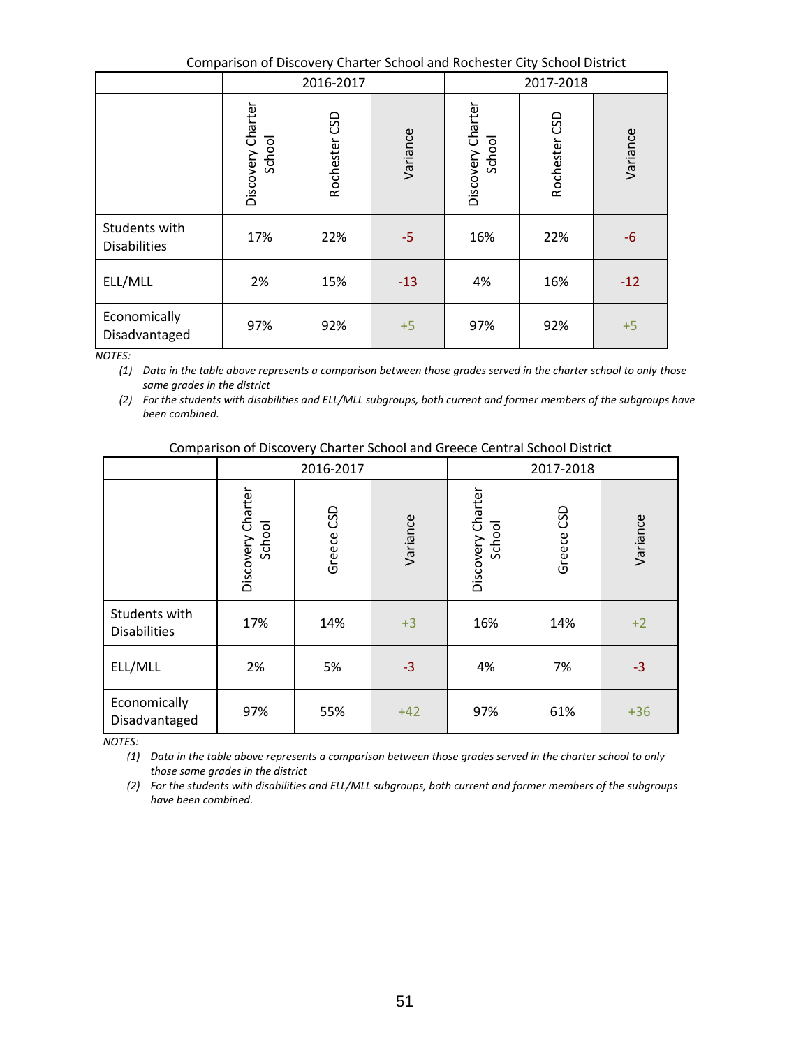Comparison of Discovery Charter School and Rochester City School District

| | 2016-2017 | | | 2017-2018 | | |
|---|---|---|---|---|---|---|
| | Discovery Charter School | Rochester CSD | Variance | Discovery Charter School | Rochester CSD | Variance |
| Students with Disabilities | 17% | 22% | -5 | 16% | 22% | -6 |
| ELL/MLL | 2% | 15% | -13 | 4% | 16% | -12 |
| Economically Disadvantaged | 97% | 92% | +5 | 97% | 92% | +5 |

*NOTES:*

*(1) Data in the table above represents a comparison between those grades served in the charter school to only those same grades in the district*

*(2) For the students with disabilities and ELL/MLL subgroups, both current and former members of the subgroups have been combined.*

Comparison of Discovery Charter School and Greece Central School District

| | 2016-2017 | | | 2017-2018 | | |
|---|---|---|---|---|---|---|
| | Discovery Charter School | Greece CSD | Variance | Discovery Charter School | Greece CSD | Variance |
| Students with Disabilities | 17% | 14% | +3 | 16% | 14% | +2 |
| ELL/MLL | 2% | 5% | -3 | 4% | 7% | -3 |
| Economically Disadvantaged | 97% | 55% | +42 | 97% | 61% | +36 |

*NOTES:*

*(1) Data in the table above represents a comparison between those grades served in the charter school to only those same grades in the district*

*(2) For the students with disabilities and ELL/MLL subgroups, both current and former members of the subgroups have been combined.*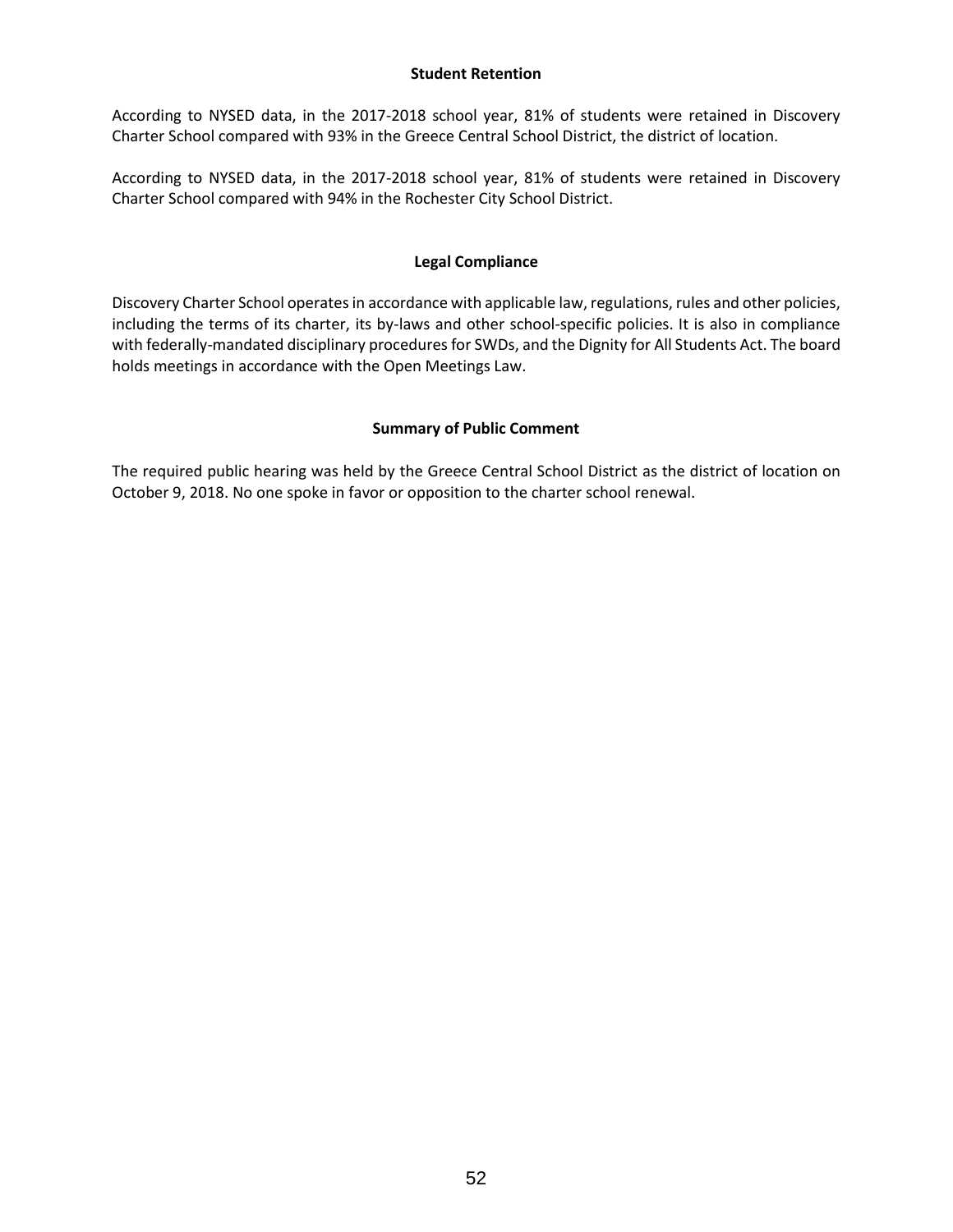### Student Retention

According to NYSED data, in the 2017-2018 school year, 81% of students were retained in Discovery Charter School compared with 93% in the Greece Central School District, the district of location.

According to NYSED data, in the 2017-2018 school year, 81% of students were retained in Discovery Charter School compared with 94% in the Rochester City School District.

### Legal Compliance

Discovery Charter School operates in accordance with applicable law, regulations, rules and other policies, including the terms of its charter, its by-laws and other school-specific policies. It is also in compliance with federally-mandated disciplinary procedures for SWDs, and the Dignity for All Students Act. The board holds meetings in accordance with the Open Meetings Law.

### Summary of Public Comment

The required public hearing was held by the Greece Central School District as the district of location on October 9, 2018. No one spoke in favor or opposition to the charter school renewal.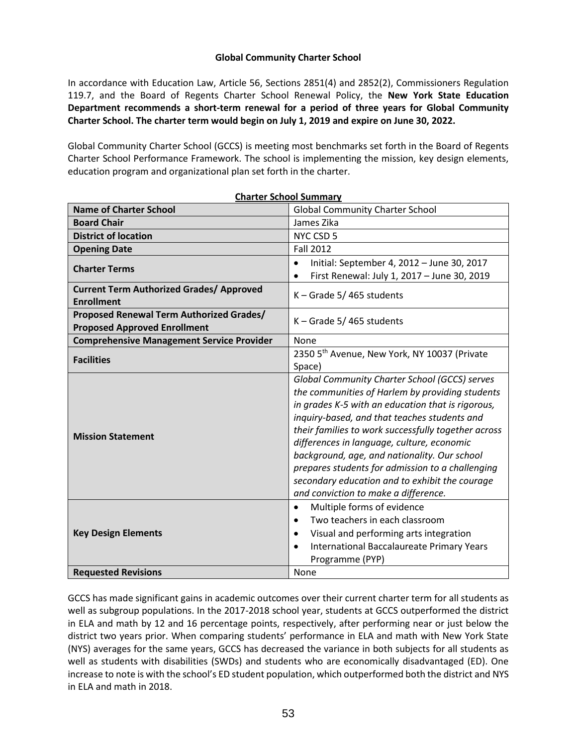**Global Community Charter School**

In accordance with Education Law, Article 56, Sections 2851(4) and 2852(2), Commissioners Regulation 119.7, and the Board of Regents Charter School Renewal Policy, the **New York State Education Department recommends a short-term renewal for a period of three years for Global Community Charter School. The charter term would begin on July 1, 2019 and expire on June 30, 2022.**

Global Community Charter School (GCCS) is meeting most benchmarks set forth in the Board of Regents Charter School Performance Framework. The school is implementing the mission, key design elements, education program and organizational plan set forth in the charter.

**Charter School Summary**

| **Name of Charter School** | Global Community Charter School |
|---|---|
| **Board Chair** | James Zika |
| **District of location** | NYC CSD 5 |
| **Opening Date** | Fall 2012 |
| **Charter Terms** | • Initial: September 4, 2012 – June 30, 2017<br>• First Renewal: July 1, 2017 – June 30, 2019 |
| **Current Term Authorized Grades/ Approved Enrollment** | K – Grade 5/ 465 students |
| **Proposed Renewal Term Authorized Grades/ Proposed Approved Enrollment** | K – Grade 5/ 465 students |
| **Comprehensive Management Service Provider** | None |
| **Facilities** | 2350 5th Avenue, New York, NY 10037 (Private Space) |
| **Mission Statement** | *Global Community Charter School (GCCS) serves the communities of Harlem by providing students in grades K-5 with an education that is rigorous, inquiry-based, and that teaches students and their families to work successfully together across differences in language, culture, economic background, age, and nationality. Our school prepares students for admission to a challenging secondary education and to exhibit the courage and conviction to make a difference.* |
| **Key Design Elements** | • Multiple forms of evidence<br>• Two teachers in each classroom<br>• Visual and performing arts integration<br>• International Baccalaureate Primary Years Programme (PYP) |
| **Requested Revisions** | None |

GCCS has made significant gains in academic outcomes over their current charter term for all students as well as subgroup populations. In the 2017-2018 school year, students at GCCS outperformed the district in ELA and math by 12 and 16 percentage points, respectively, after performing near or just below the district two years prior. When comparing students' performance in ELA and math with New York State (NYS) averages for the same years, GCCS has decreased the variance in both subjects for all students as well as students with disabilities (SWDs) and students who are economically disadvantaged (ED). One increase to note is with the school's ED student population, which outperformed both the district and NYS in ELA and math in 2018.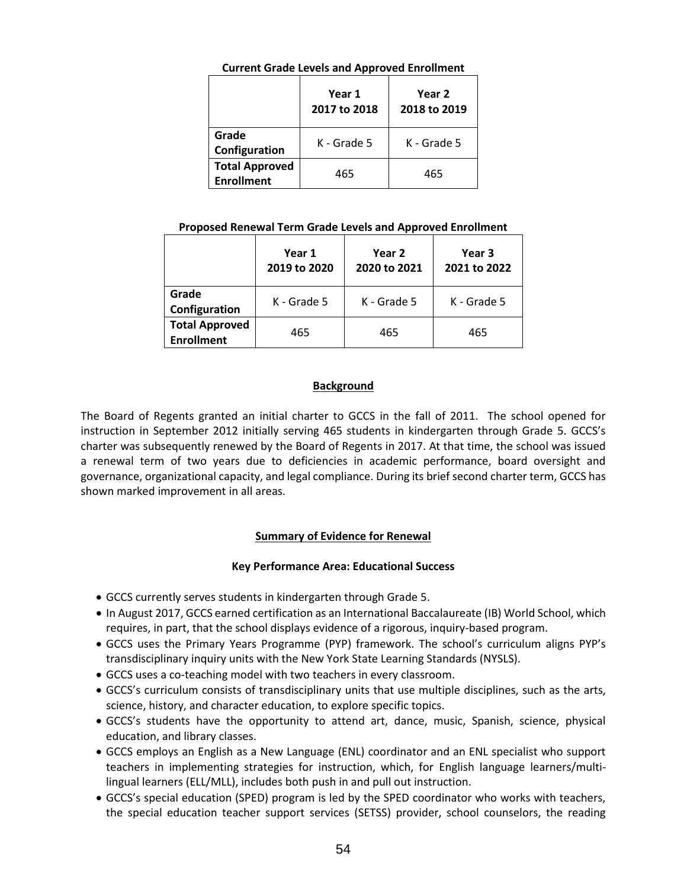**Current Grade Levels and Approved Enrollment**

| | Year 1 2017 to 2018 | Year 2 2018 to 2019 |
|---|---|---|
| **Grade Configuration** | K - Grade 5 | K - Grade 5 |
| **Total Approved Enrollment** | 465 | 465 |

**Proposed Renewal Term Grade Levels and Approved Enrollment**

| | Year 1 2019 to 2020 | Year 2 2020 to 2021 | Year 3 2021 to 2022 |
|---|---|---|---|
| **Grade Configuration** | K - Grade 5 | K - Grade 5 | K - Grade 5 |
| **Total Approved Enrollment** | 465 | 465 | 465 |

## Background

The Board of Regents granted an initial charter to GCCS in the fall of 2011. The school opened for instruction in September 2012 initially serving 465 students in kindergarten through Grade 5. GCCS's charter was subsequently renewed by the Board of Regents in 2017. At that time, the school was issued a renewal term of two years due to deficiencies in academic performance, board oversight and governance, organizational capacity, and legal compliance. During its brief second charter term, GCCS has shown marked improvement in all areas.

## Summary of Evidence for Renewal

### Key Performance Area: Educational Success

- GCCS currently serves students in kindergarten through Grade 5.
- In August 2017, GCCS earned certification as an International Baccalaureate (IB) World School, which requires, in part, that the school displays evidence of a rigorous, inquiry-based program.
- GCCS uses the Primary Years Programme (PYP) framework. The school's curriculum aligns PYP's transdisciplinary inquiry units with the New York State Learning Standards (NYSLS).
- GCCS uses a co-teaching model with two teachers in every classroom.
- GCCS's curriculum consists of transdisciplinary units that use multiple disciplines, such as the arts, science, history, and character education, to explore specific topics.
- GCCS's students have the opportunity to attend art, dance, music, Spanish, science, physical education, and library classes.
- GCCS employs an English as a New Language (ENL) coordinator and an ENL specialist who support teachers in implementing strategies for instruction, which, for English language learners/multi-lingual learners (ELL/MLL), includes both push in and pull out instruction.
- GCCS's special education (SPED) program is led by the SPED coordinator who works with teachers, the special education teacher support services (SETSS) provider, school counselors, the reading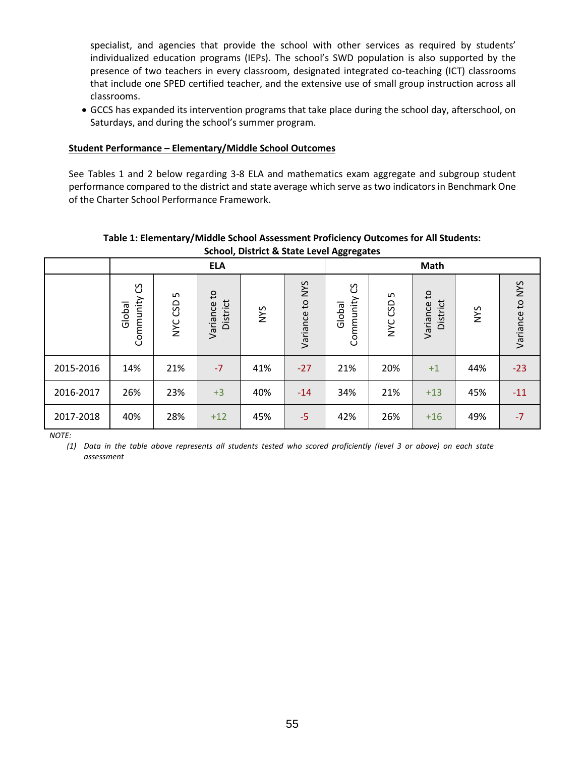specialist, and agencies that provide the school with other services as required by students' individualized education programs (IEPs). The school's SWD population is also supported by the presence of two teachers in every classroom, designated integrated co-teaching (ICT) classrooms that include one SPED certified teacher, and the extensive use of small group instruction across all classrooms.

- GCCS has expanded its intervention programs that take place during the school day, afterschool, on Saturdays, and during the school's summer program.

**Student Performance – Elementary/Middle School Outcomes**

See Tables 1 and 2 below regarding 3-8 ELA and mathematics exam aggregate and subgroup student performance compared to the district and state average which serve as two indicators in Benchmark One of the Charter School Performance Framework.

**Table 1: Elementary/Middle School Assessment Proficiency Outcomes for All Students: School, District & State Level Aggregates**

| | ELA | | | | | Math | | | | |
|---|---|---|---|---|---|---|---|---|---|---|
| | Global Community CS | NYC CSD 5 | Variance to District | NYS | Variance to NYS | Global Community CS | NYC CSD 5 | Variance to District | NYS | Variance to NYS |
| 2015-2016 | 14% | 21% | -7 | 41% | -27 | 21% | 20% | +1 | 44% | -23 |
| 2016-2017 | 26% | 23% | +3 | 40% | -14 | 34% | 21% | +13 | 45% | -11 |
| 2017-2018 | 40% | 28% | +12 | 45% | -5 | 42% | 26% | +16 | 49% | -7 |

*NOTE:*

*(1) Data in the table above represents all students tested who scored proficiently (level 3 or above) on each state assessment*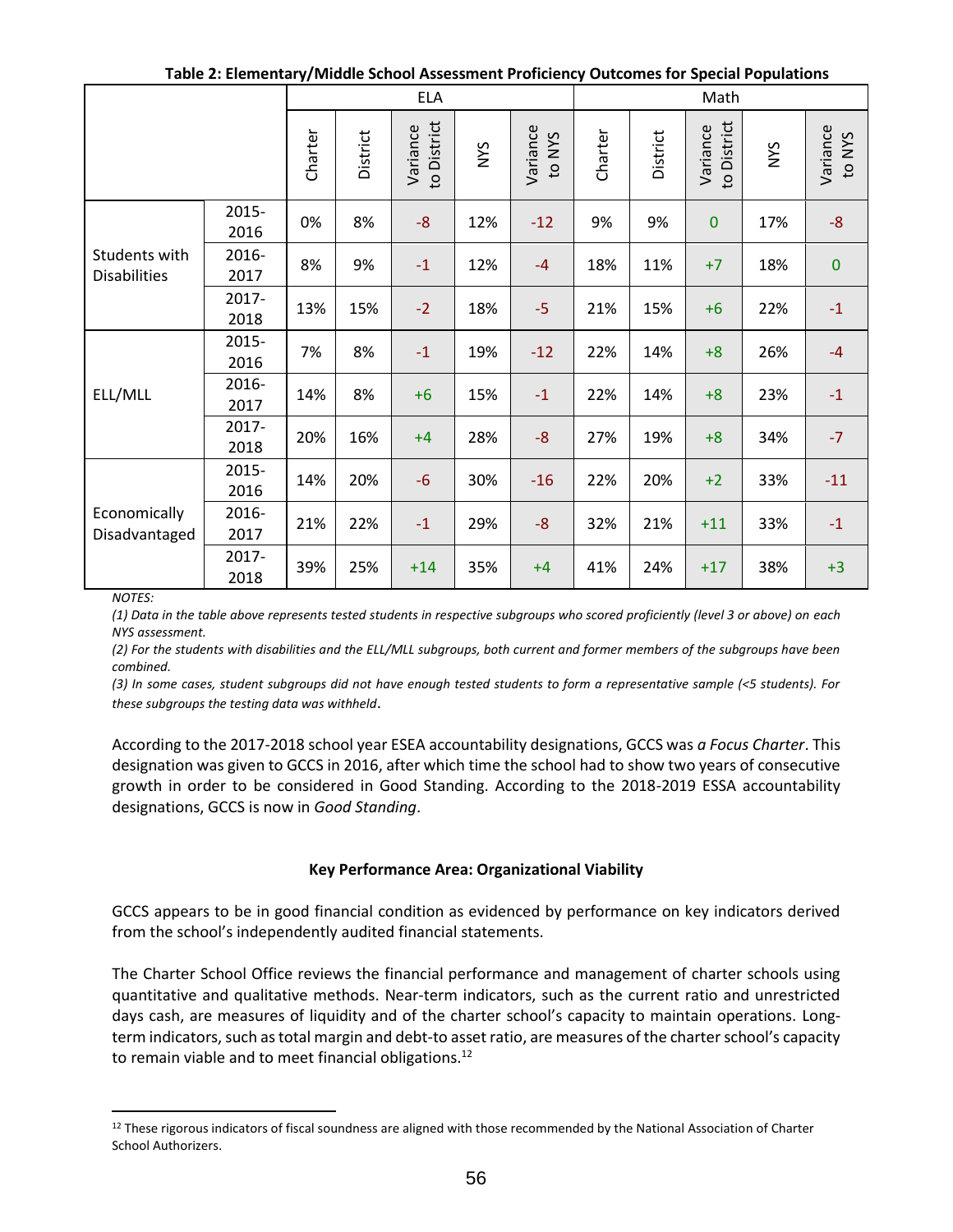**Table 2: Elementary/Middle School Assessment Proficiency Outcomes for Special Populations**

| | | ELA | | | | | Math | | | | |
|---|---|---|---|---|---|---|---|---|---|---|---|
| | | Charter | District | Variance to District | NYS | Variance to NYS | Charter | District | Variance to District | NYS | Variance to NYS |
| Students with Disabilities | 2015-2016 | 0% | 8% | -8 | 12% | -12 | 9% | 9% | 0 | 17% | -8 |
| | 2016-2017 | 8% | 9% | -1 | 12% | -4 | 18% | 11% | +7 | 18% | 0 |
| | 2017-2018 | 13% | 15% | -2 | 18% | -5 | 21% | 15% | +6 | 22% | -1 |
| ELL/MLL | 2015-2016 | 7% | 8% | -1 | 19% | -12 | 22% | 14% | +8 | 26% | -4 |
| | 2016-2017 | 14% | 8% | +6 | 15% | -1 | 22% | 14% | +8 | 23% | -1 |
| | 2017-2018 | 20% | 16% | +4 | 28% | -8 | 27% | 19% | +8 | 34% | -7 |
| Economically Disadvantaged | 2015-2016 | 14% | 20% | -6 | 30% | -16 | 22% | 20% | +2 | 33% | -11 |
| | 2016-2017 | 21% | 22% | -1 | 29% | -8 | 32% | 21% | +11 | 33% | -1 |
| | 2017-2018 | 39% | 25% | +14 | 35% | +4 | 41% | 24% | +17 | 38% | +3 |

*NOTES:*

*(1) Data in the table above represents tested students in respective subgroups who scored proficiently (level 3 or above) on each NYS assessment.*

*(2) For the students with disabilities and the ELL/MLL subgroups, both current and former members of the subgroups have been combined.*

*(3) In some cases, student subgroups did not have enough tested students to form a representative sample (<5 students). For these subgroups the testing data was withheld.*

According to the 2017-2018 school year ESEA accountability designations, GCCS was *a Focus Charter*. This designation was given to GCCS in 2016, after which time the school had to show two years of consecutive growth in order to be considered in Good Standing. According to the 2018-2019 ESSA accountability designations, GCCS is now in *Good Standing*.

**Key Performance Area: Organizational Viability**

GCCS appears to be in good financial condition as evidenced by performance on key indicators derived from the school's independently audited financial statements.

The Charter School Office reviews the financial performance and management of charter schools using quantitative and qualitative methods. Near-term indicators, such as the current ratio and unrestricted days cash, are measures of liquidity and of the charter school's capacity to maintain operations. Long-term indicators, such as total margin and debt-to asset ratio, are measures of the charter school's capacity to remain viable and to meet financial obligations.[12]

[12] These rigorous indicators of fiscal soundness are aligned with those recommended by the National Association of Charter School Authorizers.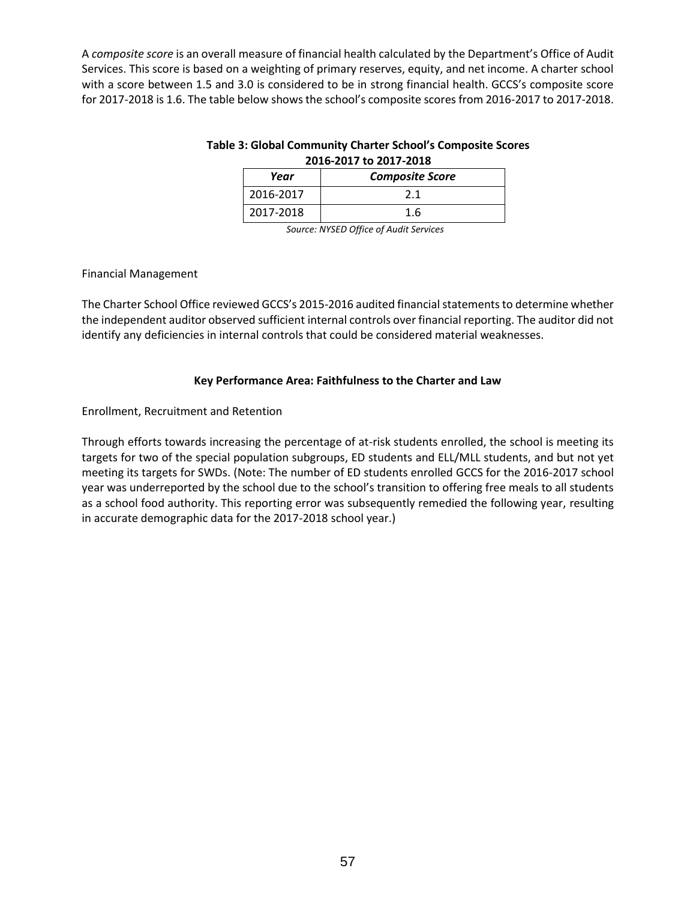A *composite score* is an overall measure of financial health calculated by the Department's Office of Audit Services. This score is based on a weighting of primary reserves, equity, and net income. A charter school with a score between 1.5 and 3.0 is considered to be in strong financial health. GCCS's composite score for 2017-2018 is 1.6. The table below shows the school's composite scores from 2016-2017 to 2017-2018.

**Table 3: Global Community Charter School's Composite Scores 2016-2017 to 2017-2018**

| *Year* | *Composite Score* |
|---|---|
| 2016-2017 | 2.1 |
| 2017-2018 | 1.6 |

*Source: NYSED Office of Audit Services*

Financial Management

The Charter School Office reviewed GCCS's 2015-2016 audited financial statements to determine whether the independent auditor observed sufficient internal controls over financial reporting. The auditor did not identify any deficiencies in internal controls that could be considered material weaknesses.

### Key Performance Area: Faithfulness to the Charter and Law

Enrollment, Recruitment and Retention

Through efforts towards increasing the percentage of at-risk students enrolled, the school is meeting its targets for two of the special population subgroups, ED students and ELL/MLL students, and but not yet meeting its targets for SWDs. (Note: The number of ED students enrolled GCCS for the 2016-2017 school year was underreported by the school due to the school's transition to offering free meals to all students as a school food authority. This reporting error was subsequently remedied the following year, resulting in accurate demographic data for the 2017-2018 school year.)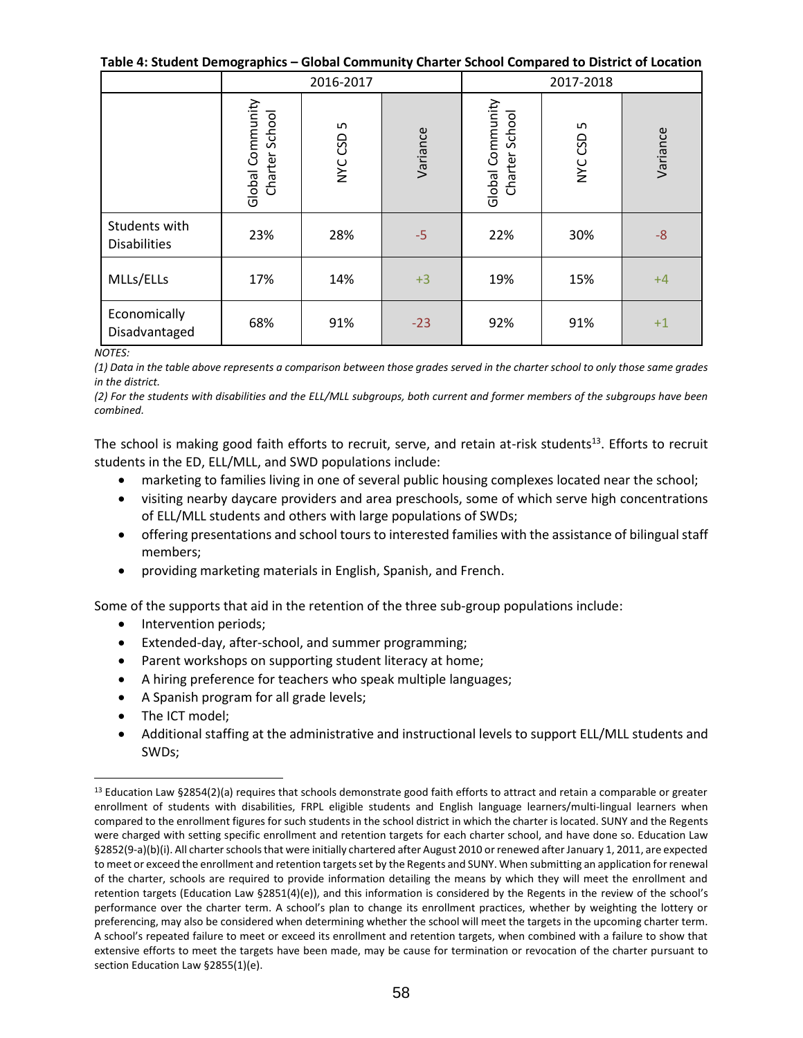**Table 4: Student Demographics – Global Community Charter School Compared to District of Location**

| | 2016-2017 | | | 2017-2018 | | |
|---|---|---|---|---|---|---|
| | Global Community Charter School | NYC CSD 5 | Variance | Global Community Charter School | NYC CSD 5 | Variance |
| Students with Disabilities | 23% | 28% | -5 | 22% | 30% | -8 |
| MLLs/ELLs | 17% | 14% | +3 | 19% | 15% | +4 |
| Economically Disadvantaged | 68% | 91% | -23 | 92% | 91% | +1 |

*NOTES:*

*(1) Data in the table above represents a comparison between those grades served in the charter school to only those same grades in the district.*

*(2) For the students with disabilities and the ELL/MLL subgroups, both current and former members of the subgroups have been combined.*

The school is making good faith efforts to recruit, serve, and retain at-risk students[13]. Efforts to recruit students in the ED, ELL/MLL, and SWD populations include:

- marketing to families living in one of several public housing complexes located near the school;
- visiting nearby daycare providers and area preschools, some of which serve high concentrations of ELL/MLL students and others with large populations of SWDs;
- offering presentations and school tours to interested families with the assistance of bilingual staff members;
- providing marketing materials in English, Spanish, and French.

Some of the supports that aid in the retention of the three sub-group populations include:

- Intervention periods;
- Extended-day, after-school, and summer programming;
- Parent workshops on supporting student literacy at home;
- A hiring preference for teachers who speak multiple languages;
- A Spanish program for all grade levels;
- The ICT model;
- Additional staffing at the administrative and instructional levels to support ELL/MLL students and SWDs;

[13] Education Law §2854(2)(a) requires that schools demonstrate good faith efforts to attract and retain a comparable or greater enrollment of students with disabilities, FRPL eligible students and English language learners/multi-lingual learners when compared to the enrollment figures for such students in the school district in which the charter is located. SUNY and the Regents were charged with setting specific enrollment and retention targets for each charter school, and have done so. Education Law §2852(9-a)(b)(i). All charter schools that were initially chartered after August 2010 or renewed after January 1, 2011, are expected to meet or exceed the enrollment and retention targets set by the Regents and SUNY. When submitting an application for renewal of the charter, schools are required to provide information detailing the means by which they will meet the enrollment and retention targets (Education Law §2851(4)(e)), and this information is considered by the Regents in the review of the school's performance over the charter term. A school's plan to change its enrollment practices, whether by weighting the lottery or preferencing, may also be considered when determining whether the school will meet the targets in the upcoming charter term. A school's repeated failure to meet or exceed its enrollment and retention targets, when combined with a failure to show that extensive efforts to meet the targets have been made, may be cause for termination or revocation of the charter pursuant to section Education Law §2855(1)(e).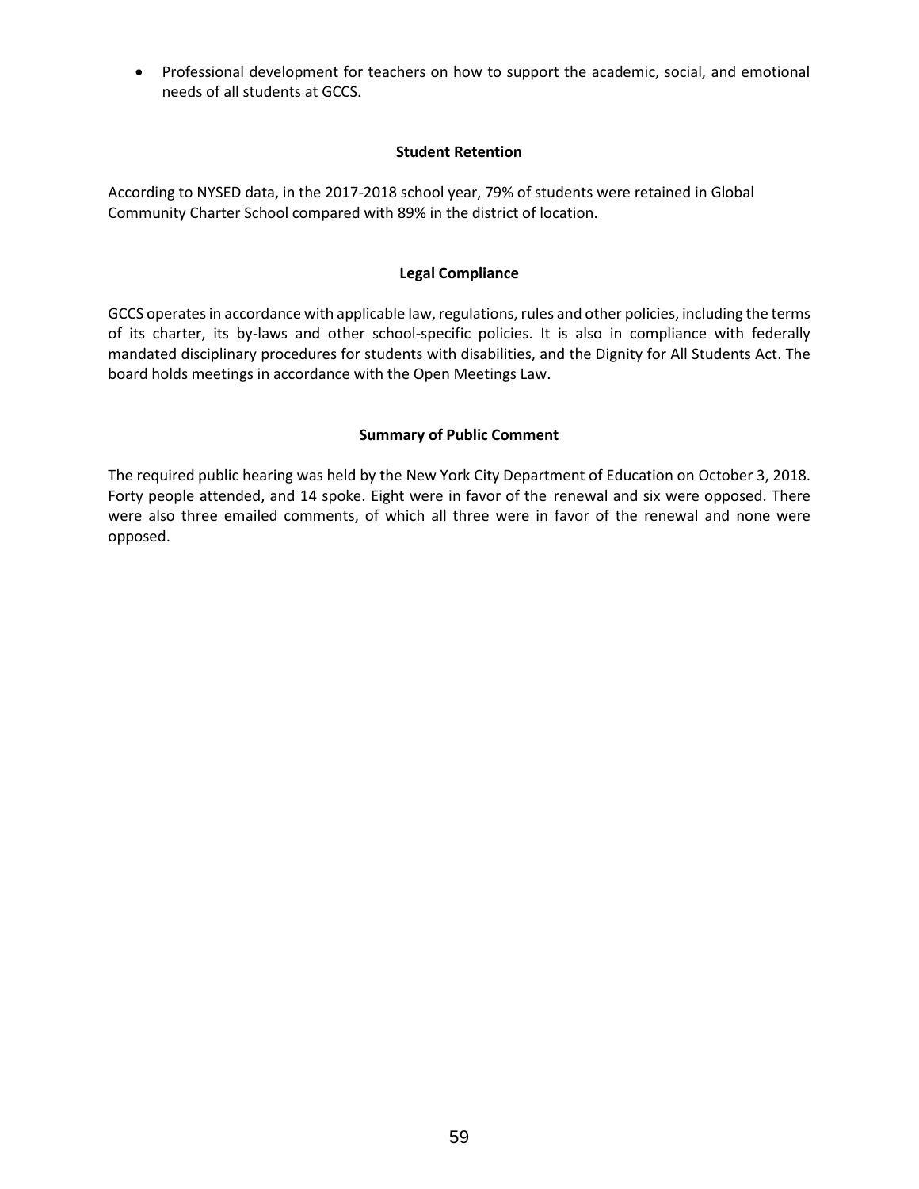- Professional development for teachers on how to support the academic, social, and emotional needs of all students at GCCS.

### Student Retention

According to NYSED data, in the 2017-2018 school year, 79% of students were retained in Global Community Charter School compared with 89% in the district of location.

### Legal Compliance

GCCS operates in accordance with applicable law, regulations, rules and other policies, including the terms of its charter, its by-laws and other school-specific policies. It is also in compliance with federally mandated disciplinary procedures for students with disabilities, and the Dignity for All Students Act. The board holds meetings in accordance with the Open Meetings Law.

### Summary of Public Comment

The required public hearing was held by the New York City Department of Education on October 3, 2018. Forty people attended, and 14 spoke. Eight were in favor of the renewal and six were opposed. There were also three emailed comments, of which all three were in favor of the renewal and none were opposed.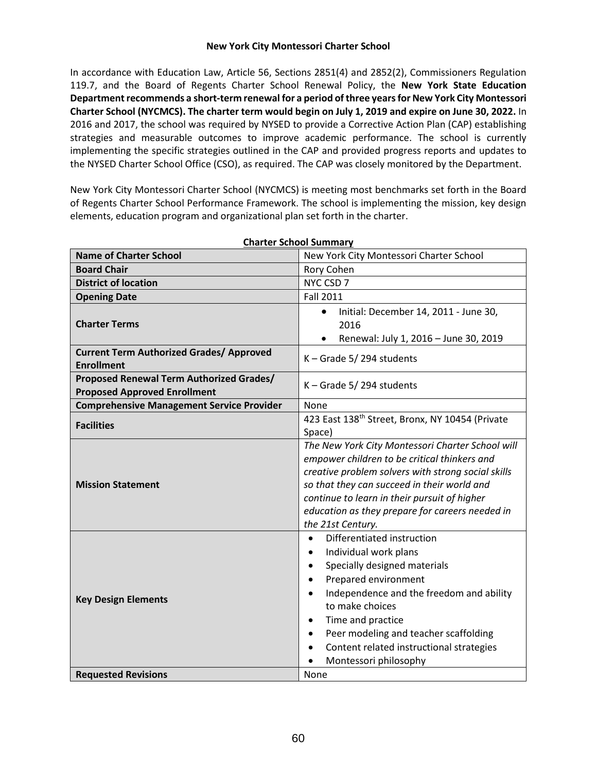## New York City Montessori Charter School

In accordance with Education Law, Article 56, Sections 2851(4) and 2852(2), Commissioners Regulation 119.7, and the Board of Regents Charter School Renewal Policy, the **New York State Education Department recommends a short-term renewal for a period of three years for New York City Montessori Charter School (NYCMCS). The charter term would begin on July 1, 2019 and expire on June 30, 2022.** In 2016 and 2017, the school was required by NYSED to provide a Corrective Action Plan (CAP) establishing strategies and measurable outcomes to improve academic performance. The school is currently implementing the specific strategies outlined in the CAP and provided progress reports and updates to the NYSED Charter School Office (CSO), as required. The CAP was closely monitored by the Department.

New York City Montessori Charter School (NYCMCS) is meeting most benchmarks set forth in the Board of Regents Charter School Performance Framework. The school is implementing the mission, key design elements, education program and organizational plan set forth in the charter.

**Charter School Summary**

| | |
|---|---|
| **Name of Charter School** | New York City Montessori Charter School |
| **Board Chair** | Rory Cohen |
| **District of location** | NYC CSD 7 |
| **Opening Date** | Fall 2011 |
| **Charter Terms** | • Initial: December 14, 2011 - June 30, 2016<br>• Renewal: July 1, 2016 – June 30, 2019 |
| **Current Term Authorized Grades/ Approved Enrollment** | K – Grade 5/ 294 students |
| **Proposed Renewal Term Authorized Grades/ Proposed Approved Enrollment** | K – Grade 5/ 294 students |
| **Comprehensive Management Service Provider** | None |
| **Facilities** | 423 East 138th Street, Bronx, NY 10454 (Private Space) |
| **Mission Statement** | *The New York City Montessori Charter School will empower children to be critical thinkers and creative problem solvers with strong social skills so that they can succeed in their world and continue to learn in their pursuit of higher education as they prepare for careers needed in the 21st Century.* |
| **Key Design Elements** | • Differentiated instruction<br>• Individual work plans<br>• Specially designed materials<br>• Prepared environment<br>• Independence and the freedom and ability to make choices<br>• Time and practice<br>• Peer modeling and teacher scaffolding<br>• Content related instructional strategies<br>• Montessori philosophy |
| **Requested Revisions** | None |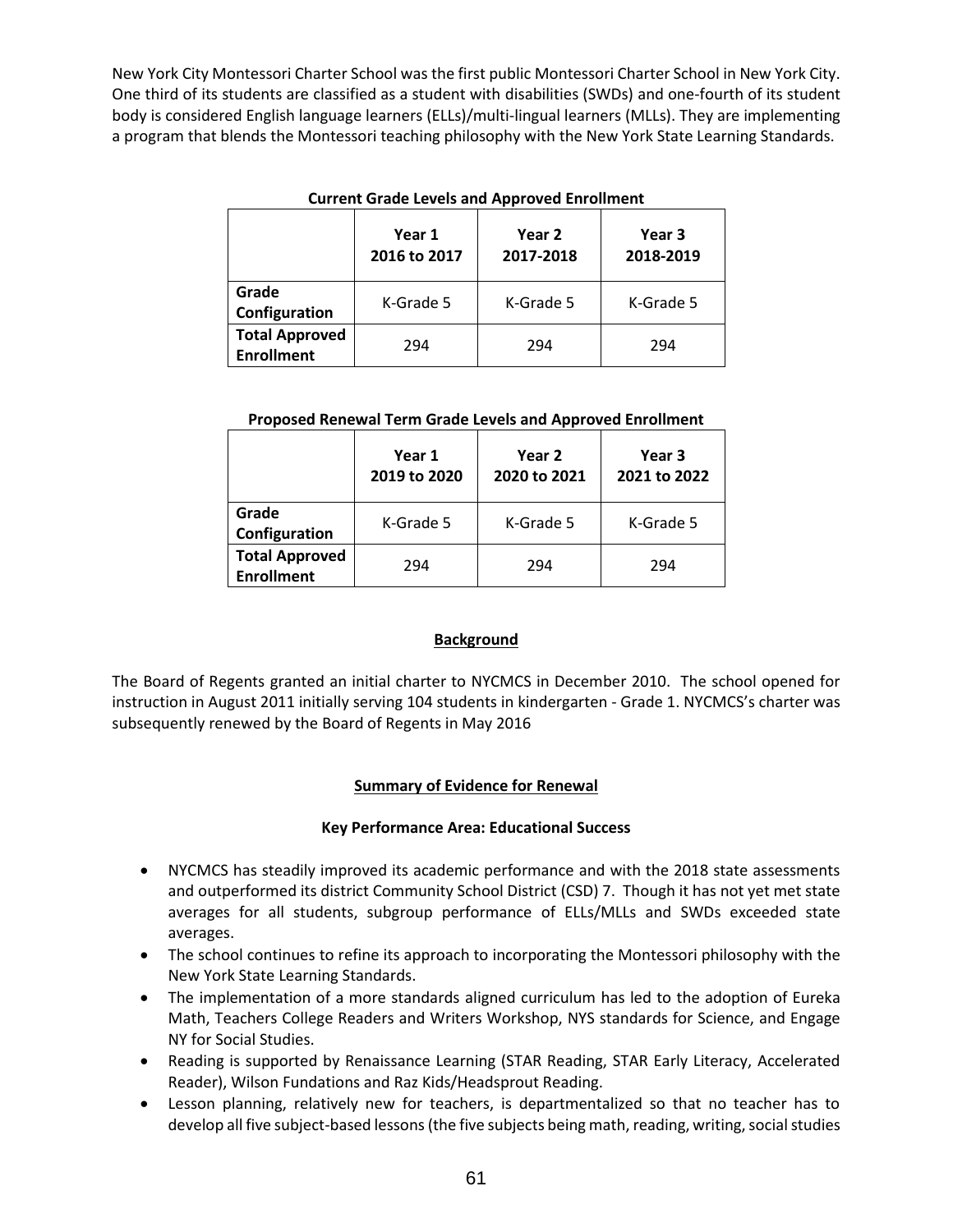New York City Montessori Charter School was the first public Montessori Charter School in New York City. One third of its students are classified as a student with disabilities (SWDs) and one-fourth of its student body is considered English language learners (ELLs)/multi-lingual learners (MLLs). They are implementing a program that blends the Montessori teaching philosophy with the New York State Learning Standards.

**Current Grade Levels and Approved Enrollment**

| | Year 1 2016 to 2017 | Year 2 2017-2018 | Year 3 2018-2019 |
|---|---|---|---|
| **Grade Configuration** | K-Grade 5 | K-Grade 5 | K-Grade 5 |
| **Total Approved Enrollment** | 294 | 294 | 294 |

**Proposed Renewal Term Grade Levels and Approved Enrollment**

| | Year 1 2019 to 2020 | Year 2 2020 to 2021 | Year 3 2021 to 2022 |
|---|---|---|---|
| **Grade Configuration** | K-Grade 5 | K-Grade 5 | K-Grade 5 |
| **Total Approved Enrollment** | 294 | 294 | 294 |

## Background

The Board of Regents granted an initial charter to NYCMCS in December 2010. The school opened for instruction in August 2011 initially serving 104 students in kindergarten - Grade 1. NYCMCS's charter was subsequently renewed by the Board of Regents in May 2016

## Summary of Evidence for Renewal

### Key Performance Area: Educational Success

- NYCMCS has steadily improved its academic performance and with the 2018 state assessments and outperformed its district Community School District (CSD) 7. Though it has not yet met state averages for all students, subgroup performance of ELLs/MLLs and SWDs exceeded state averages.
- The school continues to refine its approach to incorporating the Montessori philosophy with the New York State Learning Standards.
- The implementation of a more standards aligned curriculum has led to the adoption of Eureka Math, Teachers College Readers and Writers Workshop, NYS standards for Science, and Engage NY for Social Studies.
- Reading is supported by Renaissance Learning (STAR Reading, STAR Early Literacy, Accelerated Reader), Wilson Fundations and Raz Kids/Headsprout Reading.
- Lesson planning, relatively new for teachers, is departmentalized so that no teacher has to develop all five subject-based lessons (the five subjects being math, reading, writing, social studies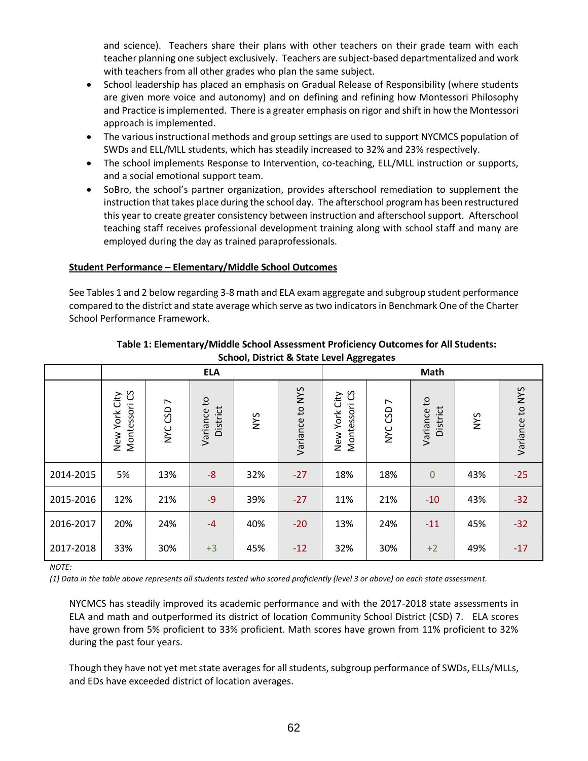and science). Teachers share their plans with other teachers on their grade team with each teacher planning one subject exclusively. Teachers are subject-based departmentalized and work with teachers from all other grades who plan the same subject.

- School leadership has placed an emphasis on Gradual Release of Responsibility (where students are given more voice and autonomy) and on defining and refining how Montessori Philosophy and Practice is implemented. There is a greater emphasis on rigor and shift in how the Montessori approach is implemented.
- The various instructional methods and group settings are used to support NYCMCS population of SWDs and ELL/MLL students, which has steadily increased to 32% and 23% respectively.
- The school implements Response to Intervention, co-teaching, ELL/MLL instruction or supports, and a social emotional support team.
- SoBro, the school's partner organization, provides afterschool remediation to supplement the instruction that takes place during the school day. The afterschool program has been restructured this year to create greater consistency between instruction and afterschool support. Afterschool teaching staff receives professional development training along with school staff and many are employed during the day as trained paraprofessionals.

**Student Performance – Elementary/Middle School Outcomes**

See Tables 1 and 2 below regarding 3-8 math and ELA exam aggregate and subgroup student performance compared to the district and state average which serve as two indicators in Benchmark One of the Charter School Performance Framework.

**Table 1: Elementary/Middle School Assessment Proficiency Outcomes for All Students: School, District & State Level Aggregates**

| | ELA | | | | | Math | | | | |
|---|---|---|---|---|---|---|---|---|---|---|
| | New York City Montessori CS | NYC CSD 7 | Variance to District | NYS | Variance to NYS | New York City Montessori CS | NYC CSD 7 | Variance to District | NYS | Variance to NYS |
| 2014-2015 | 5% | 13% | -8 | 32% | -27 | 18% | 18% | 0 | 43% | -25 |
| 2015-2016 | 12% | 21% | -9 | 39% | -27 | 11% | 21% | -10 | 43% | -32 |
| 2016-2017 | 20% | 24% | -4 | 40% | -20 | 13% | 24% | -11 | 45% | -32 |
| 2017-2018 | 33% | 30% | +3 | 45% | -12 | 32% | 30% | +2 | 49% | -17 |

*NOTE:*
*(1) Data in the table above represents all students tested who scored proficiently (level 3 or above) on each state assessment.*

NYCMCS has steadily improved its academic performance and with the 2017-2018 state assessments in ELA and math and outperformed its district of location Community School District (CSD) 7. ELA scores have grown from 5% proficient to 33% proficient. Math scores have grown from 11% proficient to 32% during the past four years.

Though they have not yet met state averages for all students, subgroup performance of SWDs, ELLs/MLLs, and EDs have exceeded district of location averages.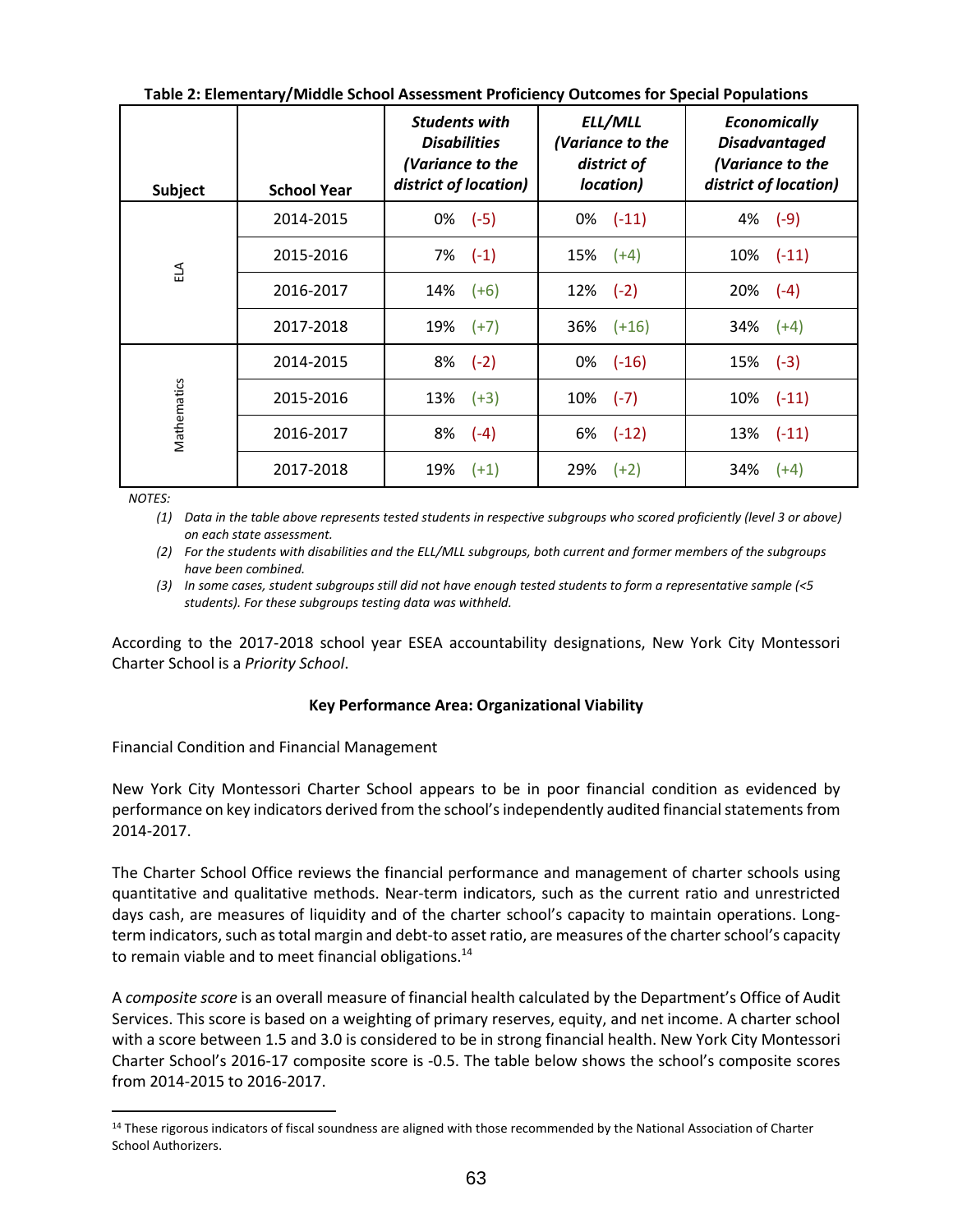**Table 2: Elementary/Middle School Assessment Proficiency Outcomes for Special Populations**

| Subject | School Year | *Students with Disabilities (Variance to the district of location)* | *ELL/MLL (Variance to the district of location)* | *Economically Disadvantaged (Variance to the district of location)* |
|---|---|---|---|---|
| ELA | 2014-2015 | 0% (-5) | 0% (-11) | 4% (-9) |
| | 2015-2016 | 7% (-1) | 15% (+4) | 10% (-11) |
| | 2016-2017 | 14% (+6) | 12% (-2) | 20% (-4) |
| | 2017-2018 | 19% (+7) | 36% (+16) | 34% (+4) |
| Mathematics | 2014-2015 | 8% (-2) | 0% (-16) | 15% (-3) |
| | 2015-2016 | 13% (+3) | 10% (-7) | 10% (-11) |
| | 2016-2017 | 8% (-4) | 6% (-12) | 13% (-11) |
| | 2017-2018 | 19% (+1) | 29% (+2) | 34% (+4) |

*NOTES:*

*(1) Data in the table above represents tested students in respective subgroups who scored proficiently (level 3 or above) on each state assessment.*

*(2) For the students with disabilities and the ELL/MLL subgroups, both current and former members of the subgroups have been combined.*

*(3) In some cases, student subgroups still did not have enough tested students to form a representative sample (<5 students). For these subgroups testing data was withheld.*

According to the 2017-2018 school year ESEA accountability designations, New York City Montessori Charter School is a *Priority School*.

**Key Performance Area: Organizational Viability**

Financial Condition and Financial Management

New York City Montessori Charter School appears to be in poor financial condition as evidenced by performance on key indicators derived from the school's independently audited financial statements from 2014-2017.

The Charter School Office reviews the financial performance and management of charter schools using quantitative and qualitative methods. Near-term indicators, such as the current ratio and unrestricted days cash, are measures of liquidity and of the charter school's capacity to maintain operations. Long-term indicators, such as total margin and debt-to asset ratio, are measures of the charter school's capacity to remain viable and to meet financial obligations.[14]

A *composite score* is an overall measure of financial health calculated by the Department's Office of Audit Services. This score is based on a weighting of primary reserves, equity, and net income. A charter school with a score between 1.5 and 3.0 is considered to be in strong financial health. New York City Montessori Charter School's 2016-17 composite score is -0.5. The table below shows the school's composite scores from 2014-2015 to 2016-2017.

[14] These rigorous indicators of fiscal soundness are aligned with those recommended by the National Association of Charter School Authorizers.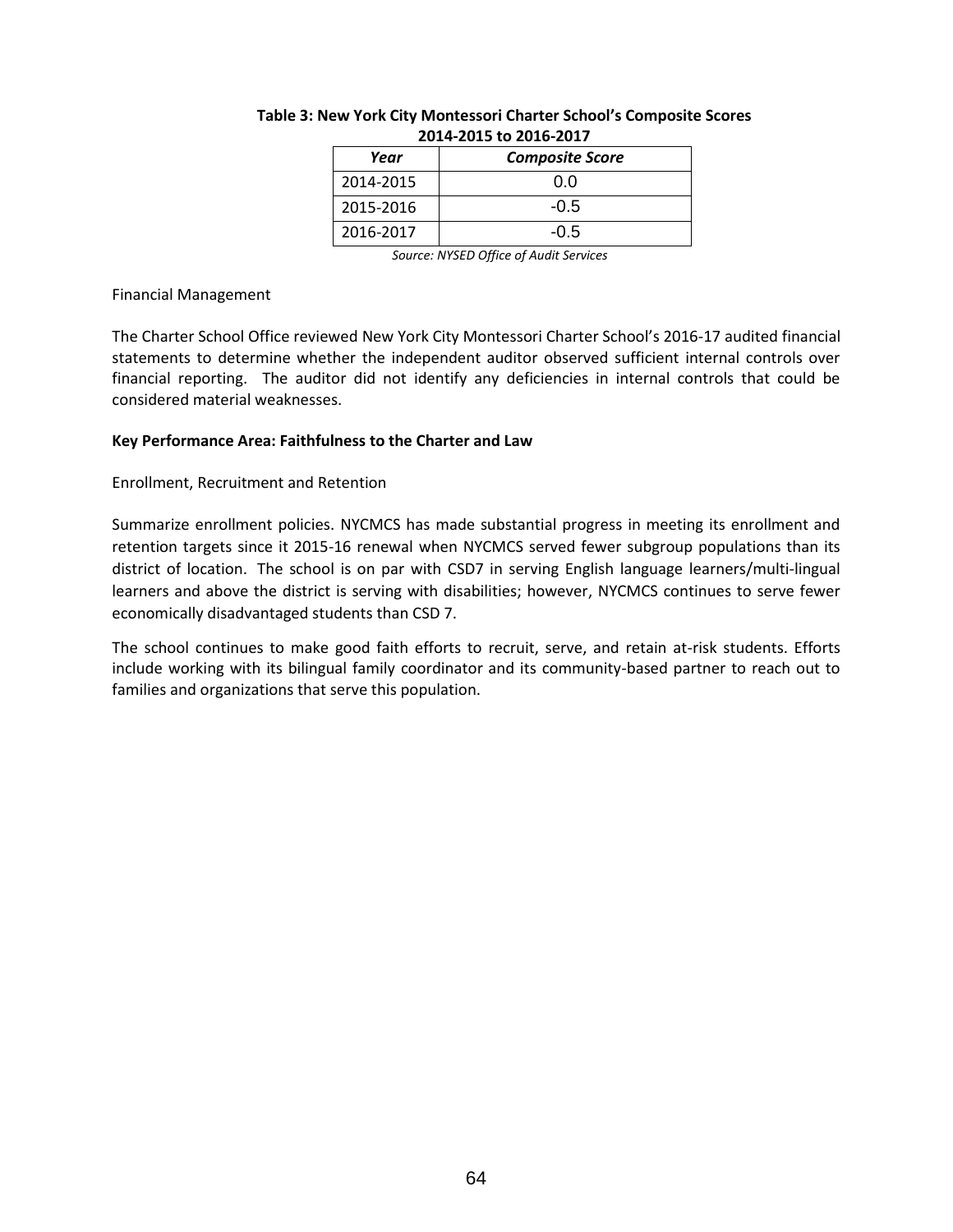**Table 3: New York City Montessori Charter School's Composite Scores 2014-2015 to 2016-2017**

| *Year* | *Composite Score* |
|---|---|
| 2014-2015 | 0.0 |
| 2015-2016 | -0.5 |
| 2016-2017 | -0.5 |

*Source: NYSED Office of Audit Services*

Financial Management

The Charter School Office reviewed New York City Montessori Charter School's 2016-17 audited financial statements to determine whether the independent auditor observed sufficient internal controls over financial reporting. The auditor did not identify any deficiencies in internal controls that could be considered material weaknesses.

**Key Performance Area: Faithfulness to the Charter and Law**

Enrollment, Recruitment and Retention

Summarize enrollment policies. NYCMCS has made substantial progress in meeting its enrollment and retention targets since it 2015-16 renewal when NYCMCS served fewer subgroup populations than its district of location. The school is on par with CSD7 in serving English language learners/multi-lingual learners and above the district is serving with disabilities; however, NYCMCS continues to serve fewer economically disadvantaged students than CSD 7.

The school continues to make good faith efforts to recruit, serve, and retain at-risk students. Efforts include working with its bilingual family coordinator and its community-based partner to reach out to families and organizations that serve this population.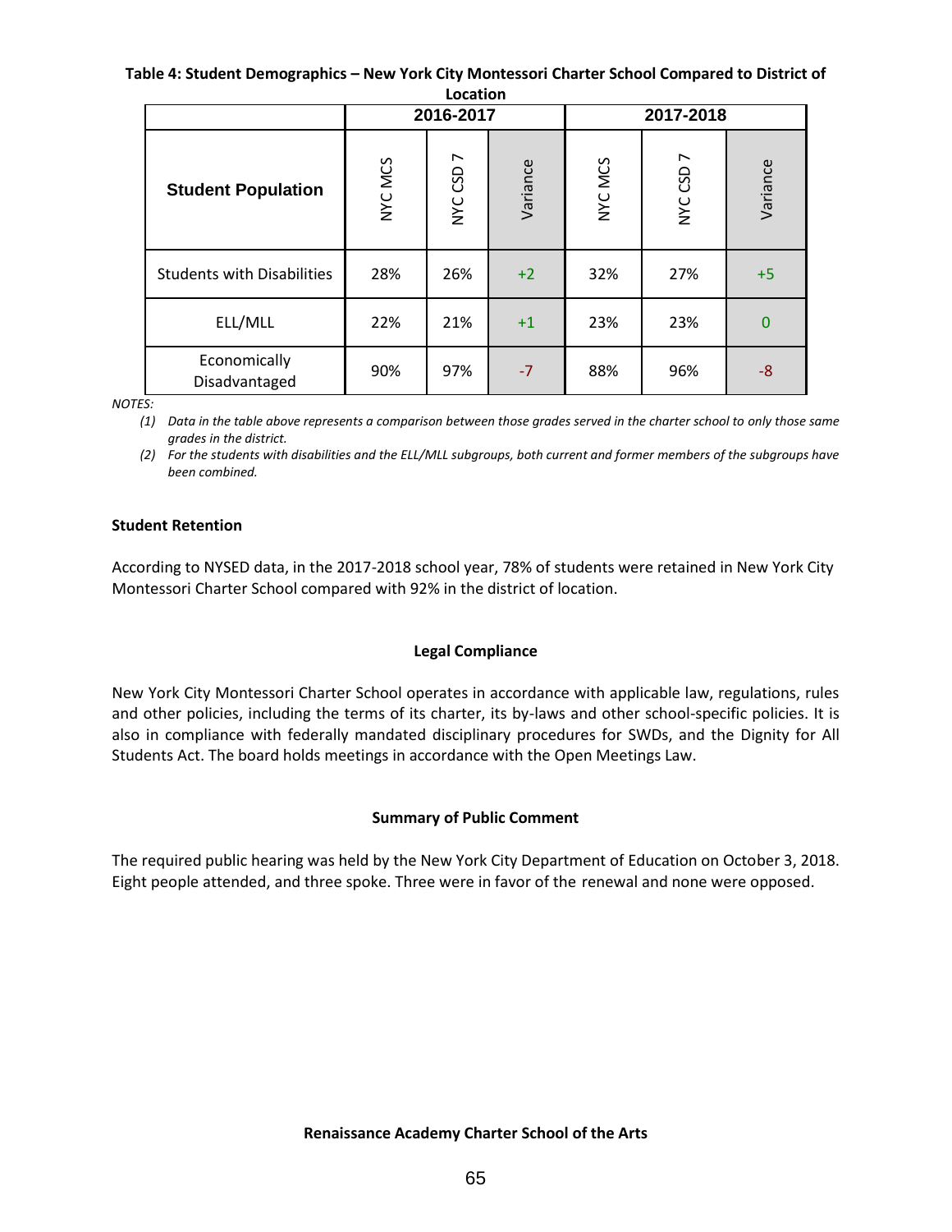**Table 4: Student Demographics – New York City Montessori Charter School Compared to District of Location**

| Student Population | 2016-2017 | | | 2017-2018 | | |
|---|---|---|---|---|---|---|
| | NYC MCS | NYC CSD 7 | Variance | NYC MCS | NYC CSD 7 | Variance |
| Students with Disabilities | 28% | 26% | +2 | 32% | 27% | +5 |
| ELL/MLL | 22% | 21% | +1 | 23% | 23% | 0 |
| Economically Disadvantaged | 90% | 97% | -7 | 88% | 96% | -8 |

*NOTES:*

*(1) Data in the table above represents a comparison between those grades served in the charter school to only those same grades in the district.*

*(2) For the students with disabilities and the ELL/MLL subgroups, both current and former members of the subgroups have been combined.*

**Student Retention**

According to NYSED data, in the 2017-2018 school year, 78% of students were retained in New York City Montessori Charter School compared with 92% in the district of location.

**Legal Compliance**

New York City Montessori Charter School operates in accordance with applicable law, regulations, rules and other policies, including the terms of its charter, its by-laws and other school-specific policies. It is also in compliance with federally mandated disciplinary procedures for SWDs, and the Dignity for All Students Act. The board holds meetings in accordance with the Open Meetings Law.

**Summary of Public Comment**

The required public hearing was held by the New York City Department of Education on October 3, 2018. Eight people attended, and three spoke. Three were in favor of the renewal and none were opposed.

**Renaissance Academy Charter School of the Arts**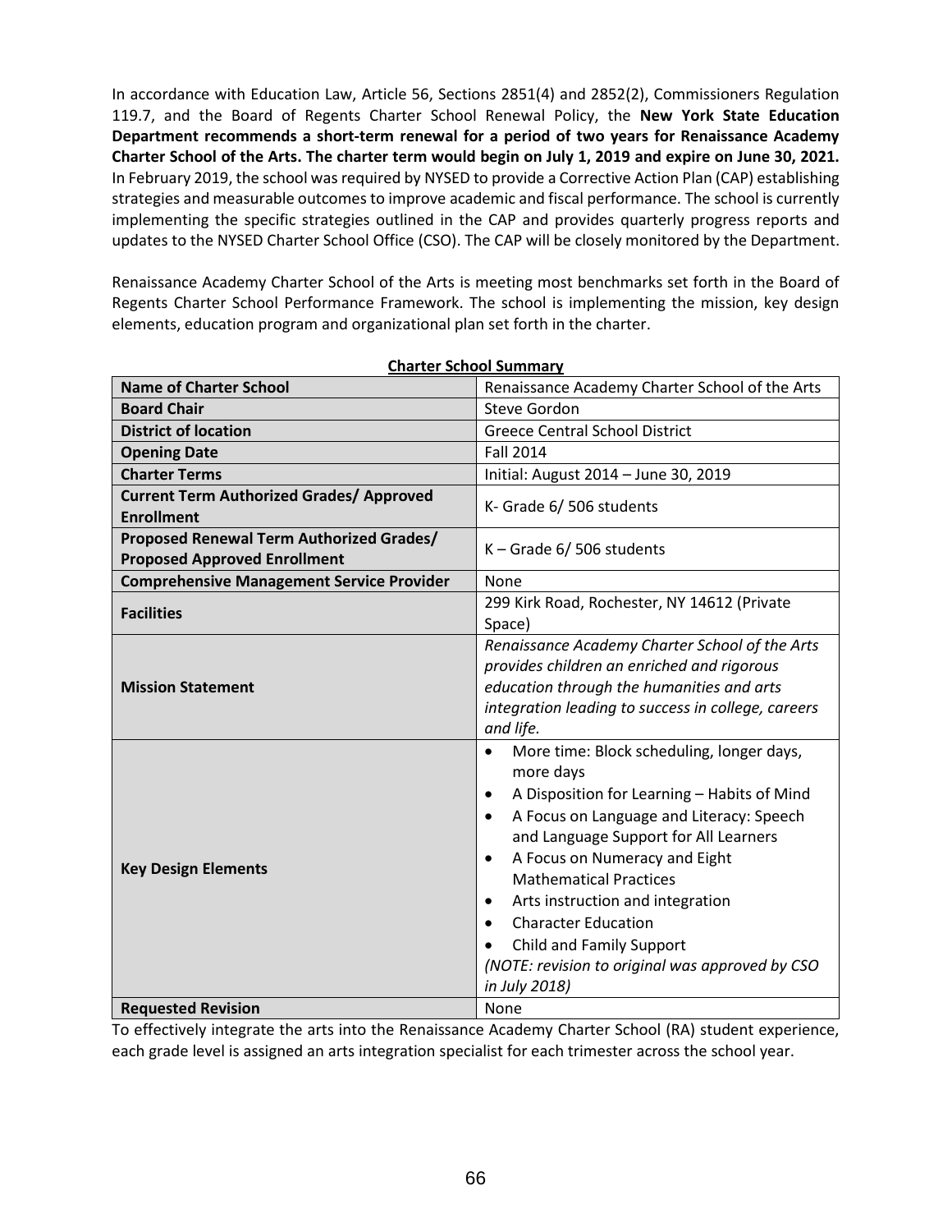In accordance with Education Law, Article 56, Sections 2851(4) and 2852(2), Commissioners Regulation 119.7, and the Board of Regents Charter School Renewal Policy, the **New York State Education Department recommends a short-term renewal for a period of two years for Renaissance Academy Charter School of the Arts. The charter term would begin on July 1, 2019 and expire on June 30, 2021.** In February 2019, the school was required by NYSED to provide a Corrective Action Plan (CAP) establishing strategies and measurable outcomes to improve academic and fiscal performance. The school is currently implementing the specific strategies outlined in the CAP and provides quarterly progress reports and updates to the NYSED Charter School Office (CSO). The CAP will be closely monitored by the Department.

Renaissance Academy Charter School of the Arts is meeting most benchmarks set forth in the Board of Regents Charter School Performance Framework. The school is implementing the mission, key design elements, education program and organizational plan set forth in the charter.

**Charter School Summary**

| | |
|---|---|
| **Name of Charter School** | Renaissance Academy Charter School of the Arts |
| **Board Chair** | Steve Gordon |
| **District of location** | Greece Central School District |
| **Opening Date** | Fall 2014 |
| **Charter Terms** | Initial: August 2014 – June 30, 2019 |
| **Current Term Authorized Grades/ Approved Enrollment** | K- Grade 6/ 506 students |
| **Proposed Renewal Term Authorized Grades/ Proposed Approved Enrollment** | K – Grade 6/ 506 students |
| **Comprehensive Management Service Provider** | None |
| **Facilities** | 299 Kirk Road, Rochester, NY 14612 (Private Space) |
| **Mission Statement** | *Renaissance Academy Charter School of the Arts provides children an enriched and rigorous education through the humanities and arts integration leading to success in college, careers and life.* |
| **Key Design Elements** | • More time: Block scheduling, longer days, more days<br>• A Disposition for Learning – Habits of Mind<br>• A Focus on Language and Literacy: Speech and Language Support for All Learners<br>• A Focus on Numeracy and Eight Mathematical Practices<br>• Arts instruction and integration<br>• Character Education<br>• Child and Family Support<br>*(NOTE: revision to original was approved by CSO in July 2018)* |
| **Requested Revision** | None |

To effectively integrate the arts into the Renaissance Academy Charter School (RA) student experience, each grade level is assigned an arts integration specialist for each trimester across the school year.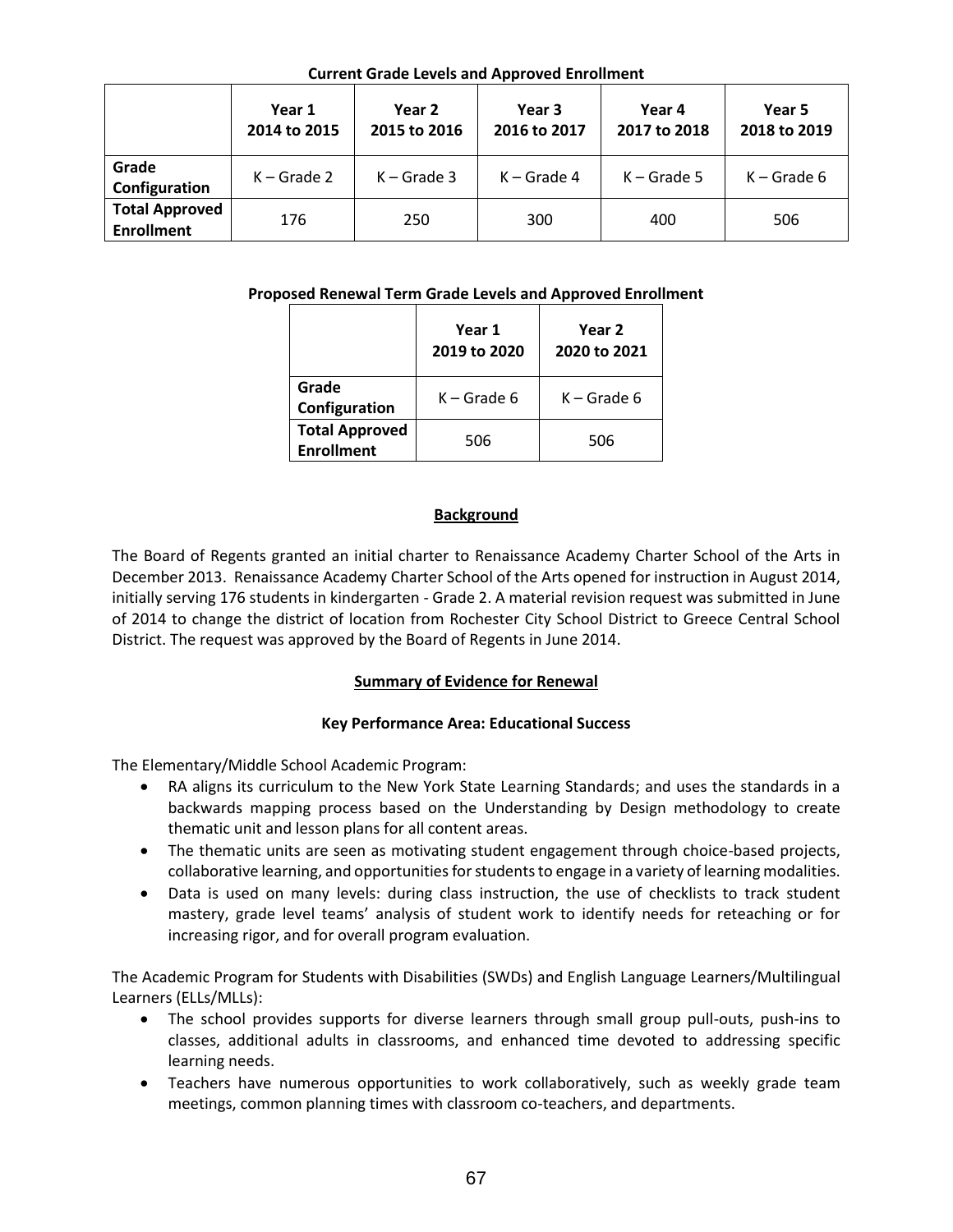**Current Grade Levels and Approved Enrollment**

| | Year 1 2014 to 2015 | Year 2 2015 to 2016 | Year 3 2016 to 2017 | Year 4 2017 to 2018 | Year 5 2018 to 2019 |
|---|---|---|---|---|---|
| **Grade Configuration** | K – Grade 2 | K – Grade 3 | K – Grade 4 | K – Grade 5 | K – Grade 6 |
| **Total Approved Enrollment** | 176 | 250 | 300 | 400 | 506 |

**Proposed Renewal Term Grade Levels and Approved Enrollment**

| | Year 1 2019 to 2020 | Year 2 2020 to 2021 |
|---|---|---|
| **Grade Configuration** | K – Grade 6 | K – Grade 6 |
| **Total Approved Enrollment** | 506 | 506 |

## Background

The Board of Regents granted an initial charter to Renaissance Academy Charter School of the Arts in December 2013. Renaissance Academy Charter School of the Arts opened for instruction in August 2014, initially serving 176 students in kindergarten - Grade 2. A material revision request was submitted in June of 2014 to change the district of location from Rochester City School District to Greece Central School District. The request was approved by the Board of Regents in June 2014.

## Summary of Evidence for Renewal

### Key Performance Area: Educational Success

The Elementary/Middle School Academic Program:

- RA aligns its curriculum to the New York State Learning Standards; and uses the standards in a backwards mapping process based on the Understanding by Design methodology to create thematic unit and lesson plans for all content areas.
- The thematic units are seen as motivating student engagement through choice-based projects, collaborative learning, and opportunities for students to engage in a variety of learning modalities.
- Data is used on many levels: during class instruction, the use of checklists to track student mastery, grade level teams' analysis of student work to identify needs for reteaching or for increasing rigor, and for overall program evaluation.

The Academic Program for Students with Disabilities (SWDs) and English Language Learners/Multilingual Learners (ELLs/MLLs):

- The school provides supports for diverse learners through small group pull-outs, push-ins to classes, additional adults in classrooms, and enhanced time devoted to addressing specific learning needs.
- Teachers have numerous opportunities to work collaboratively, such as weekly grade team meetings, common planning times with classroom co-teachers, and departments.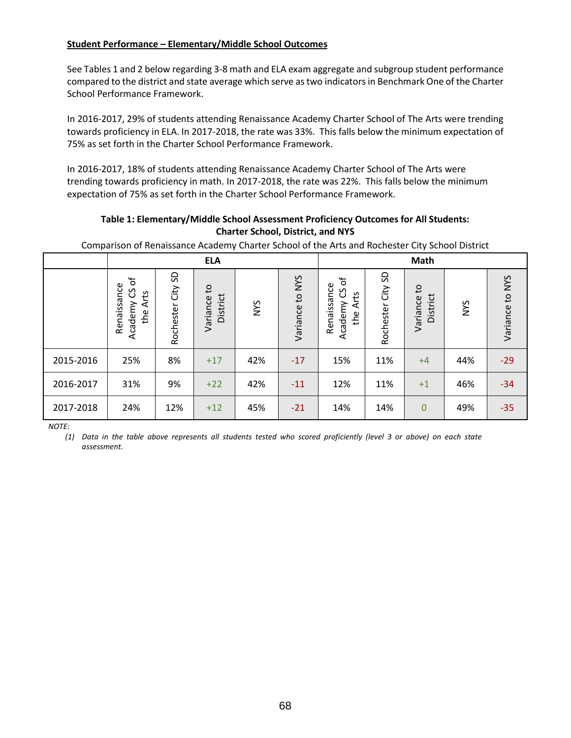**Student Performance – Elementary/Middle School Outcomes**

See Tables 1 and 2 below regarding 3-8 math and ELA exam aggregate and subgroup student performance compared to the district and state average which serve as two indicators in Benchmark One of the Charter School Performance Framework.

In 2016-2017, 29% of students attending Renaissance Academy Charter School of The Arts were trending towards proficiency in ELA. In 2017-2018, the rate was 33%. This falls below the minimum expectation of 75% as set forth in the Charter School Performance Framework.

In 2016-2017, 18% of students attending Renaissance Academy Charter School of The Arts were trending towards proficiency in math. In 2017-2018, the rate was 22%. This falls below the minimum expectation of 75% as set forth in the Charter School Performance Framework.

**Table 1: Elementary/Middle School Assessment Proficiency Outcomes for All Students: Charter School, District, and NYS**

Comparison of Renaissance Academy Charter School of the Arts and Rochester City School District

| | ELA | | | | | Math | | | | |
|---|---|---|---|---|---|---|---|---|---|---|
| | Renaissance Academy CS of the Arts | Rochester City SD | Variance to District | NYS | Variance to NYS | Renaissance Academy CS of the Arts | Rochester City SD | Variance to District | NYS | Variance to NYS |
| 2015-2016 | 25% | 8% | +17 | 42% | -17 | 15% | 11% | +4 | 44% | -29 |
| 2016-2017 | 31% | 9% | +22 | 42% | -11 | 12% | 11% | +1 | 46% | -34 |
| 2017-2018 | 24% | 12% | +12 | 45% | -21 | 14% | 14% | 0 | 49% | -35 |

*NOTE:*

*(1) Data in the table above represents all students tested who scored proficiently (level 3 or above) on each state assessment.*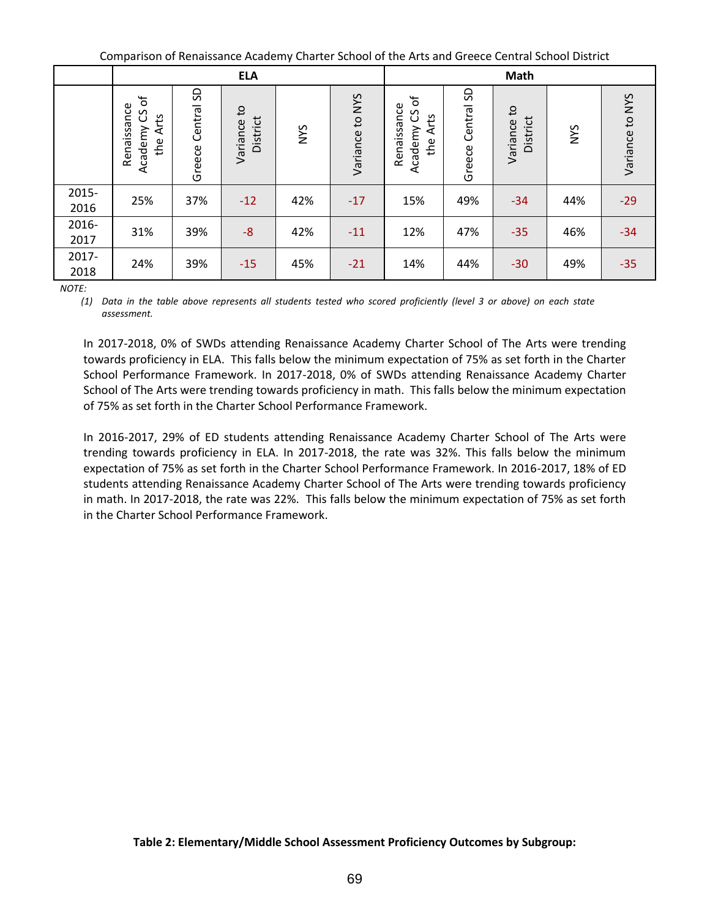Comparison of Renaissance Academy Charter School of the Arts and Greece Central School District

| | ELA | | | | | Math | | | | |
|---|---|---|---|---|---|---|---|---|---|---|
| | Renaissance Academy CS of the Arts | Greece Central SD | Variance to District | NYS | Variance to NYS | Renaissance Academy CS of the Arts | Greece Central SD | Variance to District | NYS | Variance to NYS |
| 2015-2016 | 25% | 37% | -12 | 42% | -17 | 15% | 49% | -34 | 44% | -29 |
| 2016-2017 | 31% | 39% | -8 | 42% | -11 | 12% | 47% | -35 | 46% | -34 |
| 2017-2018 | 24% | 39% | -15 | 45% | -21 | 14% | 44% | -30 | 49% | -35 |

*NOTE:*

*(1) Data in the table above represents all students tested who scored proficiently (level 3 or above) on each state assessment.*

In 2017-2018, 0% of SWDs attending Renaissance Academy Charter School of The Arts were trending towards proficiency in ELA. This falls below the minimum expectation of 75% as set forth in the Charter School Performance Framework. In 2017-2018, 0% of SWDs attending Renaissance Academy Charter School of The Arts were trending towards proficiency in math. This falls below the minimum expectation of 75% as set forth in the Charter School Performance Framework.

In 2016-2017, 29% of ED students attending Renaissance Academy Charter School of The Arts were trending towards proficiency in ELA. In 2017-2018, the rate was 32%. This falls below the minimum expectation of 75% as set forth in the Charter School Performance Framework. In 2016-2017, 18% of ED students attending Renaissance Academy Charter School of The Arts were trending towards proficiency in math. In 2017-2018, the rate was 22%. This falls below the minimum expectation of 75% as set forth in the Charter School Performance Framework.

**Table 2: Elementary/Middle School Assessment Proficiency Outcomes by Subgroup:**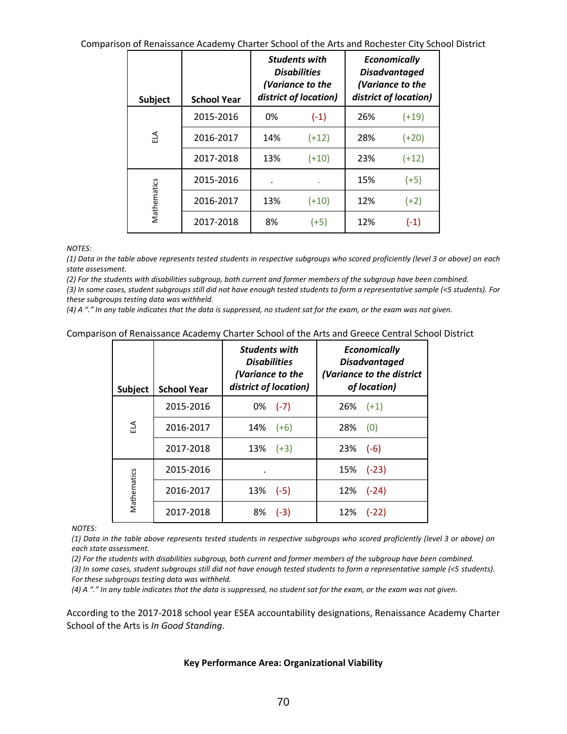Comparison of Renaissance Academy Charter School of the Arts and Rochester City School District

| Subject | School Year | *Students with Disabilities (Variance to the district of location)* | | *Economically Disadvantaged (Variance to the district of location)* | |
|---|---|---|---|---|---|
| ELA | 2015-2016 | 0% | (-1) | 26% | (+19) |
| | 2016-2017 | 14% | (+12) | 28% | (+20) |
| | 2017-2018 | 13% | (+10) | 23% | (+12) |
| Mathematics | 2015-2016 | . | . | 15% | (+5) |
| | 2016-2017 | 13% | (+10) | 12% | (+2) |
| | 2017-2018 | 8% | (+5) | 12% | (-1) |

*NOTES:*
*(1) Data in the table above represents tested students in respective subgroups who scored proficiently (level 3 or above) on each state assessment.*
*(2) For the students with disabilities subgroup, both current and former members of the subgroup have been combined.*
*(3) In some cases, student subgroups still did not have enough tested students to form a representative sample (<5 students). For these subgroups testing data was withheld.*
*(4) A "." In any table indicates that the data is suppressed, no student sat for the exam, or the exam was not given.*

Comparison of Renaissance Academy Charter School of the Arts and Greece Central School District

| Subject | School Year | *Students with Disabilities (Variance to the district of location)* | *Economically Disadvantaged (Variance to the district of location)* |
|---|---|---|---|
| ELA | 2015-2016 | 0% (-7) | 26% (+1) |
| | 2016-2017 | 14% (+6) | 28% (0) |
| | 2017-2018 | 13% (+3) | 23% (-6) |
| Mathematics | 2015-2016 | . | 15% (-23) |
| | 2016-2017 | 13% (-5) | 12% (-24) |
| | 2017-2018 | 8% (-3) | 12% (-22) |

*NOTES:*
*(1) Data in the table above represents tested students in respective subgroups who scored proficiently (level 3 or above) on each state assessment.*
*(2) For the students with disabilities subgroup, both current and former members of the subgroup have been combined.*
*(3) In some cases, student subgroups still did not have enough tested students to form a representative sample (<5 students). For these subgroups testing data was withheld.*
*(4) A "." In any table indicates that the data is suppressed, no student sat for the exam, or the exam was not given.*

According to the 2017-2018 school year ESEA accountability designations, Renaissance Academy Charter School of the Arts is *In Good Standing*.

**Key Performance Area: Organizational Viability**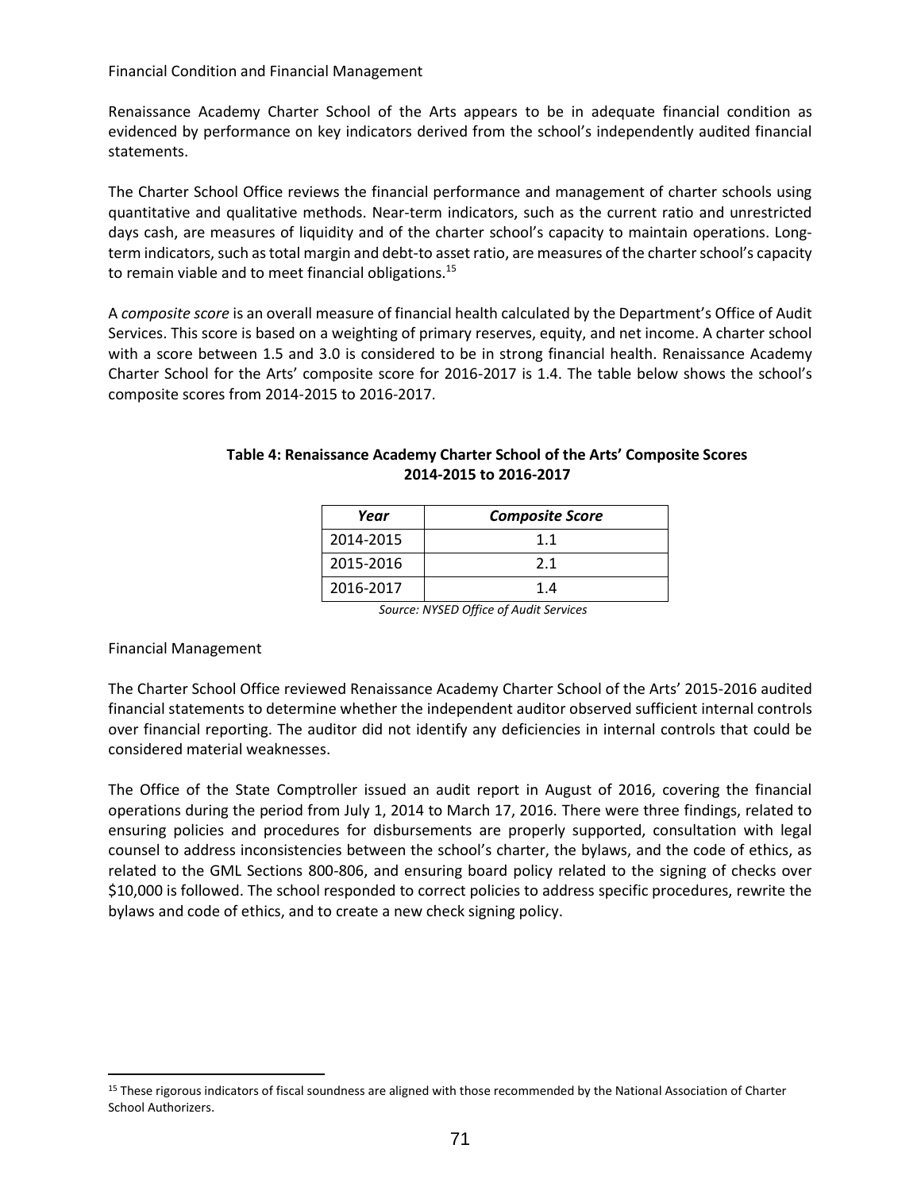## Financial Condition and Financial Management

Renaissance Academy Charter School of the Arts appears to be in adequate financial condition as evidenced by performance on key indicators derived from the school's independently audited financial statements.

The Charter School Office reviews the financial performance and management of charter schools using quantitative and qualitative methods. Near-term indicators, such as the current ratio and unrestricted days cash, are measures of liquidity and of the charter school's capacity to maintain operations. Long-term indicators, such as total margin and debt-to asset ratio, are measures of the charter school's capacity to remain viable and to meet financial obligations.[15]

A *composite score* is an overall measure of financial health calculated by the Department's Office of Audit Services. This score is based on a weighting of primary reserves, equity, and net income. A charter school with a score between 1.5 and 3.0 is considered to be in strong financial health. Renaissance Academy Charter School for the Arts' composite score for 2016-2017 is 1.4. The table below shows the school's composite scores from 2014-2015 to 2016-2017.

**Table 4: Renaissance Academy Charter School of the Arts' Composite Scores 2014-2015 to 2016-2017**

| *Year* | *Composite Score* |
|---|---|
| 2014-2015 | 1.1 |
| 2015-2016 | 2.1 |
| 2016-2017 | 1.4 |

*Source: NYSED Office of Audit Services*

## Financial Management

The Charter School Office reviewed Renaissance Academy Charter School of the Arts' 2015-2016 audited financial statements to determine whether the independent auditor observed sufficient internal controls over financial reporting. The auditor did not identify any deficiencies in internal controls that could be considered material weaknesses.

The Office of the State Comptroller issued an audit report in August of 2016, covering the financial operations during the period from July 1, 2014 to March 17, 2016. There were three findings, related to ensuring policies and procedures for disbursements are properly supported, consultation with legal counsel to address inconsistencies between the school's charter, the bylaws, and the code of ethics, as related to the GML Sections 800-806, and ensuring board policy related to the signing of checks over $10,000 is followed. The school responded to correct policies to address specific procedures, rewrite the bylaws and code of ethics, and to create a new check signing policy.

---

[15] These rigorous indicators of fiscal soundness are aligned with those recommended by the National Association of Charter School Authorizers.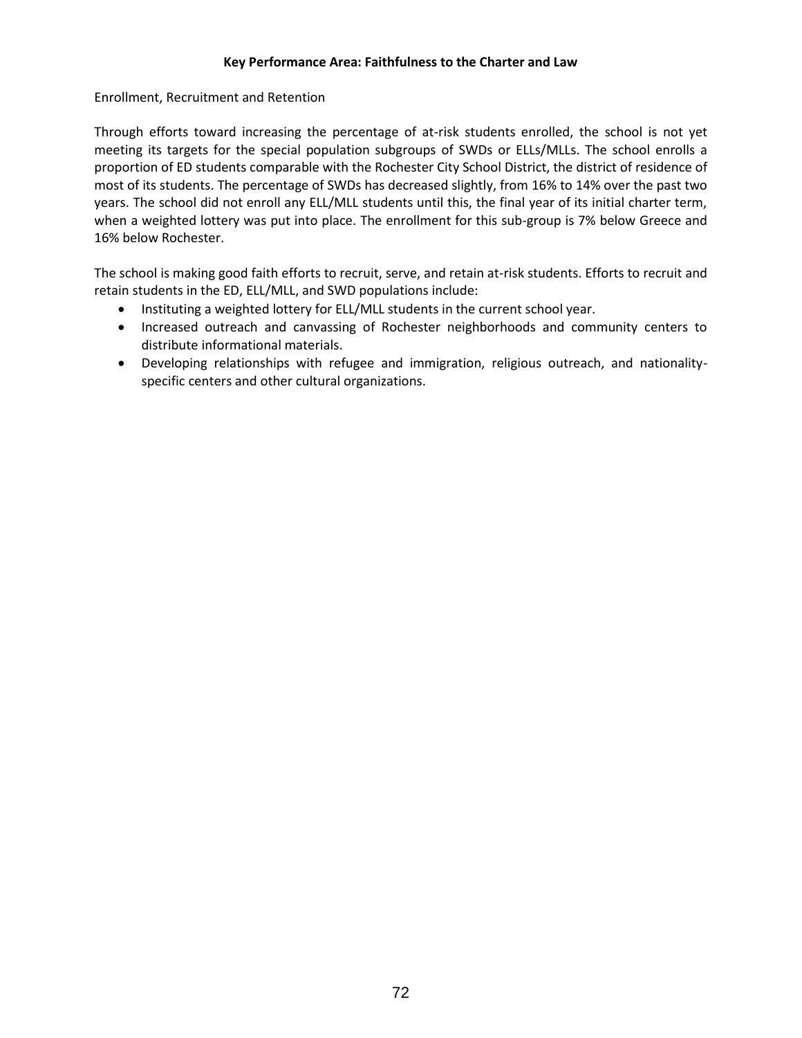**Key Performance Area: Faithfulness to the Charter and Law**

Enrollment, Recruitment and Retention

Through efforts toward increasing the percentage of at-risk students enrolled, the school is not yet meeting its targets for the special population subgroups of SWDs or ELLs/MLLs. The school enrolls a proportion of ED students comparable with the Rochester City School District, the district of residence of most of its students. The percentage of SWDs has decreased slightly, from 16% to 14% over the past two years. The school did not enroll any ELL/MLL students until this, the final year of its initial charter term, when a weighted lottery was put into place. The enrollment for this sub-group is 7% below Greece and 16% below Rochester.

The school is making good faith efforts to recruit, serve, and retain at-risk students. Efforts to recruit and retain students in the ED, ELL/MLL, and SWD populations include:

- Instituting a weighted lottery for ELL/MLL students in the current school year.
- Increased outreach and canvassing of Rochester neighborhoods and community centers to distribute informational materials.
- Developing relationships with refugee and immigration, religious outreach, and nationality-specific centers and other cultural organizations.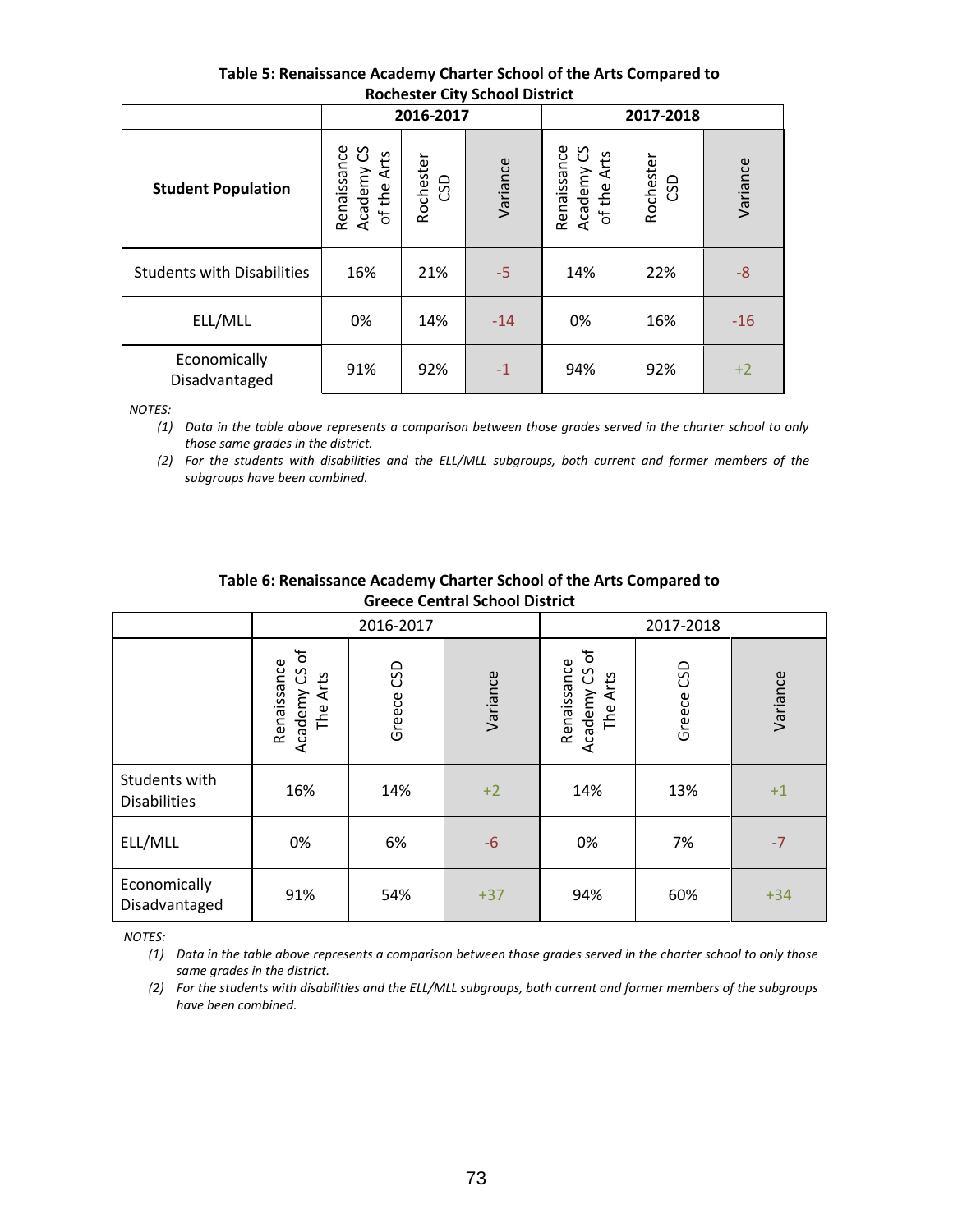**Table 5: Renaissance Academy Charter School of the Arts Compared to Rochester City School District**

| Student Population | 2016-2017 | | | 2017-2018 | | |
|---|---|---|---|---|---|---|
| | Renaissance Academy CS of the Arts | Rochester CSD | Variance | Renaissance Academy CS of the Arts | Rochester CSD | Variance |
| Students with Disabilities | 16% | 21% | -5 | 14% | 22% | -8 |
| ELL/MLL | 0% | 14% | -14 | 0% | 16% | -16 |
| Economically Disadvantaged | 91% | 92% | -1 | 94% | 92% | +2 |

*NOTES:*

*(1) Data in the table above represents a comparison between those grades served in the charter school to only those same grades in the district.*

*(2) For the students with disabilities and the ELL/MLL subgroups, both current and former members of the subgroups have been combined.*

**Table 6: Renaissance Academy Charter School of the Arts Compared to Greece Central School District**

| | 2016-2017 | | | 2017-2018 | | |
|---|---|---|---|---|---|---|
| | Renaissance Academy CS of The Arts | Greece CSD | Variance | Renaissance Academy CS of The Arts | Greece CSD | Variance |
| Students with Disabilities | 16% | 14% | +2 | 14% | 13% | +1 |
| ELL/MLL | 0% | 6% | -6 | 0% | 7% | -7 |
| Economically Disadvantaged | 91% | 54% | +37 | 94% | 60% | +34 |

*NOTES:*

*(1) Data in the table above represents a comparison between those grades served in the charter school to only those same grades in the district.*

*(2) For the students with disabilities and the ELL/MLL subgroups, both current and former members of the subgroups have been combined.*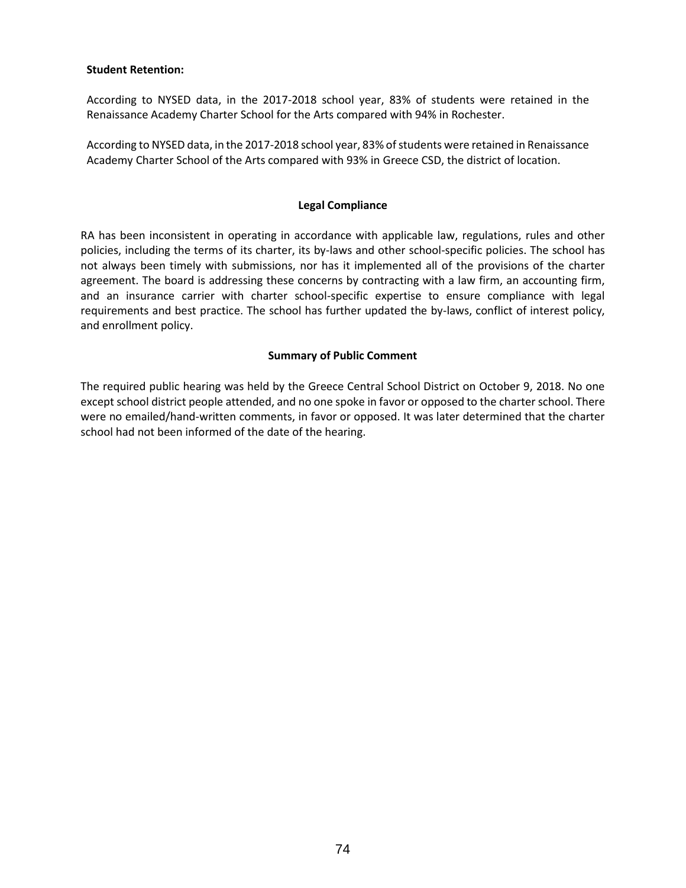**Student Retention:**

According to NYSED data, in the 2017-2018 school year, 83% of students were retained in the Renaissance Academy Charter School for the Arts compared with 94% in Rochester.

According to NYSED data, in the 2017-2018 school year, 83% of students were retained in Renaissance Academy Charter School of the Arts compared with 93% in Greece CSD, the district of location.

### Legal Compliance

RA has been inconsistent in operating in accordance with applicable law, regulations, rules and other policies, including the terms of its charter, its by-laws and other school-specific policies. The school has not always been timely with submissions, nor has it implemented all of the provisions of the charter agreement. The board is addressing these concerns by contracting with a law firm, an accounting firm, and an insurance carrier with charter school-specific expertise to ensure compliance with legal requirements and best practice. The school has further updated the by-laws, conflict of interest policy, and enrollment policy.

### Summary of Public Comment

The required public hearing was held by the Greece Central School District on October 9, 2018. No one except school district people attended, and no one spoke in favor or opposed to the charter school. There were no emailed/hand-written comments, in favor or opposed. It was later determined that the charter school had not been informed of the date of the hearing.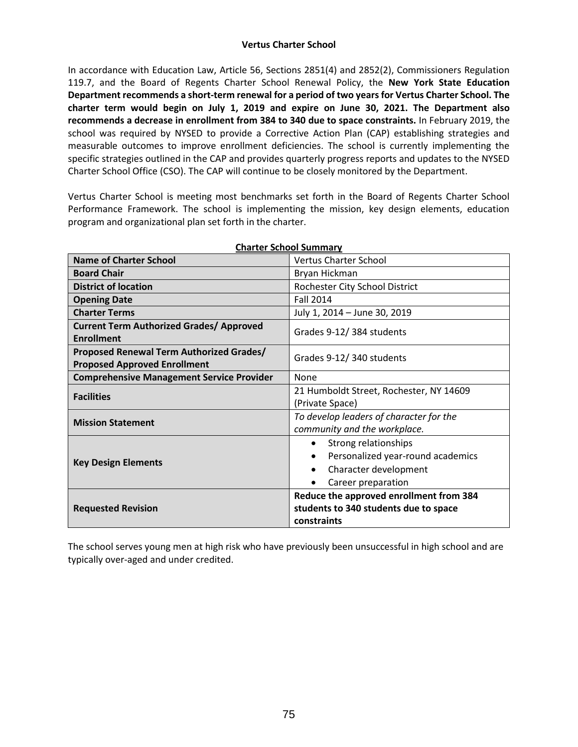**Vertus Charter School**

In accordance with Education Law, Article 56, Sections 2851(4) and 2852(2), Commissioners Regulation 119.7, and the Board of Regents Charter School Renewal Policy, the **New York State Education Department recommends a short-term renewal for a period of two years for Vertus Charter School. The charter term would begin on July 1, 2019 and expire on June 30, 2021. The Department also recommends a decrease in enrollment from 384 to 340 due to space constraints.** In February 2019, the school was required by NYSED to provide a Corrective Action Plan (CAP) establishing strategies and measurable outcomes to improve enrollment deficiencies. The school is currently implementing the specific strategies outlined in the CAP and provides quarterly progress reports and updates to the NYSED Charter School Office (CSO). The CAP will continue to be closely monitored by the Department.

Vertus Charter School is meeting most benchmarks set forth in the Board of Regents Charter School Performance Framework. The school is implementing the mission, key design elements, education program and organizational plan set forth in the charter.

**Charter School Summary**

| | |
|---|---|
| **Name of Charter School** | Vertus Charter School |
| **Board Chair** | Bryan Hickman |
| **District of location** | Rochester City School District |
| **Opening Date** | Fall 2014 |
| **Charter Terms** | July 1, 2014 – June 30, 2019 |
| **Current Term Authorized Grades/ Approved Enrollment** | Grades 9-12/ 384 students |
| **Proposed Renewal Term Authorized Grades/ Proposed Approved Enrollment** | Grades 9-12/ 340 students |
| **Comprehensive Management Service Provider** | None |
| **Facilities** | 21 Humboldt Street, Rochester, NY 14609 (Private Space) |
| **Mission Statement** | *To develop leaders of character for the community and the workplace.* |
| **Key Design Elements** | • Strong relationships<br>• Personalized year-round academics<br>• Character development<br>• Career preparation |
| **Requested Revision** | **Reduce the approved enrollment from 384 students to 340 students due to space constraints** |

The school serves young men at high risk who have previously been unsuccessful in high school and are typically over-aged and under credited.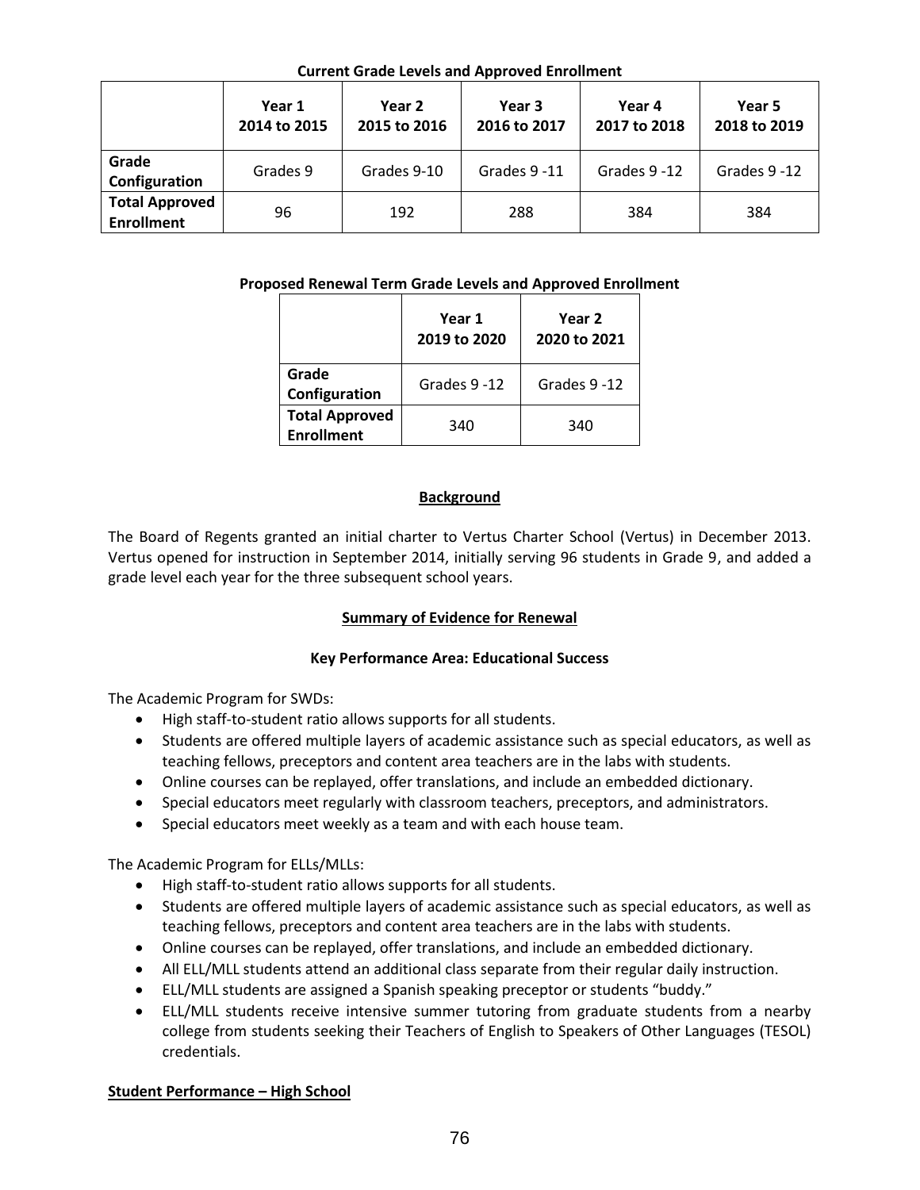**Current Grade Levels and Approved Enrollment**

| | Year 1<br>2014 to 2015 | Year 2<br>2015 to 2016 | Year 3<br>2016 to 2017 | Year 4<br>2017 to 2018 | Year 5<br>2018 to 2019 |
|---|---|---|---|---|---|
| **Grade Configuration** | Grades 9 | Grades 9-10 | Grades 9 -11 | Grades 9 -12 | Grades 9 -12 |
| **Total Approved Enrollment** | 96 | 192 | 288 | 384 | 384 |

**Proposed Renewal Term Grade Levels and Approved Enrollment**

| | Year 1<br>2019 to 2020 | Year 2<br>2020 to 2021 |
|---|---|---|
| **Grade Configuration** | Grades 9 -12 | Grades 9 -12 |
| **Total Approved Enrollment** | 340 | 340 |

## Background

The Board of Regents granted an initial charter to Vertus Charter School (Vertus) in December 2013. Vertus opened for instruction in September 2014, initially serving 96 students in Grade 9, and added a grade level each year for the three subsequent school years.

## Summary of Evidence for Renewal

### Key Performance Area: Educational Success

The Academic Program for SWDs:

- High staff-to-student ratio allows supports for all students.
- Students are offered multiple layers of academic assistance such as special educators, as well as teaching fellows, preceptors and content area teachers are in the labs with students.
- Online courses can be replayed, offer translations, and include an embedded dictionary.
- Special educators meet regularly with classroom teachers, preceptors, and administrators.
- Special educators meet weekly as a team and with each house team.

The Academic Program for ELLs/MLLs:

- High staff-to-student ratio allows supports for all students.
- Students are offered multiple layers of academic assistance such as special educators, as well as teaching fellows, preceptors and content area teachers are in the labs with students.
- Online courses can be replayed, offer translations, and include an embedded dictionary.
- All ELL/MLL students attend an additional class separate from their regular daily instruction.
- ELL/MLL students are assigned a Spanish speaking preceptor or students "buddy."
- ELL/MLL students receive intensive summer tutoring from graduate students from a nearby college from students seeking their Teachers of English to Speakers of Other Languages (TESOL) credentials.

**Student Performance – High School**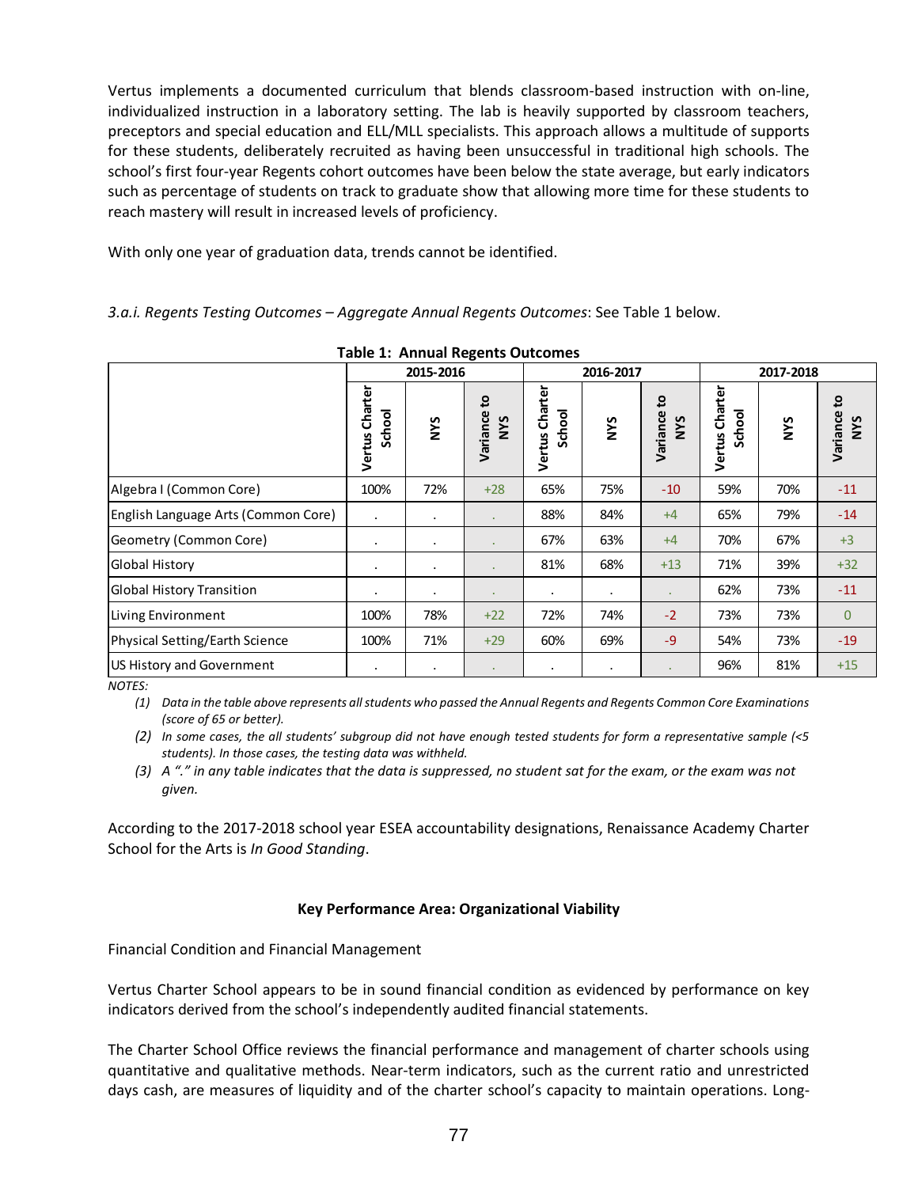Vertus implements a documented curriculum that blends classroom-based instruction with on-line, individualized instruction in a laboratory setting. The lab is heavily supported by classroom teachers, preceptors and special education and ELL/MLL specialists. This approach allows a multitude of supports for these students, deliberately recruited as having been unsuccessful in traditional high schools. The school's first four-year Regents cohort outcomes have been below the state average, but early indicators such as percentage of students on track to graduate show that allowing more time for these students to reach mastery will result in increased levels of proficiency.

With only one year of graduation data, trends cannot be identified.

*3.a.i. Regents Testing Outcomes – Aggregate Annual Regents Outcomes*: See Table 1 below.

**Table 1: Annual Regents Outcomes**

| | 2015-2016 | | | 2016-2017 | | | 2017-2018 | | |
|---|---|---|---|---|---|---|---|---|---|
| | Vertus Charter School | NYS | Variance to NYS | Vertus Charter School | NYS | Variance to NYS | Vertus Charter School | NYS | Variance to NYS |
| Algebra I (Common Core) | 100% | 72% | +28 | 65% | 75% | -10 | 59% | 70% | -11 |
| English Language Arts (Common Core) | . | . | . | 88% | 84% | +4 | 65% | 79% | -14 |
| Geometry (Common Core) | . | . | . | 67% | 63% | +4 | 70% | 67% | +3 |
| Global History | . | . | . | 81% | 68% | +13 | 71% | 39% | +32 |
| Global History Transition | . | . | . | . | . | . | 62% | 73% | -11 |
| Living Environment | 100% | 78% | +22 | 72% | 74% | -2 | 73% | 73% | 0 |
| Physical Setting/Earth Science | 100% | 71% | +29 | 60% | 69% | -9 | 54% | 73% | -19 |
| US History and Government | . | . | . | . | . | . | 96% | 81% | +15 |

*NOTES:*

1. *Data in the table above represents all students who passed the Annual Regents and Regents Common Core Examinations (score of 65 or better).*
2. *In some cases, the all students' subgroup did not have enough tested students for form a representative sample (<5 students). In those cases, the testing data was withheld.*
3. *A "." in any table indicates that the data is suppressed, no student sat for the exam, or the exam was not given.*

According to the 2017-2018 school year ESEA accountability designations, Renaissance Academy Charter School for the Arts is *In Good Standing*.

**Key Performance Area: Organizational Viability**

Financial Condition and Financial Management

Vertus Charter School appears to be in sound financial condition as evidenced by performance on key indicators derived from the school's independently audited financial statements.

The Charter School Office reviews the financial performance and management of charter schools using quantitative and qualitative methods. Near-term indicators, such as the current ratio and unrestricted days cash, are measures of liquidity and of the charter school's capacity to maintain operations. Long-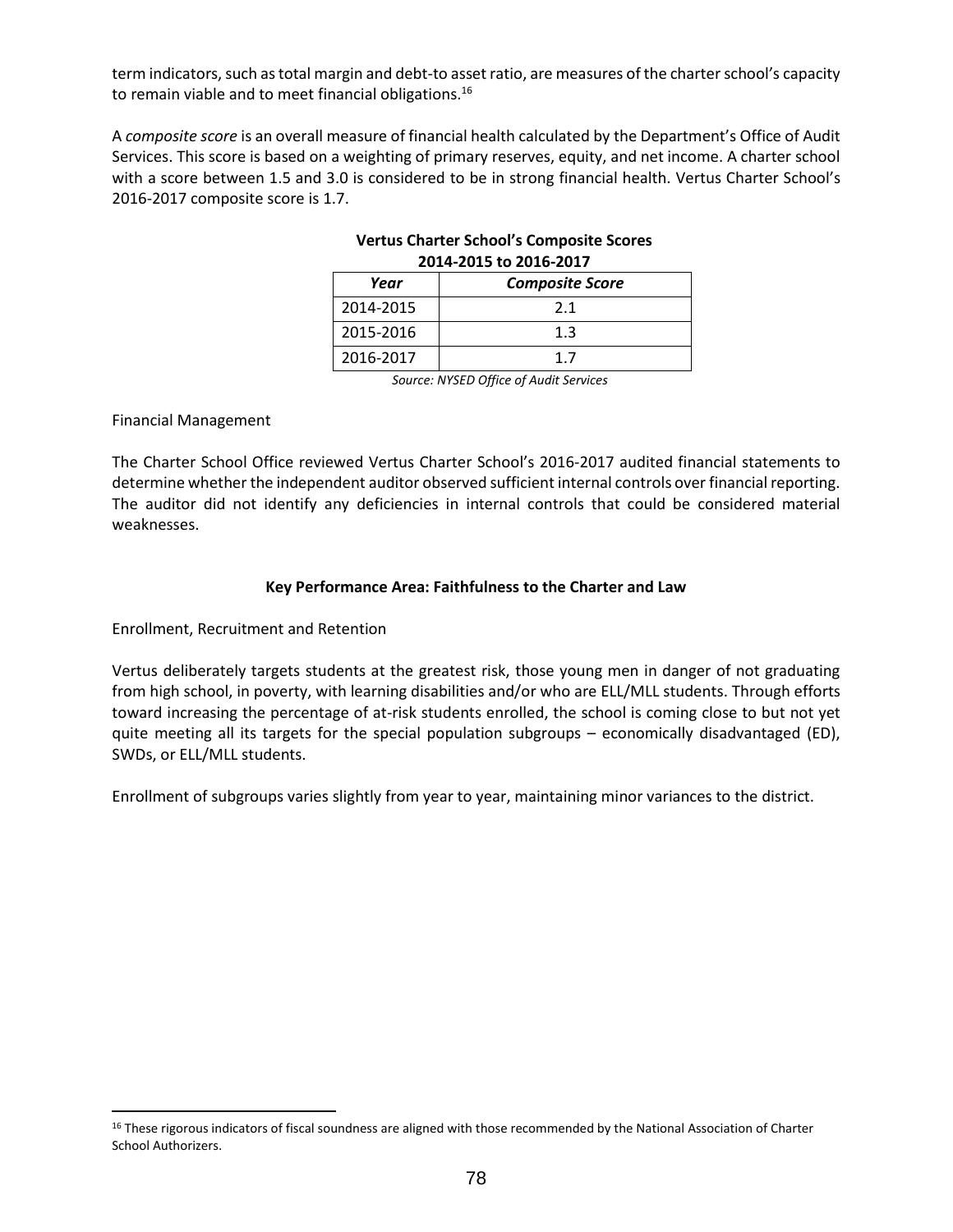term indicators, such as total margin and debt-to asset ratio, are measures of the charter school's capacity to remain viable and to meet financial obligations.[16]

A *composite score* is an overall measure of financial health calculated by the Department's Office of Audit Services. This score is based on a weighting of primary reserves, equity, and net income. A charter school with a score between 1.5 and 3.0 is considered to be in strong financial health. Vertus Charter School's 2016-2017 composite score is 1.7.

**Vertus Charter School's Composite Scores 2014-2015 to 2016-2017**

| *Year* | *Composite Score* |
|---|---|
| 2014-2015 | 2.1 |
| 2015-2016 | 1.3 |
| 2016-2017 | 1.7 |

*Source: NYSED Office of Audit Services*

Financial Management

The Charter School Office reviewed Vertus Charter School's 2016-2017 audited financial statements to determine whether the independent auditor observed sufficient internal controls over financial reporting. The auditor did not identify any deficiencies in internal controls that could be considered material weaknesses.

### Key Performance Area: Faithfulness to the Charter and Law

Enrollment, Recruitment and Retention

Vertus deliberately targets students at the greatest risk, those young men in danger of not graduating from high school, in poverty, with learning disabilities and/or who are ELL/MLL students. Through efforts toward increasing the percentage of at-risk students enrolled, the school is coming close to but not yet quite meeting all its targets for the special population subgroups – economically disadvantaged (ED), SWDs, or ELL/MLL students.

Enrollment of subgroups varies slightly from year to year, maintaining minor variances to the district.

---

[16] These rigorous indicators of fiscal soundness are aligned with those recommended by the National Association of Charter School Authorizers.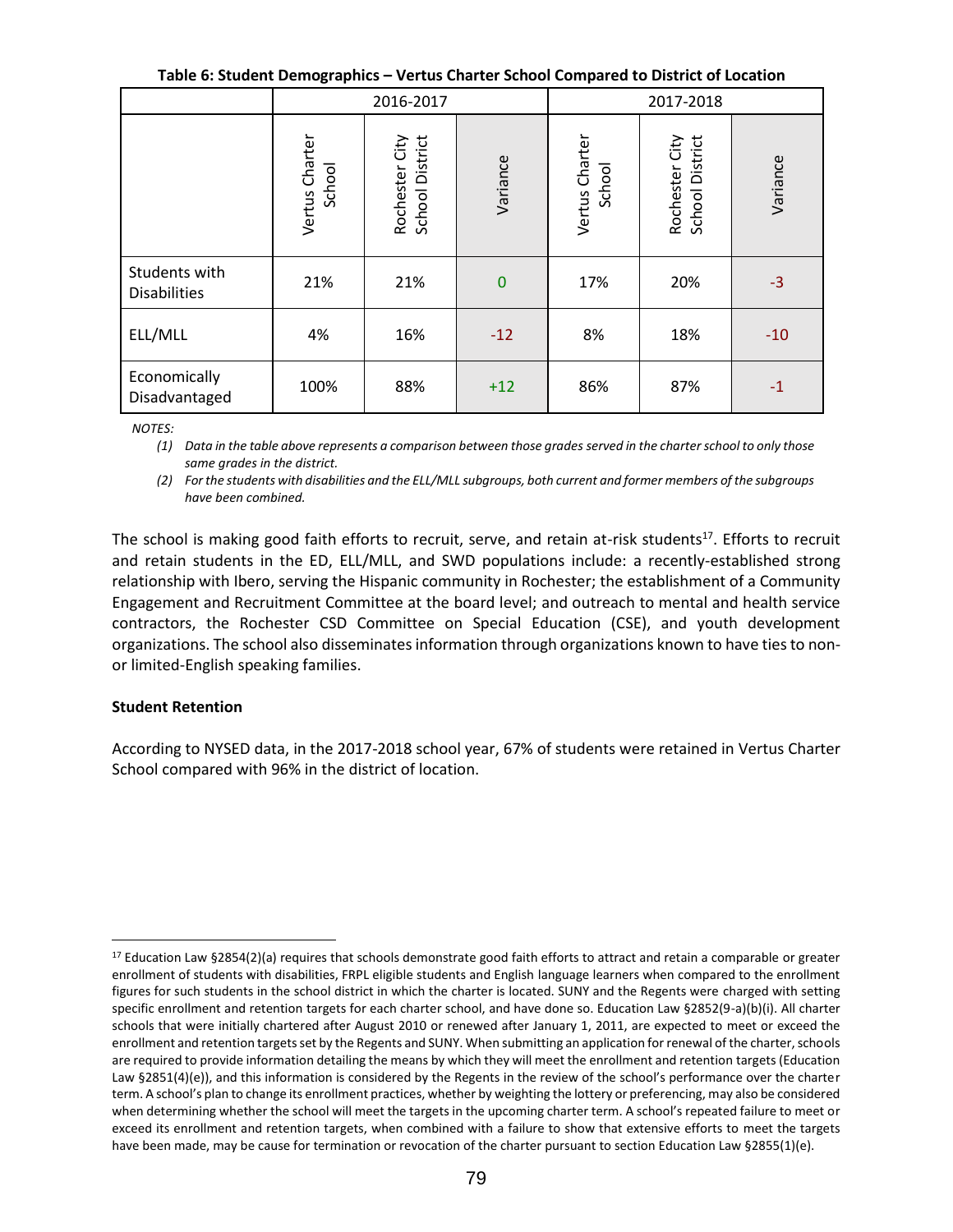**Table 6: Student Demographics – Vertus Charter School Compared to District of Location**

| | 2016-2017 | | | 2017-2018 | | |
|---|---|---|---|---|---|---|
| | Vertus Charter School | Rochester City School District | Variance | Vertus Charter School | Rochester City School District | Variance |
| Students with Disabilities | 21% | 21% | 0 | 17% | 20% | -3 |
| ELL/MLL | 4% | 16% | -12 | 8% | 18% | -10 |
| Economically Disadvantaged | 100% | 88% | +12 | 86% | 87% | -1 |

*NOTES:*

*(1) Data in the table above represents a comparison between those grades served in the charter school to only those same grades in the district.*

*(2) For the students with disabilities and the ELL/MLL subgroups, both current and former members of the subgroups have been combined.*

The school is making good faith efforts to recruit, serve, and retain at-risk students[17]. Efforts to recruit and retain students in the ED, ELL/MLL, and SWD populations include: a recently-established strong relationship with Ibero, serving the Hispanic community in Rochester; the establishment of a Community Engagement and Recruitment Committee at the board level; and outreach to mental and health service contractors, the Rochester CSD Committee on Special Education (CSE), and youth development organizations. The school also disseminates information through organizations known to have ties to non- or limited-English speaking families.

### Student Retention

According to NYSED data, in the 2017-2018 school year, 67% of students were retained in Vertus Charter School compared with 96% in the district of location.

---

[17] Education Law §2854(2)(a) requires that schools demonstrate good faith efforts to attract and retain a comparable or greater enrollment of students with disabilities, FRPL eligible students and English language learners when compared to the enrollment figures for such students in the school district in which the charter is located. SUNY and the Regents were charged with setting specific enrollment and retention targets for each charter school, and have done so. Education Law §2852(9-a)(b)(i). All charter schools that were initially chartered after August 2010 or renewed after January 1, 2011, are expected to meet or exceed the enrollment and retention targets set by the Regents and SUNY. When submitting an application for renewal of the charter, schools are required to provide information detailing the means by which they will meet the enrollment and retention targets (Education Law §2851(4)(e)), and this information is considered by the Regents in the review of the school's performance over the charter term. A school's plan to change its enrollment practices, whether by weighting the lottery or preferencing, may also be considered when determining whether the school will meet the targets in the upcoming charter term. A school's repeated failure to meet or exceed its enrollment and retention targets, when combined with a failure to show that extensive efforts to meet the targets have been made, may be cause for termination or revocation of the charter pursuant to section Education Law §2855(1)(e).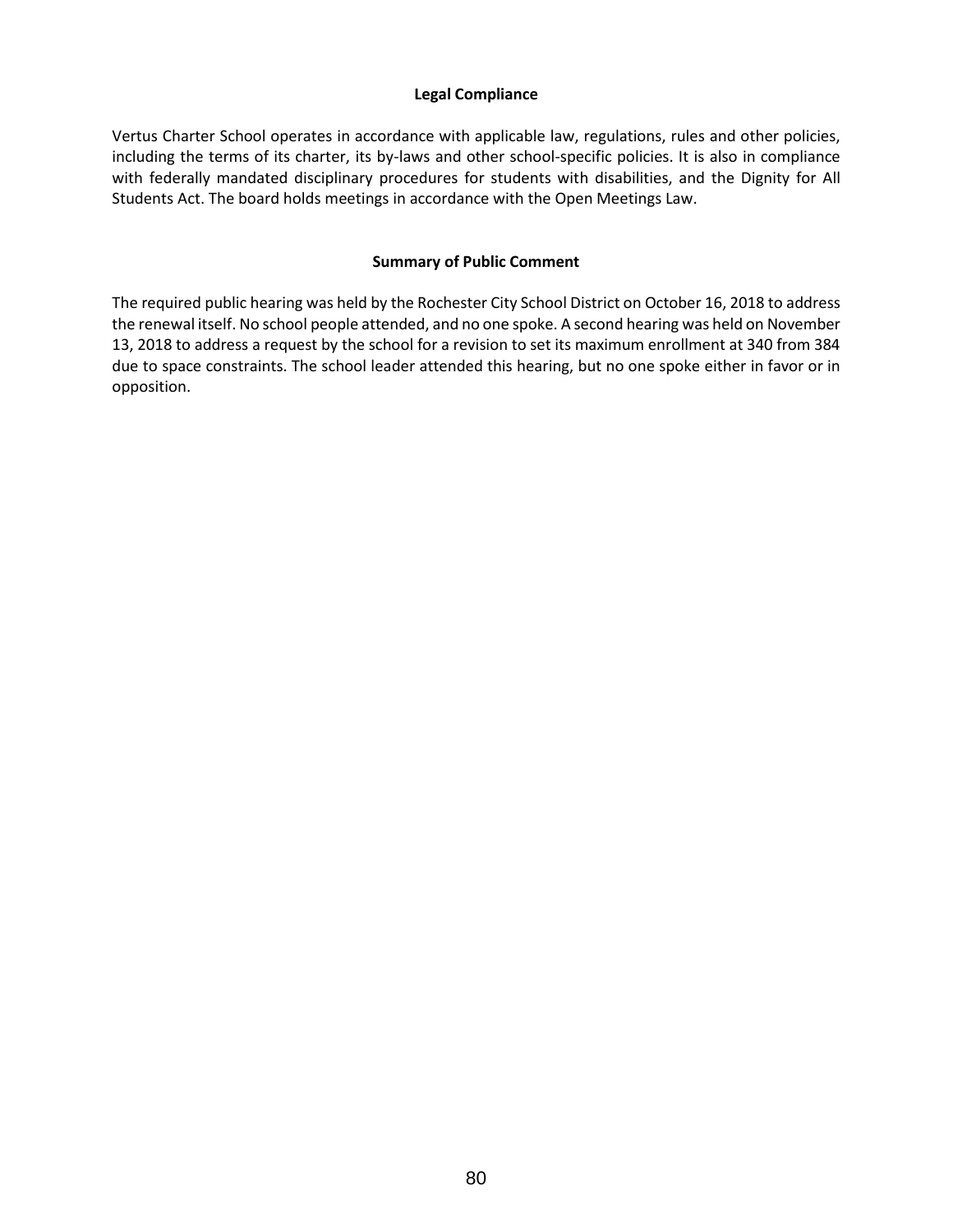### Legal Compliance

Vertus Charter School operates in accordance with applicable law, regulations, rules and other policies, including the terms of its charter, its by-laws and other school-specific policies. It is also in compliance with federally mandated disciplinary procedures for students with disabilities, and the Dignity for All Students Act. The board holds meetings in accordance with the Open Meetings Law.

### Summary of Public Comment

The required public hearing was held by the Rochester City School District on October 16, 2018 to address the renewal itself. No school people attended, and no one spoke. A second hearing was held on November 13, 2018 to address a request by the school for a revision to set its maximum enrollment at 340 from 384 due to space constraints. The school leader attended this hearing, but no one spoke either in favor or in opposition.